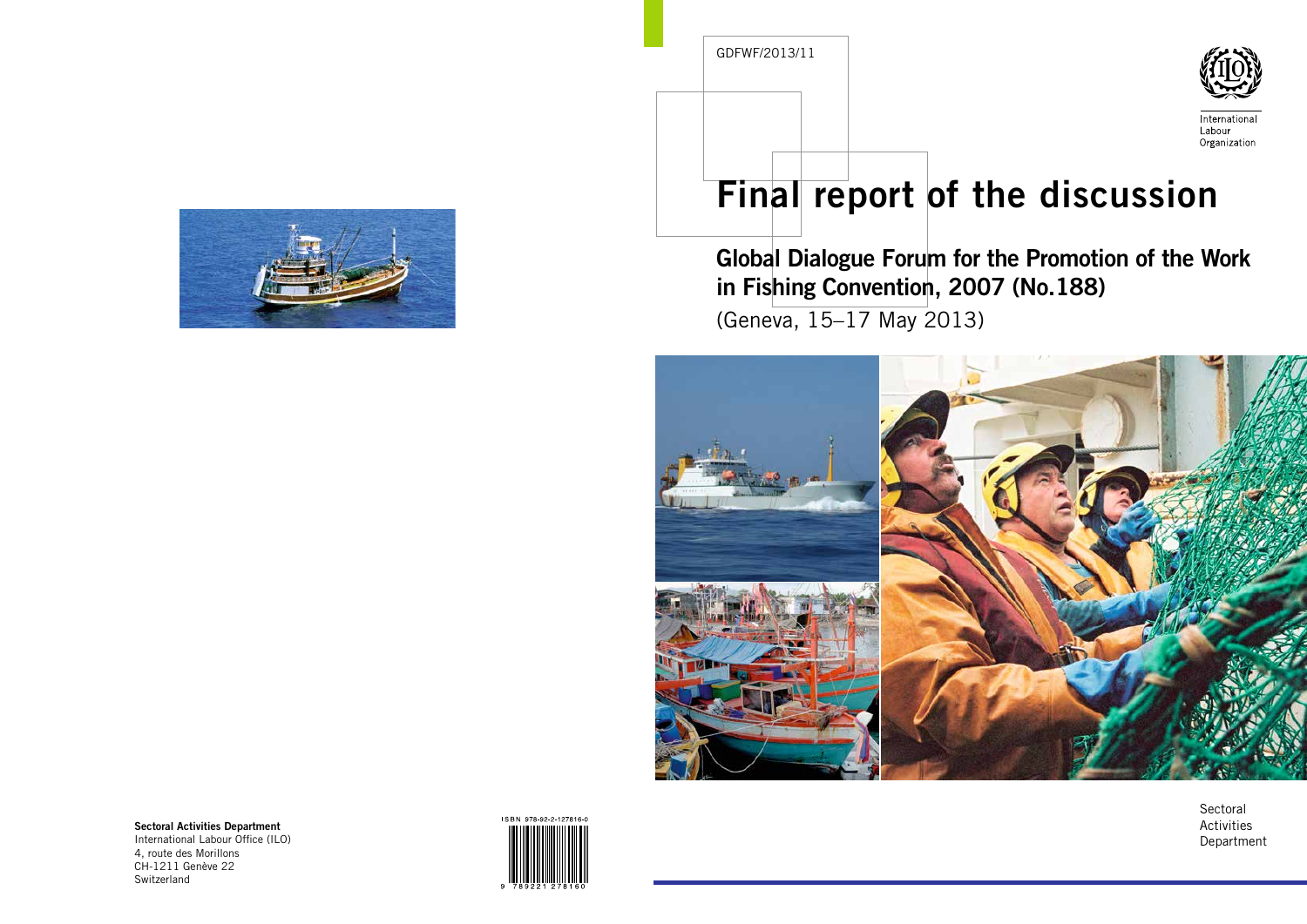GDFWF/2013/11

International Labour Organization

# Final report of the discussion

## Global Dialogue Forum for the Promotion of the Work in Fishing Convention, 2007 (No.188)

(Geneva, 15–17 May 2013)

Sectoral Activities Department

**Sectoral Activities Department**
International Labour Office (ILO)
4, route des Morillons
CH-1211 Genève 22
Switzerland

ISBN 978-92-2-127816-0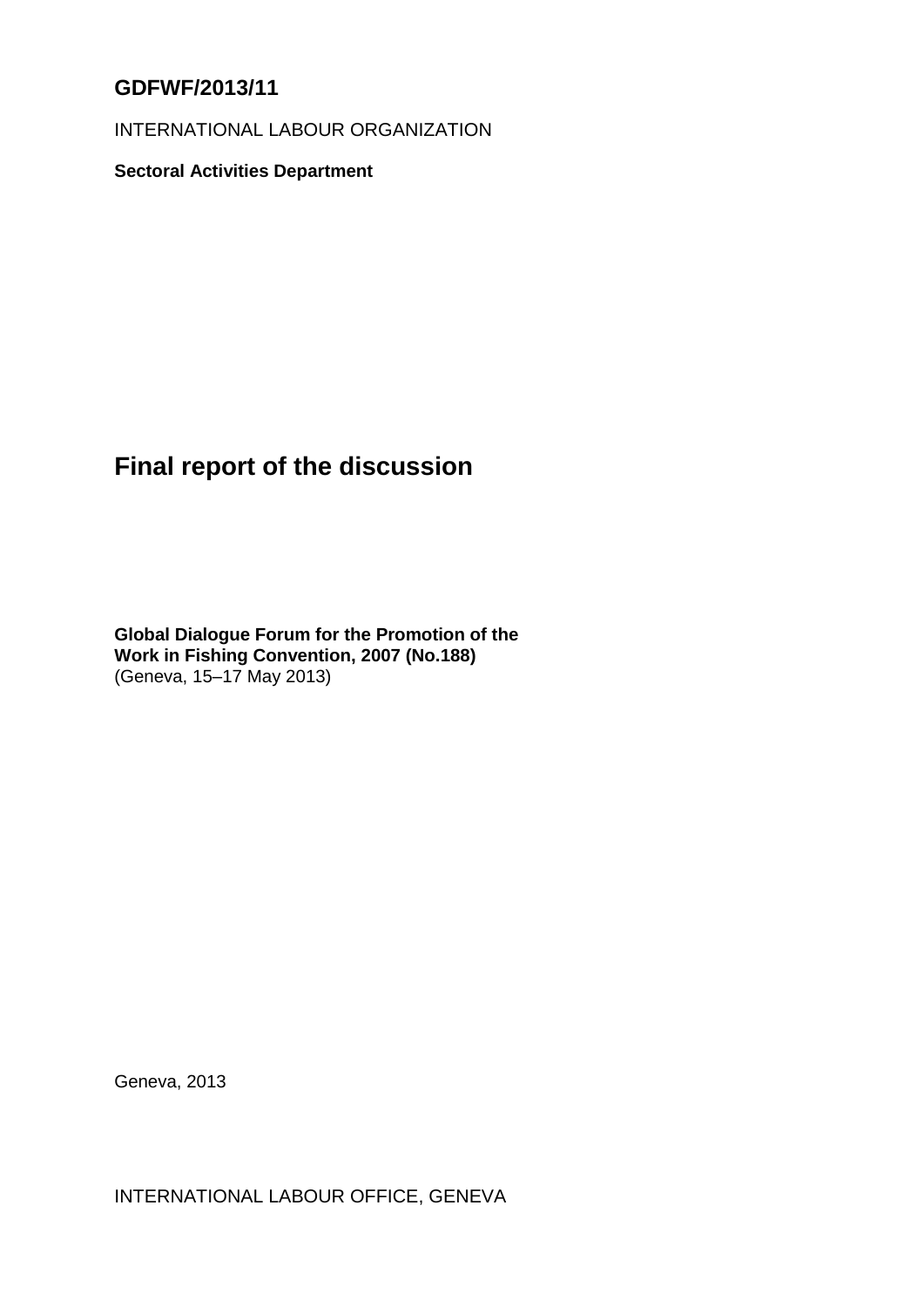**GDFWF/2013/11**

INTERNATIONAL LABOUR ORGANIZATION

**Sectoral Activities Department**

# Final report of the discussion

**Global Dialogue Forum for the Promotion of the Work in Fishing Convention, 2007 (No.188)**
(Geneva, 15–17 May 2013)

Geneva, 2013

INTERNATIONAL LABOUR OFFICE, GENEVA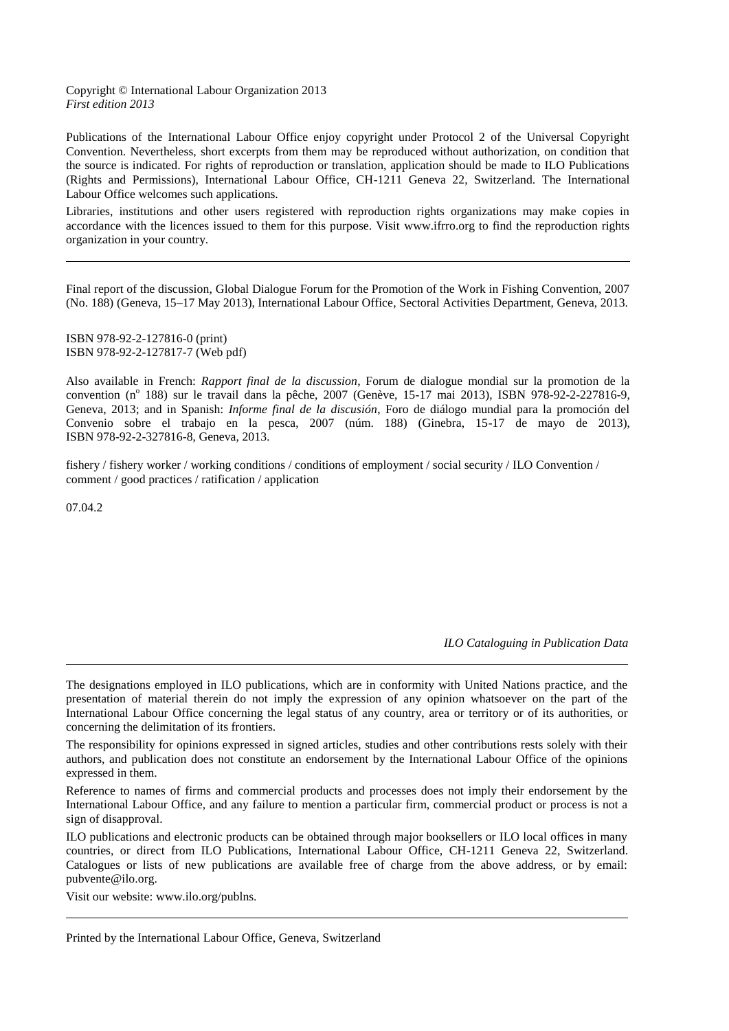Copyright © International Labour Organization 2013
*First edition 2013*

Publications of the International Labour Office enjoy copyright under Protocol 2 of the Universal Copyright Convention. Nevertheless, short excerpts from them may be reproduced without authorization, on condition that the source is indicated. For rights of reproduction or translation, application should be made to ILO Publications (Rights and Permissions), International Labour Office, CH-1211 Geneva 22, Switzerland. The International Labour Office welcomes such applications.

Libraries, institutions and other users registered with reproduction rights organizations may make copies in accordance with the licences issued to them for this purpose. Visit www.ifrro.org to find the reproduction rights organization in your country.

---

Final report of the discussion, Global Dialogue Forum for the Promotion of the Work in Fishing Convention, 2007 (No. 188) (Geneva, 15–17 May 2013), International Labour Office, Sectoral Activities Department, Geneva, 2013.

ISBN 978-92-2-127816-0 (print)
ISBN 978-92-2-127817-7 (Web pdf)

Also available in French: *Rapport final de la discussion*, Forum de dialogue mondial sur la promotion de la convention (n$^{o}$ 188) sur le travail dans la pêche, 2007 (Genève, 15-17 mai 2013), ISBN 978-92-2-227816-9, Geneva, 2013; and in Spanish: *Informe final de la discusión*, Foro de diálogo mundial para la promoción del Convenio sobre el trabajo en la pesca, 2007 (núm. 188) (Ginebra, 15-17 de mayo de 2013), ISBN 978-92-2-327816-8, Geneva, 2013.

fishery / fishery worker / working conditions / conditions of employment / social security / ILO Convention / comment / good practices / ratification / application

07.04.2

*ILO Cataloguing in Publication Data*

---

The designations employed in ILO publications, which are in conformity with United Nations practice, and the presentation of material therein do not imply the expression of any opinion whatsoever on the part of the International Labour Office concerning the legal status of any country, area or territory or of its authorities, or concerning the delimitation of its frontiers.

The responsibility for opinions expressed in signed articles, studies and other contributions rests solely with their authors, and publication does not constitute an endorsement by the International Labour Office of the opinions expressed in them.

Reference to names of firms and commercial products and processes does not imply their endorsement by the International Labour Office, and any failure to mention a particular firm, commercial product or process is not a sign of disapproval.

ILO publications and electronic products can be obtained through major booksellers or ILO local offices in many countries, or direct from ILO Publications, International Labour Office, CH-1211 Geneva 22, Switzerland. Catalogues or lists of new publications are available free of charge from the above address, or by email: pubvente@ilo.org.

Visit our website: www.ilo.org/publns.

---

Printed by the International Labour Office, Geneva, Switzerland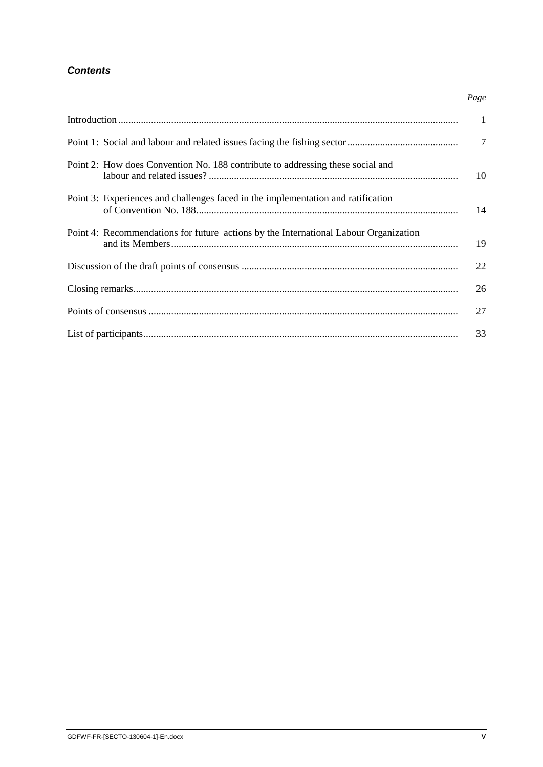## *Contents*

| | Page |
|---|---|
| Introduction | 1 |
| Point 1: Social and labour and related issues facing the fishing sector | 7 |
| Point 2: How does Convention No. 188 contribute to addressing these social and labour and related issues? | 10 |
| Point 3: Experiences and challenges faced in the implementation and ratification of Convention No. 188 | 14 |
| Point 4: Recommendations for future actions by the International Labour Organization and its Members | 19 |
| Discussion of the draft points of consensus | 22 |
| Closing remarks | 26 |
| Points of consensus | 27 |
| List of participants | 33 |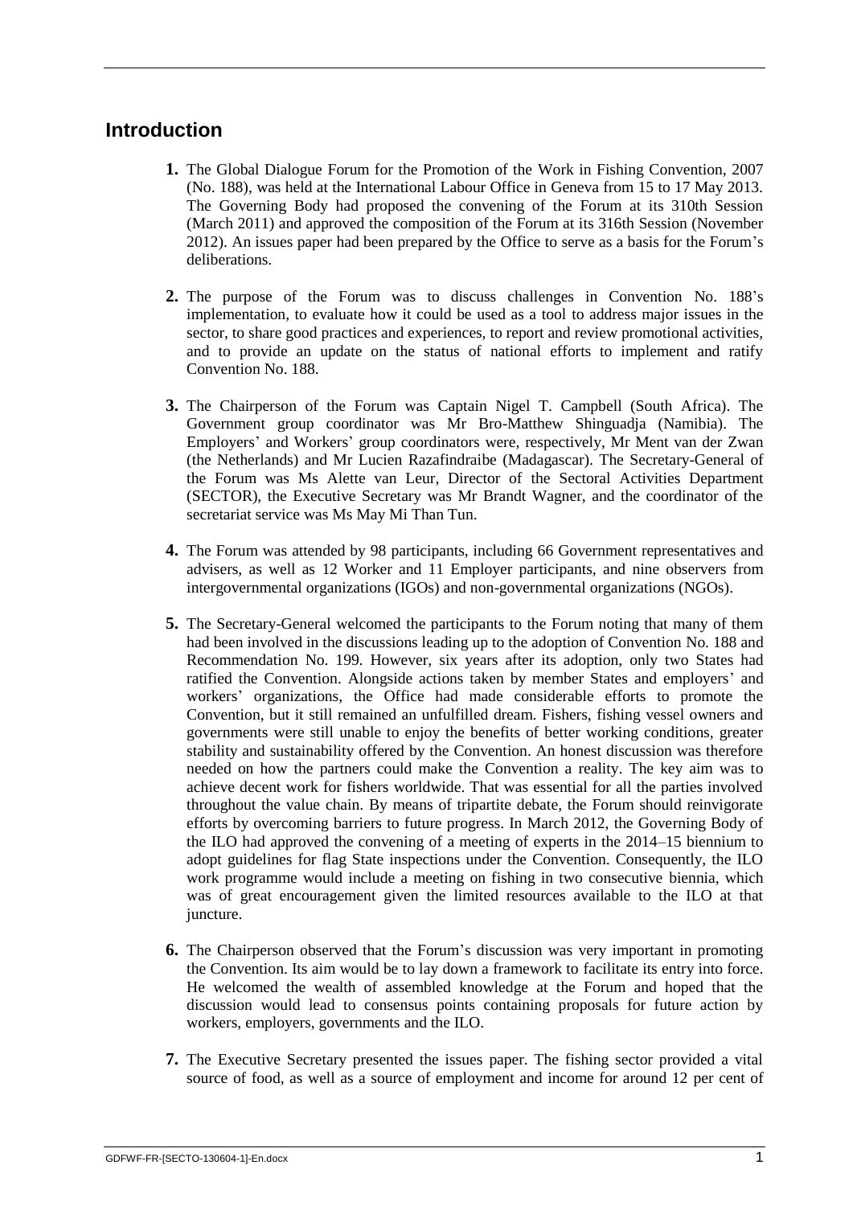## Introduction

**1.** The Global Dialogue Forum for the Promotion of the Work in Fishing Convention, 2007 (No. 188), was held at the International Labour Office in Geneva from 15 to 17 May 2013. The Governing Body had proposed the convening of the Forum at its 310th Session (March 2011) and approved the composition of the Forum at its 316th Session (November 2012). An issues paper had been prepared by the Office to serve as a basis for the Forum's deliberations.

**2.** The purpose of the Forum was to discuss challenges in Convention No. 188's implementation, to evaluate how it could be used as a tool to address major issues in the sector, to share good practices and experiences, to report and review promotional activities, and to provide an update on the status of national efforts to implement and ratify Convention No. 188.

**3.** The Chairperson of the Forum was Captain Nigel T. Campbell (South Africa). The Government group coordinator was Mr Bro-Matthew Shinguadja (Namibia). The Employers' and Workers' group coordinators were, respectively, Mr Ment van der Zwan (the Netherlands) and Mr Lucien Razafindraibe (Madagascar). The Secretary-General of the Forum was Ms Alette van Leur, Director of the Sectoral Activities Department (SECTOR), the Executive Secretary was Mr Brandt Wagner, and the coordinator of the secretariat service was Ms May Mi Than Tun.

**4.** The Forum was attended by 98 participants, including 66 Government representatives and advisers, as well as 12 Worker and 11 Employer participants, and nine observers from intergovernmental organizations (IGOs) and non-governmental organizations (NGOs).

**5.** The Secretary-General welcomed the participants to the Forum noting that many of them had been involved in the discussions leading up to the adoption of Convention No. 188 and Recommendation No. 199. However, six years after its adoption, only two States had ratified the Convention. Alongside actions taken by member States and employers' and workers' organizations, the Office had made considerable efforts to promote the Convention, but it still remained an unfulfilled dream. Fishers, fishing vessel owners and governments were still unable to enjoy the benefits of better working conditions, greater stability and sustainability offered by the Convention. An honest discussion was therefore needed on how the partners could make the Convention a reality. The key aim was to achieve decent work for fishers worldwide. That was essential for all the parties involved throughout the value chain. By means of tripartite debate, the Forum should reinvigorate efforts by overcoming barriers to future progress. In March 2012, the Governing Body of the ILO had approved the convening of a meeting of experts in the 2014–15 biennium to adopt guidelines for flag State inspections under the Convention. Consequently, the ILO work programme would include a meeting on fishing in two consecutive biennia, which was of great encouragement given the limited resources available to the ILO at that juncture.

**6.** The Chairperson observed that the Forum's discussion was very important in promoting the Convention. Its aim would be to lay down a framework to facilitate its entry into force. He welcomed the wealth of assembled knowledge at the Forum and hoped that the discussion would lead to consensus points containing proposals for future action by workers, employers, governments and the ILO.

**7.** The Executive Secretary presented the issues paper. The fishing sector provided a vital source of food, as well as a source of employment and income for around 12 per cent of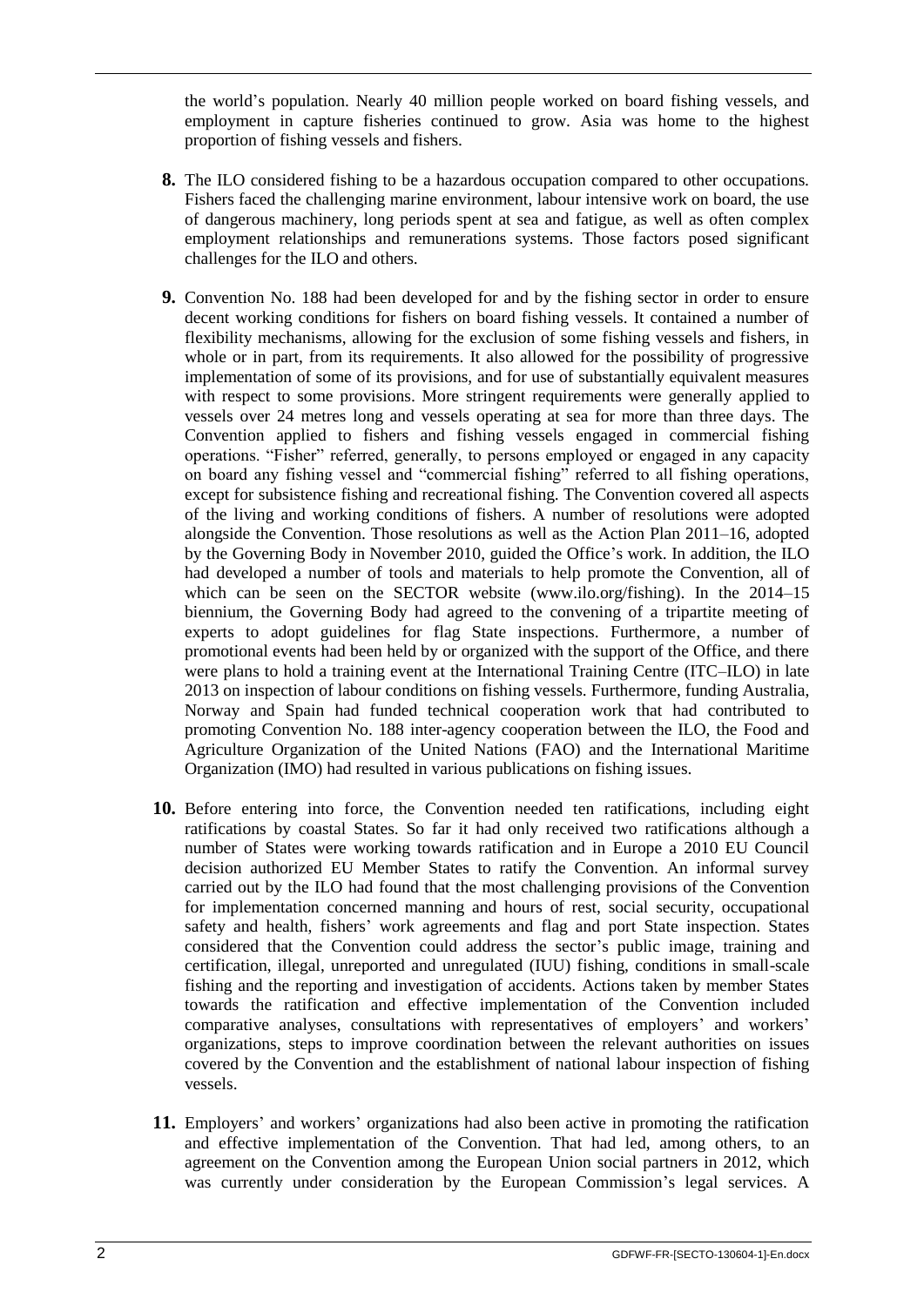the world's population. Nearly 40 million people worked on board fishing vessels, and employment in capture fisheries continued to grow. Asia was home to the highest proportion of fishing vessels and fishers.

**8.** The ILO considered fishing to be a hazardous occupation compared to other occupations. Fishers faced the challenging marine environment, labour intensive work on board, the use of dangerous machinery, long periods spent at sea and fatigue, as well as often complex employment relationships and remunerations systems. Those factors posed significant challenges for the ILO and others.

**9.** Convention No. 188 had been developed for and by the fishing sector in order to ensure decent working conditions for fishers on board fishing vessels. It contained a number of flexibility mechanisms, allowing for the exclusion of some fishing vessels and fishers, in whole or in part, from its requirements. It also allowed for the possibility of progressive implementation of some of its provisions, and for use of substantially equivalent measures with respect to some provisions. More stringent requirements were generally applied to vessels over 24 metres long and vessels operating at sea for more than three days. The Convention applied to fishers and fishing vessels engaged in commercial fishing operations. "Fisher" referred, generally, to persons employed or engaged in any capacity on board any fishing vessel and "commercial fishing" referred to all fishing operations, except for subsistence fishing and recreational fishing. The Convention covered all aspects of the living and working conditions of fishers. A number of resolutions were adopted alongside the Convention. Those resolutions as well as the Action Plan 2011–16, adopted by the Governing Body in November 2010, guided the Office's work. In addition, the ILO had developed a number of tools and materials to help promote the Convention, all of which can be seen on the SECTOR website (www.ilo.org/fishing). In the 2014–15 biennium, the Governing Body had agreed to the convening of a tripartite meeting of experts to adopt guidelines for flag State inspections. Furthermore, a number of promotional events had been held by or organized with the support of the Office, and there were plans to hold a training event at the International Training Centre (ITC–ILO) in late 2013 on inspection of labour conditions on fishing vessels. Furthermore, funding Australia, Norway and Spain had funded technical cooperation work that had contributed to promoting Convention No. 188 inter-agency cooperation between the ILO, the Food and Agriculture Organization of the United Nations (FAO) and the International Maritime Organization (IMO) had resulted in various publications on fishing issues.

**10.** Before entering into force, the Convention needed ten ratifications, including eight ratifications by coastal States. So far it had only received two ratifications although a number of States were working towards ratification and in Europe a 2010 EU Council decision authorized EU Member States to ratify the Convention. An informal survey carried out by the ILO had found that the most challenging provisions of the Convention for implementation concerned manning and hours of rest, social security, occupational safety and health, fishers' work agreements and flag and port State inspection. States considered that the Convention could address the sector's public image, training and certification, illegal, unreported and unregulated (IUU) fishing, conditions in small-scale fishing and the reporting and investigation of accidents. Actions taken by member States towards the ratification and effective implementation of the Convention included comparative analyses, consultations with representatives of employers' and workers' organizations, steps to improve coordination between the relevant authorities on issues covered by the Convention and the establishment of national labour inspection of fishing vessels.

**11.** Employers' and workers' organizations had also been active in promoting the ratification and effective implementation of the Convention. That had led, among others, to an agreement on the Convention among the European Union social partners in 2012, which was currently under consideration by the European Commission's legal services. A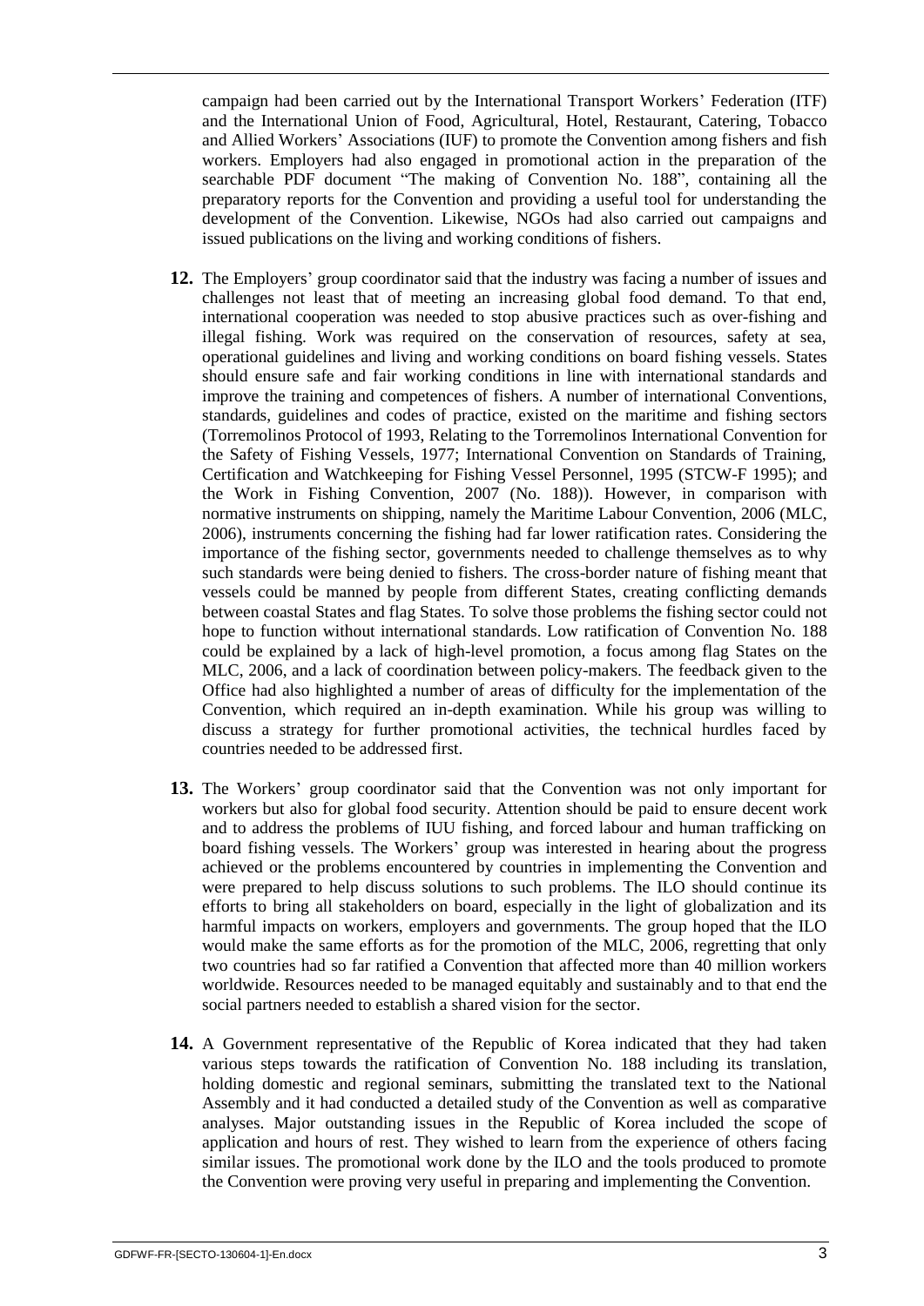campaign had been carried out by the International Transport Workers' Federation (ITF) and the International Union of Food, Agricultural, Hotel, Restaurant, Catering, Tobacco and Allied Workers' Associations (IUF) to promote the Convention among fishers and fish workers. Employers had also engaged in promotional action in the preparation of the searchable PDF document "The making of Convention No. 188", containing all the preparatory reports for the Convention and providing a useful tool for understanding the development of the Convention. Likewise, NGOs had also carried out campaigns and issued publications on the living and working conditions of fishers.

**12.** The Employers' group coordinator said that the industry was facing a number of issues and challenges not least that of meeting an increasing global food demand. To that end, international cooperation was needed to stop abusive practices such as over-fishing and illegal fishing. Work was required on the conservation of resources, safety at sea, operational guidelines and living and working conditions on board fishing vessels. States should ensure safe and fair working conditions in line with international standards and improve the training and competences of fishers. A number of international Conventions, standards, guidelines and codes of practice, existed on the maritime and fishing sectors (Torremolinos Protocol of 1993, Relating to the Torremolinos International Convention for the Safety of Fishing Vessels, 1977; International Convention on Standards of Training, Certification and Watchkeeping for Fishing Vessel Personnel, 1995 (STCW-F 1995); and the Work in Fishing Convention, 2007 (No. 188)). However, in comparison with normative instruments on shipping, namely the Maritime Labour Convention, 2006 (MLC, 2006), instruments concerning the fishing had far lower ratification rates. Considering the importance of the fishing sector, governments needed to challenge themselves as to why such standards were being denied to fishers. The cross-border nature of fishing meant that vessels could be manned by people from different States, creating conflicting demands between coastal States and flag States. To solve those problems the fishing sector could not hope to function without international standards. Low ratification of Convention No. 188 could be explained by a lack of high-level promotion, a focus among flag States on the MLC, 2006, and a lack of coordination between policy-makers. The feedback given to the Office had also highlighted a number of areas of difficulty for the implementation of the Convention, which required an in-depth examination. While his group was willing to discuss a strategy for further promotional activities, the technical hurdles faced by countries needed to be addressed first.

**13.** The Workers' group coordinator said that the Convention was not only important for workers but also for global food security. Attention should be paid to ensure decent work and to address the problems of IUU fishing, and forced labour and human trafficking on board fishing vessels. The Workers' group was interested in hearing about the progress achieved or the problems encountered by countries in implementing the Convention and were prepared to help discuss solutions to such problems. The ILO should continue its efforts to bring all stakeholders on board, especially in the light of globalization and its harmful impacts on workers, employers and governments. The group hoped that the ILO would make the same efforts as for the promotion of the MLC, 2006, regretting that only two countries had so far ratified a Convention that affected more than 40 million workers worldwide. Resources needed to be managed equitably and sustainably and to that end the social partners needed to establish a shared vision for the sector.

**14.** A Government representative of the Republic of Korea indicated that they had taken various steps towards the ratification of Convention No. 188 including its translation, holding domestic and regional seminars, submitting the translated text to the National Assembly and it had conducted a detailed study of the Convention as well as comparative analyses. Major outstanding issues in the Republic of Korea included the scope of application and hours of rest. They wished to learn from the experience of others facing similar issues. The promotional work done by the ILO and the tools produced to promote the Convention were proving very useful in preparing and implementing the Convention.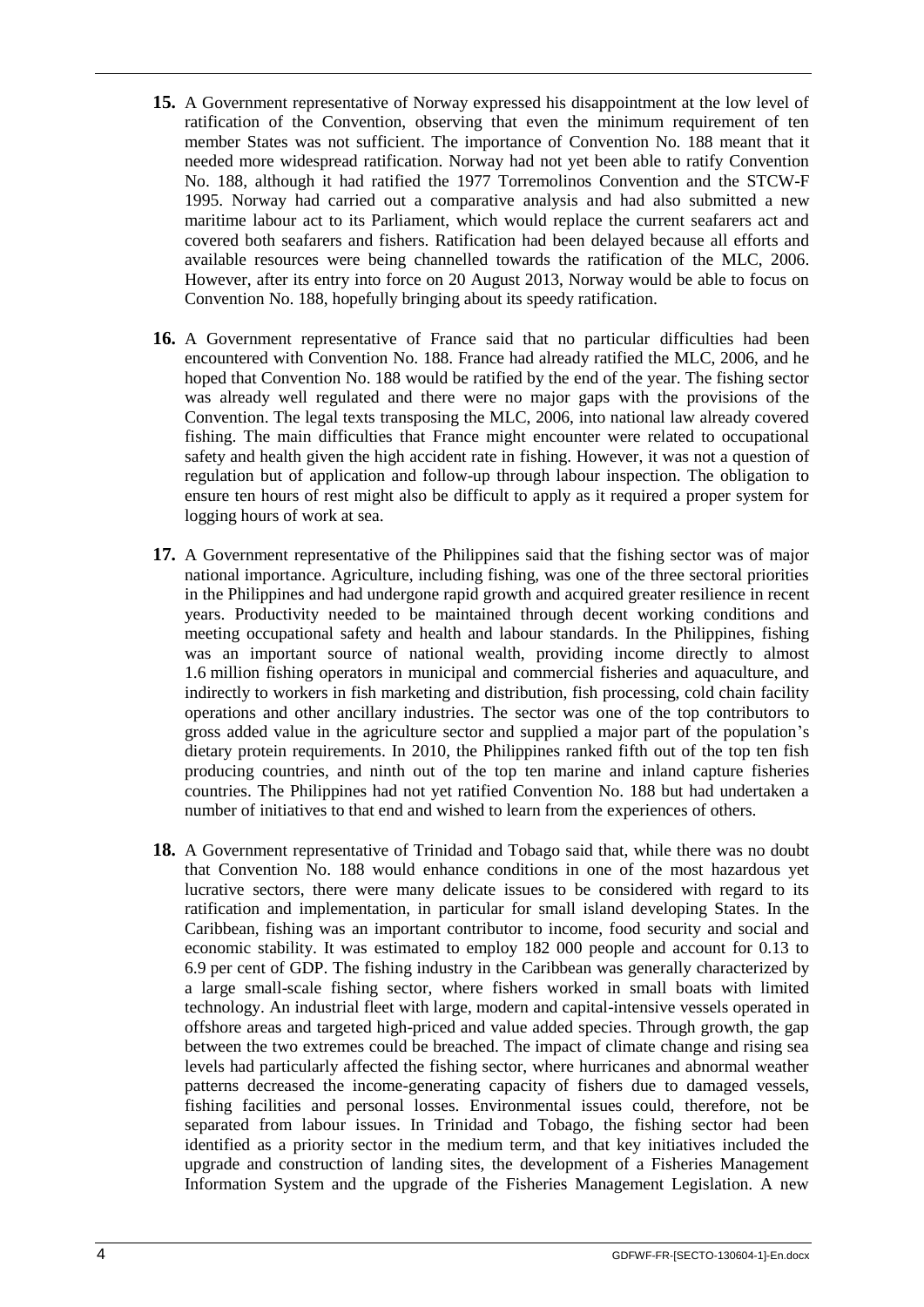**15.** A Government representative of Norway expressed his disappointment at the low level of ratification of the Convention, observing that even the minimum requirement of ten member States was not sufficient. The importance of Convention No. 188 meant that it needed more widespread ratification. Norway had not yet been able to ratify Convention No. 188, although it had ratified the 1977 Torremolinos Convention and the STCW-F 1995. Norway had carried out a comparative analysis and had also submitted a new maritime labour act to its Parliament, which would replace the current seafarers act and covered both seafarers and fishers. Ratification had been delayed because all efforts and available resources were being channelled towards the ratification of the MLC, 2006. However, after its entry into force on 20 August 2013, Norway would be able to focus on Convention No. 188, hopefully bringing about its speedy ratification.

**16.** A Government representative of France said that no particular difficulties had been encountered with Convention No. 188. France had already ratified the MLC, 2006, and he hoped that Convention No. 188 would be ratified by the end of the year. The fishing sector was already well regulated and there were no major gaps with the provisions of the Convention. The legal texts transposing the MLC, 2006, into national law already covered fishing. The main difficulties that France might encounter were related to occupational safety and health given the high accident rate in fishing. However, it was not a question of regulation but of application and follow-up through labour inspection. The obligation to ensure ten hours of rest might also be difficult to apply as it required a proper system for logging hours of work at sea.

**17.** A Government representative of the Philippines said that the fishing sector was of major national importance. Agriculture, including fishing, was one of the three sectoral priorities in the Philippines and had undergone rapid growth and acquired greater resilience in recent years. Productivity needed to be maintained through decent working conditions and meeting occupational safety and health and labour standards. In the Philippines, fishing was an important source of national wealth, providing income directly to almost 1.6 million fishing operators in municipal and commercial fisheries and aquaculture, and indirectly to workers in fish marketing and distribution, fish processing, cold chain facility operations and other ancillary industries. The sector was one of the top contributors to gross added value in the agriculture sector and supplied a major part of the population's dietary protein requirements. In 2010, the Philippines ranked fifth out of the top ten fish producing countries, and ninth out of the top ten marine and inland capture fisheries countries. The Philippines had not yet ratified Convention No. 188 but had undertaken a number of initiatives to that end and wished to learn from the experiences of others.

**18.** A Government representative of Trinidad and Tobago said that, while there was no doubt that Convention No. 188 would enhance conditions in one of the most hazardous yet lucrative sectors, there were many delicate issues to be considered with regard to its ratification and implementation, in particular for small island developing States. In the Caribbean, fishing was an important contributor to income, food security and social and economic stability. It was estimated to employ 182 000 people and account for 0.13 to 6.9 per cent of GDP. The fishing industry in the Caribbean was generally characterized by a large small-scale fishing sector, where fishers worked in small boats with limited technology. An industrial fleet with large, modern and capital-intensive vessels operated in offshore areas and targeted high-priced and value added species. Through growth, the gap between the two extremes could be breached. The impact of climate change and rising sea levels had particularly affected the fishing sector, where hurricanes and abnormal weather patterns decreased the income-generating capacity of fishers due to damaged vessels, fishing facilities and personal losses. Environmental issues could, therefore, not be separated from labour issues. In Trinidad and Tobago, the fishing sector had been identified as a priority sector in the medium term, and that key initiatives included the upgrade and construction of landing sites, the development of a Fisheries Management Information System and the upgrade of the Fisheries Management Legislation. A new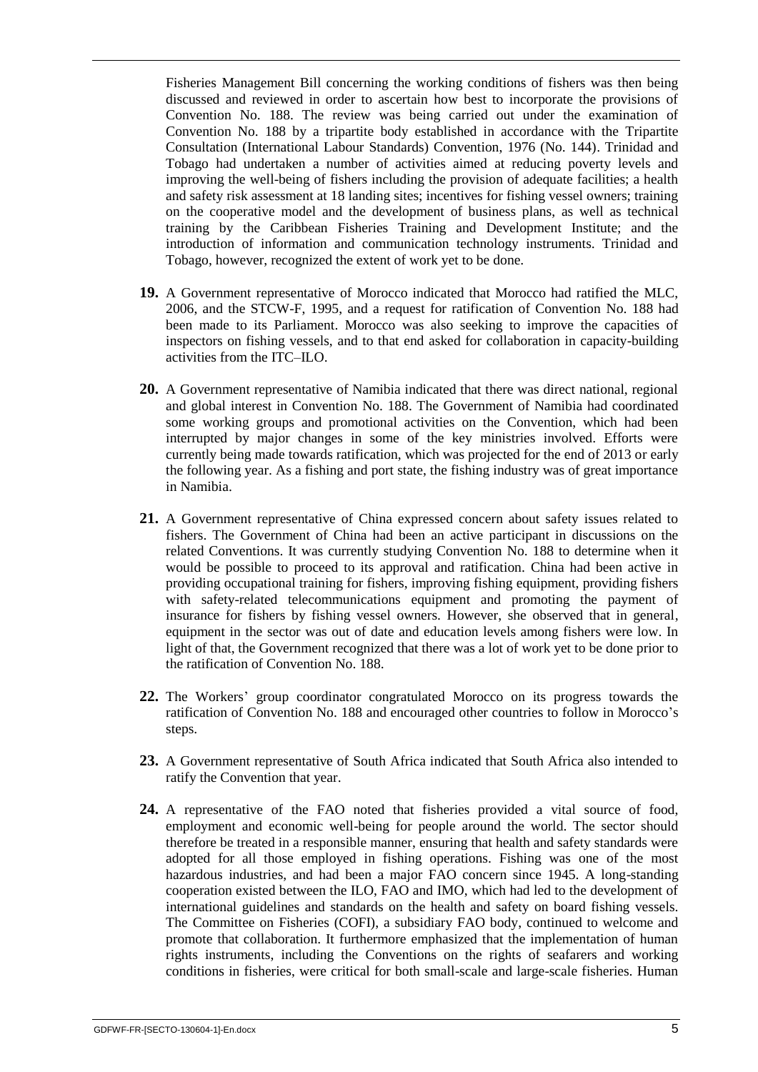Fisheries Management Bill concerning the working conditions of fishers was then being discussed and reviewed in order to ascertain how best to incorporate the provisions of Convention No. 188. The review was being carried out under the examination of Convention No. 188 by a tripartite body established in accordance with the Tripartite Consultation (International Labour Standards) Convention, 1976 (No. 144). Trinidad and Tobago had undertaken a number of activities aimed at reducing poverty levels and improving the well-being of fishers including the provision of adequate facilities; a health and safety risk assessment at 18 landing sites; incentives for fishing vessel owners; training on the cooperative model and the development of business plans, as well as technical training by the Caribbean Fisheries Training and Development Institute; and the introduction of information and communication technology instruments. Trinidad and Tobago, however, recognized the extent of work yet to be done.

**19.** A Government representative of Morocco indicated that Morocco had ratified the MLC, 2006, and the STCW-F, 1995, and a request for ratification of Convention No. 188 had been made to its Parliament. Morocco was also seeking to improve the capacities of inspectors on fishing vessels, and to that end asked for collaboration in capacity-building activities from the ITC–ILO.

**20.** A Government representative of Namibia indicated that there was direct national, regional and global interest in Convention No. 188. The Government of Namibia had coordinated some working groups and promotional activities on the Convention, which had been interrupted by major changes in some of the key ministries involved. Efforts were currently being made towards ratification, which was projected for the end of 2013 or early the following year. As a fishing and port state, the fishing industry was of great importance in Namibia.

**21.** A Government representative of China expressed concern about safety issues related to fishers. The Government of China had been an active participant in discussions on the related Conventions. It was currently studying Convention No. 188 to determine when it would be possible to proceed to its approval and ratification. China had been active in providing occupational training for fishers, improving fishing equipment, providing fishers with safety-related telecommunications equipment and promoting the payment of insurance for fishers by fishing vessel owners. However, she observed that in general, equipment in the sector was out of date and education levels among fishers were low. In light of that, the Government recognized that there was a lot of work yet to be done prior to the ratification of Convention No. 188.

**22.** The Workers' group coordinator congratulated Morocco on its progress towards the ratification of Convention No. 188 and encouraged other countries to follow in Morocco's steps.

**23.** A Government representative of South Africa indicated that South Africa also intended to ratify the Convention that year.

**24.** A representative of the FAO noted that fisheries provided a vital source of food, employment and economic well-being for people around the world. The sector should therefore be treated in a responsible manner, ensuring that health and safety standards were adopted for all those employed in fishing operations. Fishing was one of the most hazardous industries, and had been a major FAO concern since 1945. A long-standing cooperation existed between the ILO, FAO and IMO, which had led to the development of international guidelines and standards on the health and safety on board fishing vessels. The Committee on Fisheries (COFI), a subsidiary FAO body, continued to welcome and promote that collaboration. It furthermore emphasized that the implementation of human rights instruments, including the Conventions on the rights of seafarers and working conditions in fisheries, were critical for both small-scale and large-scale fisheries. Human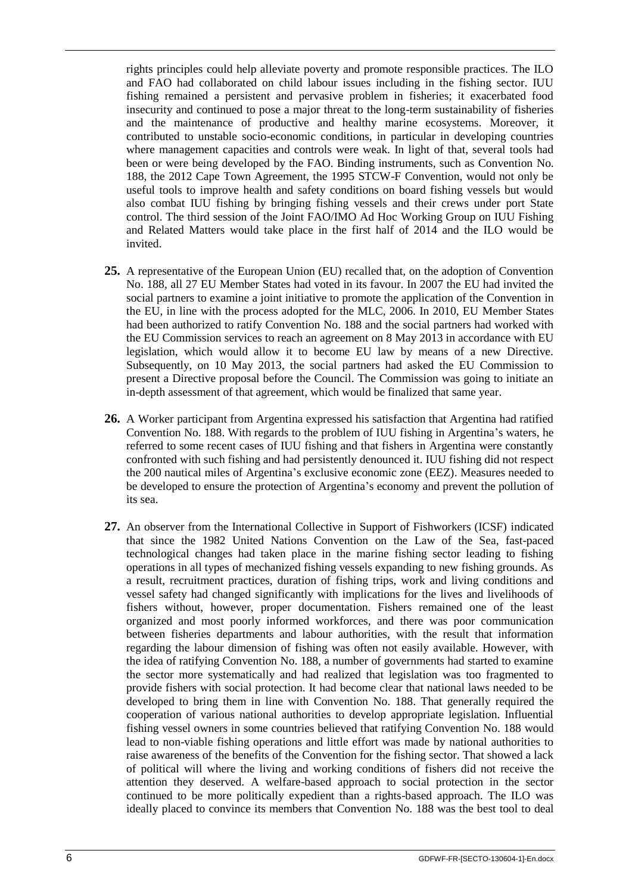rights principles could help alleviate poverty and promote responsible practices. The ILO and FAO had collaborated on child labour issues including in the fishing sector. IUU fishing remained a persistent and pervasive problem in fisheries; it exacerbated food insecurity and continued to pose a major threat to the long-term sustainability of fisheries and the maintenance of productive and healthy marine ecosystems. Moreover, it contributed to unstable socio-economic conditions, in particular in developing countries where management capacities and controls were weak. In light of that, several tools had been or were being developed by the FAO. Binding instruments, such as Convention No. 188, the 2012 Cape Town Agreement, the 1995 STCW-F Convention, would not only be useful tools to improve health and safety conditions on board fishing vessels but would also combat IUU fishing by bringing fishing vessels and their crews under port State control. The third session of the Joint FAO/IMO Ad Hoc Working Group on IUU Fishing and Related Matters would take place in the first half of 2014 and the ILO would be invited.

**25.** A representative of the European Union (EU) recalled that, on the adoption of Convention No. 188, all 27 EU Member States had voted in its favour. In 2007 the EU had invited the social partners to examine a joint initiative to promote the application of the Convention in the EU, in line with the process adopted for the MLC, 2006. In 2010, EU Member States had been authorized to ratify Convention No. 188 and the social partners had worked with the EU Commission services to reach an agreement on 8 May 2013 in accordance with EU legislation, which would allow it to become EU law by means of a new Directive. Subsequently, on 10 May 2013, the social partners had asked the EU Commission to present a Directive proposal before the Council. The Commission was going to initiate an in-depth assessment of that agreement, which would be finalized that same year.

**26.** A Worker participant from Argentina expressed his satisfaction that Argentina had ratified Convention No. 188. With regards to the problem of IUU fishing in Argentina's waters, he referred to some recent cases of IUU fishing and that fishers in Argentina were constantly confronted with such fishing and had persistently denounced it. IUU fishing did not respect the 200 nautical miles of Argentina's exclusive economic zone (EEZ). Measures needed to be developed to ensure the protection of Argentina's economy and prevent the pollution of its sea.

**27.** An observer from the International Collective in Support of Fishworkers (ICSF) indicated that since the 1982 United Nations Convention on the Law of the Sea, fast-paced technological changes had taken place in the marine fishing sector leading to fishing operations in all types of mechanized fishing vessels expanding to new fishing grounds. As a result, recruitment practices, duration of fishing trips, work and living conditions and vessel safety had changed significantly with implications for the lives and livelihoods of fishers without, however, proper documentation. Fishers remained one of the least organized and most poorly informed workforces, and there was poor communication between fisheries departments and labour authorities, with the result that information regarding the labour dimension of fishing was often not easily available. However, with the idea of ratifying Convention No. 188, a number of governments had started to examine the sector more systematically and had realized that legislation was too fragmented to provide fishers with social protection. It had become clear that national laws needed to be developed to bring them in line with Convention No. 188. That generally required the cooperation of various national authorities to develop appropriate legislation. Influential fishing vessel owners in some countries believed that ratifying Convention No. 188 would lead to non-viable fishing operations and little effort was made by national authorities to raise awareness of the benefits of the Convention for the fishing sector. That showed a lack of political will where the living and working conditions of fishers did not receive the attention they deserved. A welfare-based approach to social protection in the sector continued to be more politically expedient than a rights-based approach. The ILO was ideally placed to convince its members that Convention No. 188 was the best tool to deal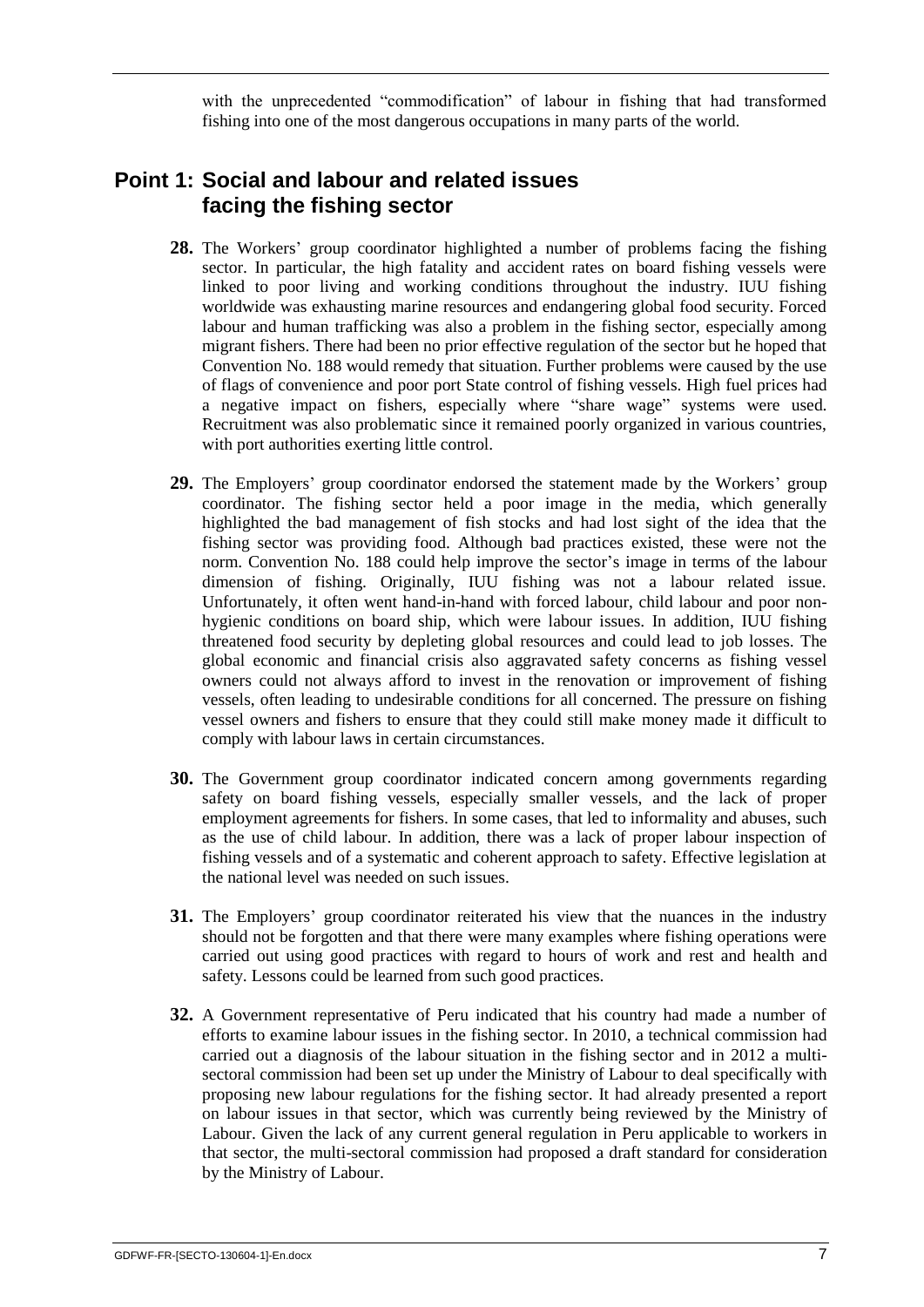with the unprecedented "commodification" of labour in fishing that had transformed fishing into one of the most dangerous occupations in many parts of the world.

## Point 1: Social and labour and related issues facing the fishing sector

**28.** The Workers' group coordinator highlighted a number of problems facing the fishing sector. In particular, the high fatality and accident rates on board fishing vessels were linked to poor living and working conditions throughout the industry. IUU fishing worldwide was exhausting marine resources and endangering global food security. Forced labour and human trafficking was also a problem in the fishing sector, especially among migrant fishers. There had been no prior effective regulation of the sector but he hoped that Convention No. 188 would remedy that situation. Further problems were caused by the use of flags of convenience and poor port State control of fishing vessels. High fuel prices had a negative impact on fishers, especially where "share wage" systems were used. Recruitment was also problematic since it remained poorly organized in various countries, with port authorities exerting little control.

**29.** The Employers' group coordinator endorsed the statement made by the Workers' group coordinator. The fishing sector held a poor image in the media, which generally highlighted the bad management of fish stocks and had lost sight of the idea that the fishing sector was providing food. Although bad practices existed, these were not the norm. Convention No. 188 could help improve the sector's image in terms of the labour dimension of fishing. Originally, IUU fishing was not a labour related issue. Unfortunately, it often went hand-in-hand with forced labour, child labour and poor non-hygienic conditions on board ship, which were labour issues. In addition, IUU fishing threatened food security by depleting global resources and could lead to job losses. The global economic and financial crisis also aggravated safety concerns as fishing vessel owners could not always afford to invest in the renovation or improvement of fishing vessels, often leading to undesirable conditions for all concerned. The pressure on fishing vessel owners and fishers to ensure that they could still make money made it difficult to comply with labour laws in certain circumstances.

**30.** The Government group coordinator indicated concern among governments regarding safety on board fishing vessels, especially smaller vessels, and the lack of proper employment agreements for fishers. In some cases, that led to informality and abuses, such as the use of child labour. In addition, there was a lack of proper labour inspection of fishing vessels and of a systematic and coherent approach to safety. Effective legislation at the national level was needed on such issues.

**31.** The Employers' group coordinator reiterated his view that the nuances in the industry should not be forgotten and that there were many examples where fishing operations were carried out using good practices with regard to hours of work and rest and health and safety. Lessons could be learned from such good practices.

**32.** A Government representative of Peru indicated that his country had made a number of efforts to examine labour issues in the fishing sector. In 2010, a technical commission had carried out a diagnosis of the labour situation in the fishing sector and in 2012 a multi-sectoral commission had been set up under the Ministry of Labour to deal specifically with proposing new labour regulations for the fishing sector. It had already presented a report on labour issues in that sector, which was currently being reviewed by the Ministry of Labour. Given the lack of any current general regulation in Peru applicable to workers in that sector, the multi-sectoral commission had proposed a draft standard for consideration by the Ministry of Labour.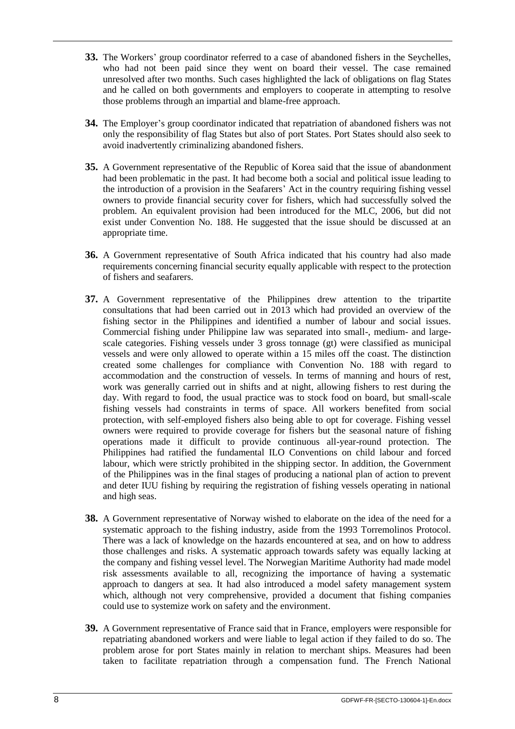**33.** The Workers' group coordinator referred to a case of abandoned fishers in the Seychelles, who had not been paid since they went on board their vessel. The case remained unresolved after two months. Such cases highlighted the lack of obligations on flag States and he called on both governments and employers to cooperate in attempting to resolve those problems through an impartial and blame-free approach.

**34.** The Employer's group coordinator indicated that repatriation of abandoned fishers was not only the responsibility of flag States but also of port States. Port States should also seek to avoid inadvertently criminalizing abandoned fishers.

**35.** A Government representative of the Republic of Korea said that the issue of abandonment had been problematic in the past. It had become both a social and political issue leading to the introduction of a provision in the Seafarers' Act in the country requiring fishing vessel owners to provide financial security cover for fishers, which had successfully solved the problem. An equivalent provision had been introduced for the MLC, 2006, but did not exist under Convention No. 188. He suggested that the issue should be discussed at an appropriate time.

**36.** A Government representative of South Africa indicated that his country had also made requirements concerning financial security equally applicable with respect to the protection of fishers and seafarers.

**37.** A Government representative of the Philippines drew attention to the tripartite consultations that had been carried out in 2013 which had provided an overview of the fishing sector in the Philippines and identified a number of labour and social issues. Commercial fishing under Philippine law was separated into small-, medium- and large-scale categories. Fishing vessels under 3 gross tonnage (gt) were classified as municipal vessels and were only allowed to operate within a 15 miles off the coast. The distinction created some challenges for compliance with Convention No. 188 with regard to accommodation and the construction of vessels. In terms of manning and hours of rest, work was generally carried out in shifts and at night, allowing fishers to rest during the day. With regard to food, the usual practice was to stock food on board, but small-scale fishing vessels had constraints in terms of space. All workers benefited from social protection, with self-employed fishers also being able to opt for coverage. Fishing vessel owners were required to provide coverage for fishers but the seasonal nature of fishing operations made it difficult to provide continuous all-year-round protection. The Philippines had ratified the fundamental ILO Conventions on child labour and forced labour, which were strictly prohibited in the shipping sector. In addition, the Government of the Philippines was in the final stages of producing a national plan of action to prevent and deter IUU fishing by requiring the registration of fishing vessels operating in national and high seas.

**38.** A Government representative of Norway wished to elaborate on the idea of the need for a systematic approach to the fishing industry, aside from the 1993 Torremolinos Protocol. There was a lack of knowledge on the hazards encountered at sea, and on how to address those challenges and risks. A systematic approach towards safety was equally lacking at the company and fishing vessel level. The Norwegian Maritime Authority had made model risk assessments available to all, recognizing the importance of having a systematic approach to dangers at sea. It had also introduced a model safety management system which, although not very comprehensive, provided a document that fishing companies could use to systemize work on safety and the environment.

**39.** A Government representative of France said that in France, employers were responsible for repatriating abandoned workers and were liable to legal action if they failed to do so. The problem arose for port States mainly in relation to merchant ships. Measures had been taken to facilitate repatriation through a compensation fund. The French National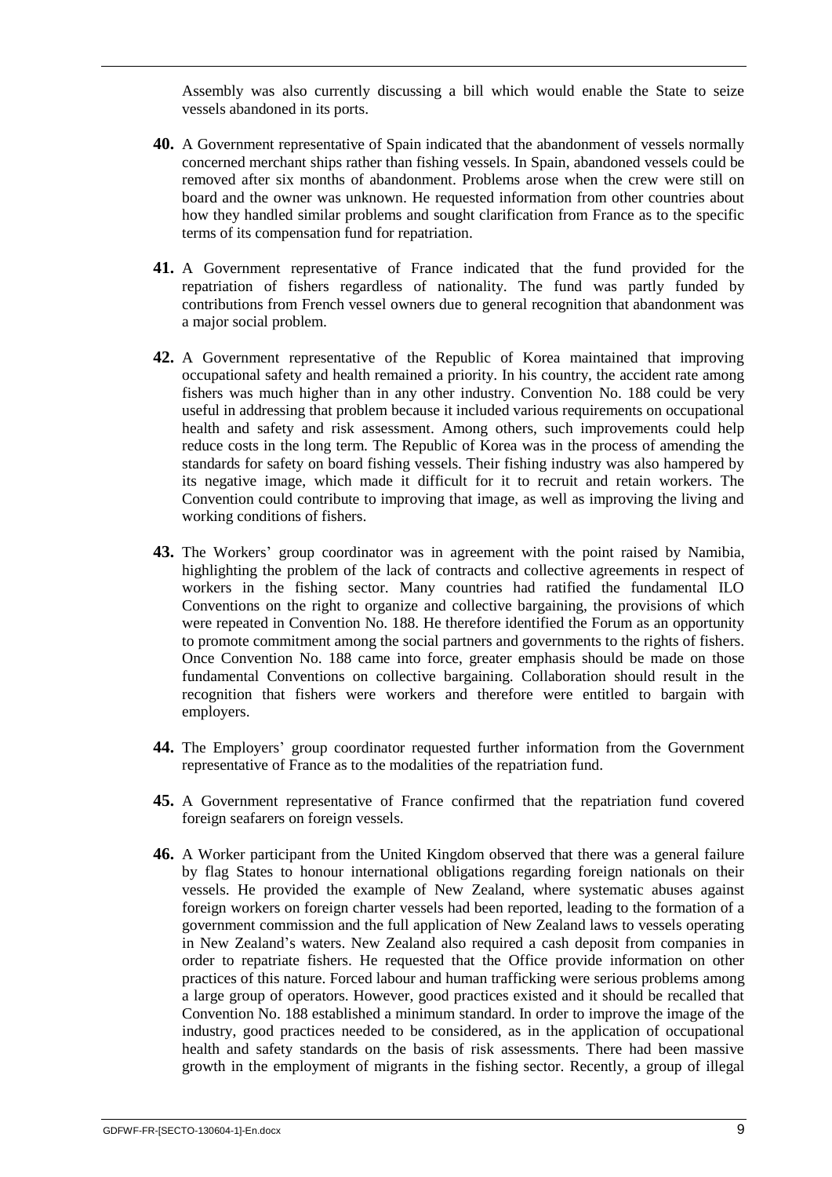Assembly was also currently discussing a bill which would enable the State to seize vessels abandoned in its ports.

**40.** A Government representative of Spain indicated that the abandonment of vessels normally concerned merchant ships rather than fishing vessels. In Spain, abandoned vessels could be removed after six months of abandonment. Problems arose when the crew were still on board and the owner was unknown. He requested information from other countries about how they handled similar problems and sought clarification from France as to the specific terms of its compensation fund for repatriation.

**41.** A Government representative of France indicated that the fund provided for the repatriation of fishers regardless of nationality. The fund was partly funded by contributions from French vessel owners due to general recognition that abandonment was a major social problem.

**42.** A Government representative of the Republic of Korea maintained that improving occupational safety and health remained a priority. In his country, the accident rate among fishers was much higher than in any other industry. Convention No. 188 could be very useful in addressing that problem because it included various requirements on occupational health and safety and risk assessment. Among others, such improvements could help reduce costs in the long term. The Republic of Korea was in the process of amending the standards for safety on board fishing vessels. Their fishing industry was also hampered by its negative image, which made it difficult for it to recruit and retain workers. The Convention could contribute to improving that image, as well as improving the living and working conditions of fishers.

**43.** The Workers' group coordinator was in agreement with the point raised by Namibia, highlighting the problem of the lack of contracts and collective agreements in respect of workers in the fishing sector. Many countries had ratified the fundamental ILO Conventions on the right to organize and collective bargaining, the provisions of which were repeated in Convention No. 188. He therefore identified the Forum as an opportunity to promote commitment among the social partners and governments to the rights of fishers. Once Convention No. 188 came into force, greater emphasis should be made on those fundamental Conventions on collective bargaining. Collaboration should result in the recognition that fishers were workers and therefore were entitled to bargain with employers.

**44.** The Employers' group coordinator requested further information from the Government representative of France as to the modalities of the repatriation fund.

**45.** A Government representative of France confirmed that the repatriation fund covered foreign seafarers on foreign vessels.

**46.** A Worker participant from the United Kingdom observed that there was a general failure by flag States to honour international obligations regarding foreign nationals on their vessels. He provided the example of New Zealand, where systematic abuses against foreign workers on foreign charter vessels had been reported, leading to the formation of a government commission and the full application of New Zealand laws to vessels operating in New Zealand's waters. New Zealand also required a cash deposit from companies in order to repatriate fishers. He requested that the Office provide information on other practices of this nature. Forced labour and human trafficking were serious problems among a large group of operators. However, good practices existed and it should be recalled that Convention No. 188 established a minimum standard. In order to improve the image of the industry, good practices needed to be considered, as in the application of occupational health and safety standards on the basis of risk assessments. There had been massive growth in the employment of migrants in the fishing sector. Recently, a group of illegal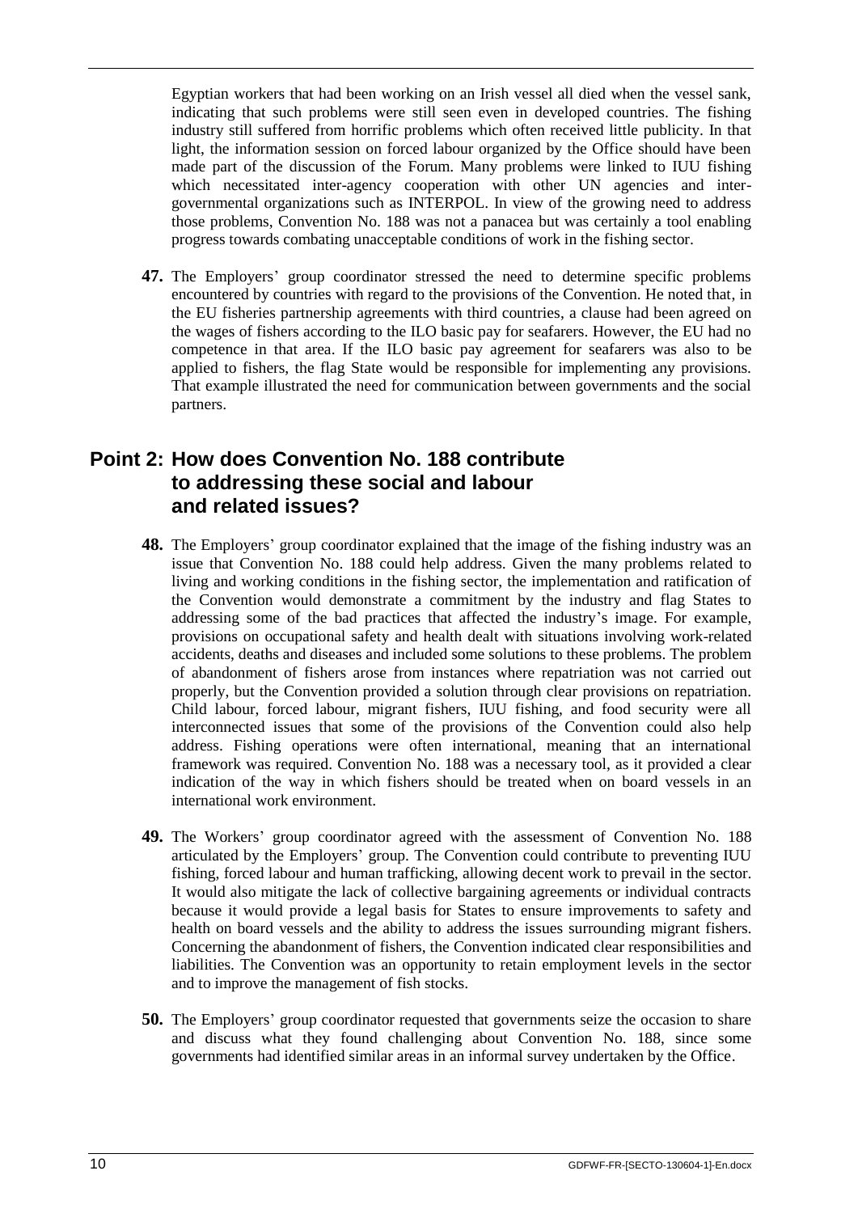Egyptian workers that had been working on an Irish vessel all died when the vessel sank, indicating that such problems were still seen even in developed countries. The fishing industry still suffered from horrific problems which often received little publicity. In that light, the information session on forced labour organized by the Office should have been made part of the discussion of the Forum. Many problems were linked to IUU fishing which necessitated inter-agency cooperation with other UN agencies and inter-governmental organizations such as INTERPOL. In view of the growing need to address those problems, Convention No. 188 was not a panacea but was certainly a tool enabling progress towards combating unacceptable conditions of work in the fishing sector.

**47.** The Employers' group coordinator stressed the need to determine specific problems encountered by countries with regard to the provisions of the Convention. He noted that, in the EU fisheries partnership agreements with third countries, a clause had been agreed on the wages of fishers according to the ILO basic pay for seafarers. However, the EU had no competence in that area. If the ILO basic pay agreement for seafarers was also to be applied to fishers, the flag State would be responsible for implementing any provisions. That example illustrated the need for communication between governments and the social partners.

## Point 2: How does Convention No. 188 contribute to addressing these social and labour and related issues?

**48.** The Employers' group coordinator explained that the image of the fishing industry was an issue that Convention No. 188 could help address. Given the many problems related to living and working conditions in the fishing sector, the implementation and ratification of the Convention would demonstrate a commitment by the industry and flag States to addressing some of the bad practices that affected the industry's image. For example, provisions on occupational safety and health dealt with situations involving work-related accidents, deaths and diseases and included some solutions to these problems. The problem of abandonment of fishers arose from instances where repatriation was not carried out properly, but the Convention provided a solution through clear provisions on repatriation. Child labour, forced labour, migrant fishers, IUU fishing, and food security were all interconnected issues that some of the provisions of the Convention could also help address. Fishing operations were often international, meaning that an international framework was required. Convention No. 188 was a necessary tool, as it provided a clear indication of the way in which fishers should be treated when on board vessels in an international work environment.

**49.** The Workers' group coordinator agreed with the assessment of Convention No. 188 articulated by the Employers' group. The Convention could contribute to preventing IUU fishing, forced labour and human trafficking, allowing decent work to prevail in the sector. It would also mitigate the lack of collective bargaining agreements or individual contracts because it would provide a legal basis for States to ensure improvements to safety and health on board vessels and the ability to address the issues surrounding migrant fishers. Concerning the abandonment of fishers, the Convention indicated clear responsibilities and liabilities. The Convention was an opportunity to retain employment levels in the sector and to improve the management of fish stocks.

**50.** The Employers' group coordinator requested that governments seize the occasion to share and discuss what they found challenging about Convention No. 188, since some governments had identified similar areas in an informal survey undertaken by the Office.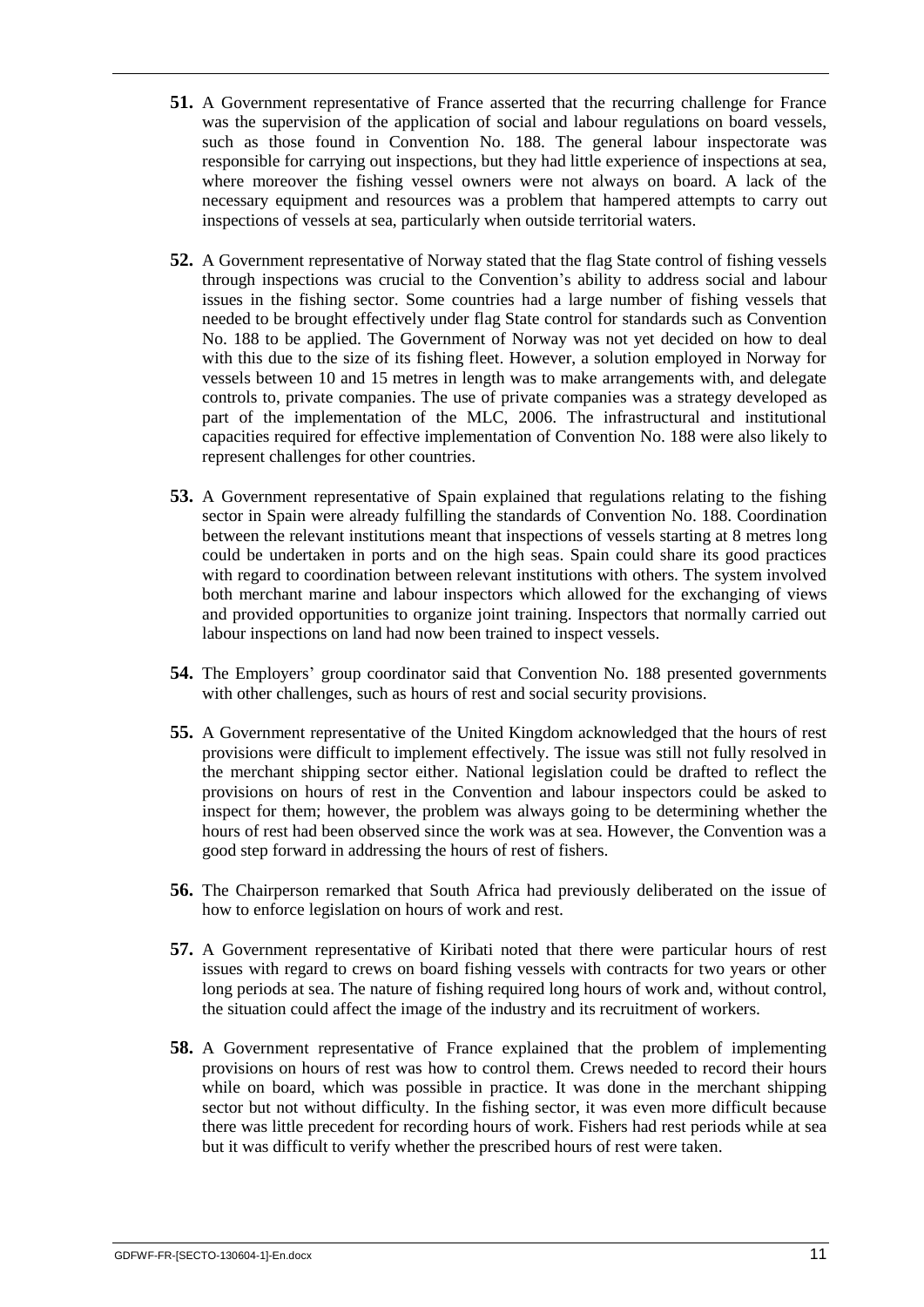**51.** A Government representative of France asserted that the recurring challenge for France was the supervision of the application of social and labour regulations on board vessels, such as those found in Convention No. 188. The general labour inspectorate was responsible for carrying out inspections, but they had little experience of inspections at sea, where moreover the fishing vessel owners were not always on board. A lack of the necessary equipment and resources was a problem that hampered attempts to carry out inspections of vessels at sea, particularly when outside territorial waters.

**52.** A Government representative of Norway stated that the flag State control of fishing vessels through inspections was crucial to the Convention's ability to address social and labour issues in the fishing sector. Some countries had a large number of fishing vessels that needed to be brought effectively under flag State control for standards such as Convention No. 188 to be applied. The Government of Norway was not yet decided on how to deal with this due to the size of its fishing fleet. However, a solution employed in Norway for vessels between 10 and 15 metres in length was to make arrangements with, and delegate controls to, private companies. The use of private companies was a strategy developed as part of the implementation of the MLC, 2006. The infrastructural and institutional capacities required for effective implementation of Convention No. 188 were also likely to represent challenges for other countries.

**53.** A Government representative of Spain explained that regulations relating to the fishing sector in Spain were already fulfilling the standards of Convention No. 188. Coordination between the relevant institutions meant that inspections of vessels starting at 8 metres long could be undertaken in ports and on the high seas. Spain could share its good practices with regard to coordination between relevant institutions with others. The system involved both merchant marine and labour inspectors which allowed for the exchanging of views and provided opportunities to organize joint training. Inspectors that normally carried out labour inspections on land had now been trained to inspect vessels.

**54.** The Employers' group coordinator said that Convention No. 188 presented governments with other challenges, such as hours of rest and social security provisions.

**55.** A Government representative of the United Kingdom acknowledged that the hours of rest provisions were difficult to implement effectively. The issue was still not fully resolved in the merchant shipping sector either. National legislation could be drafted to reflect the provisions on hours of rest in the Convention and labour inspectors could be asked to inspect for them; however, the problem was always going to be determining whether the hours of rest had been observed since the work was at sea. However, the Convention was a good step forward in addressing the hours of rest of fishers.

**56.** The Chairperson remarked that South Africa had previously deliberated on the issue of how to enforce legislation on hours of work and rest.

**57.** A Government representative of Kiribati noted that there were particular hours of rest issues with regard to crews on board fishing vessels with contracts for two years or other long periods at sea. The nature of fishing required long hours of work and, without control, the situation could affect the image of the industry and its recruitment of workers.

**58.** A Government representative of France explained that the problem of implementing provisions on hours of rest was how to control them. Crews needed to record their hours while on board, which was possible in practice. It was done in the merchant shipping sector but not without difficulty. In the fishing sector, it was even more difficult because there was little precedent for recording hours of work. Fishers had rest periods while at sea but it was difficult to verify whether the prescribed hours of rest were taken.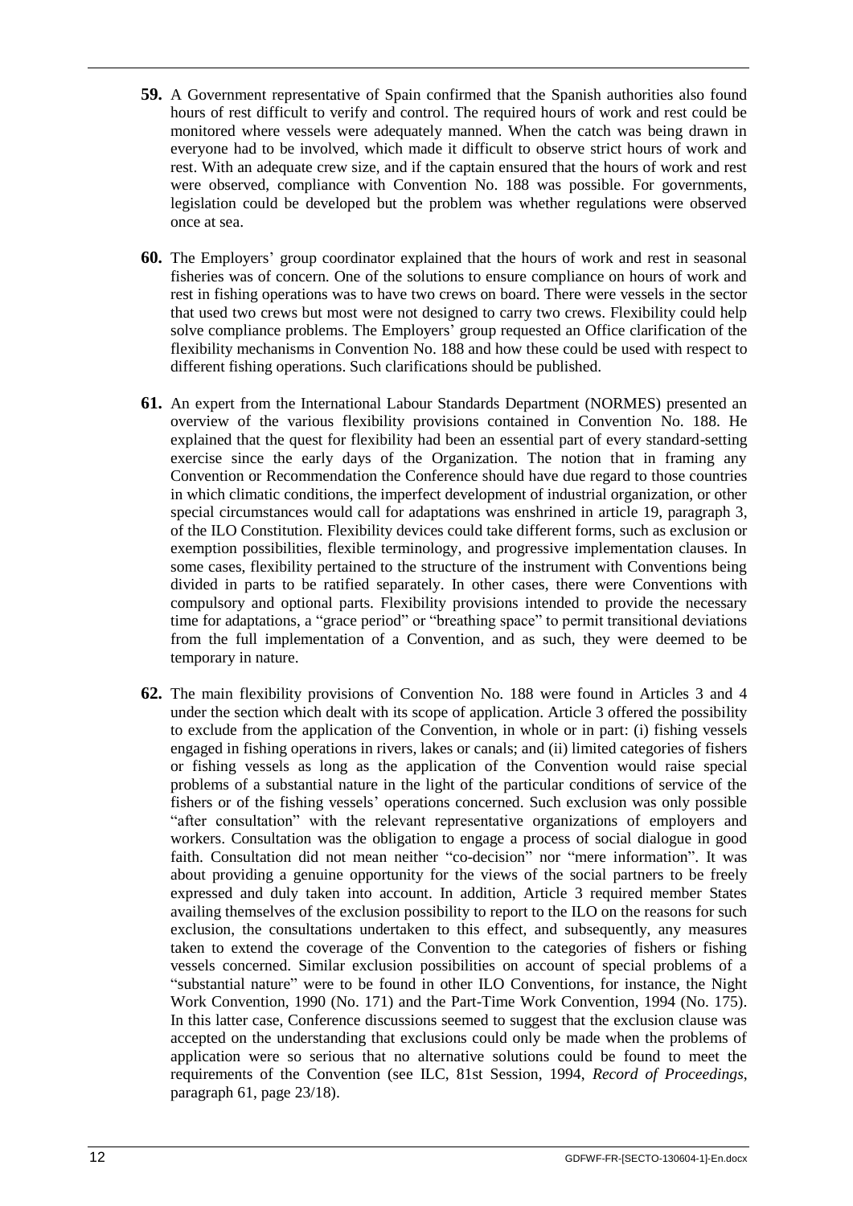**59.** A Government representative of Spain confirmed that the Spanish authorities also found hours of rest difficult to verify and control. The required hours of work and rest could be monitored where vessels were adequately manned. When the catch was being drawn in everyone had to be involved, which made it difficult to observe strict hours of work and rest. With an adequate crew size, and if the captain ensured that the hours of work and rest were observed, compliance with Convention No. 188 was possible. For governments, legislation could be developed but the problem was whether regulations were observed once at sea.

**60.** The Employers' group coordinator explained that the hours of work and rest in seasonal fisheries was of concern. One of the solutions to ensure compliance on hours of work and rest in fishing operations was to have two crews on board. There were vessels in the sector that used two crews but most were not designed to carry two crews. Flexibility could help solve compliance problems. The Employers' group requested an Office clarification of the flexibility mechanisms in Convention No. 188 and how these could be used with respect to different fishing operations. Such clarifications should be published.

**61.** An expert from the International Labour Standards Department (NORMES) presented an overview of the various flexibility provisions contained in Convention No. 188. He explained that the quest for flexibility had been an essential part of every standard-setting exercise since the early days of the Organization. The notion that in framing any Convention or Recommendation the Conference should have due regard to those countries in which climatic conditions, the imperfect development of industrial organization, or other special circumstances would call for adaptations was enshrined in article 19, paragraph 3, of the ILO Constitution. Flexibility devices could take different forms, such as exclusion or exemption possibilities, flexible terminology, and progressive implementation clauses. In some cases, flexibility pertained to the structure of the instrument with Conventions being divided in parts to be ratified separately. In other cases, there were Conventions with compulsory and optional parts. Flexibility provisions intended to provide the necessary time for adaptations, a "grace period" or "breathing space" to permit transitional deviations from the full implementation of a Convention, and as such, they were deemed to be temporary in nature.

**62.** The main flexibility provisions of Convention No. 188 were found in Articles 3 and 4 under the section which dealt with its scope of application. Article 3 offered the possibility to exclude from the application of the Convention, in whole or in part: (i) fishing vessels engaged in fishing operations in rivers, lakes or canals; and (ii) limited categories of fishers or fishing vessels as long as the application of the Convention would raise special problems of a substantial nature in the light of the particular conditions of service of the fishers or of the fishing vessels' operations concerned. Such exclusion was only possible "after consultation" with the relevant representative organizations of employers and workers. Consultation was the obligation to engage a process of social dialogue in good faith. Consultation did not mean neither "co-decision" nor "mere information". It was about providing a genuine opportunity for the views of the social partners to be freely expressed and duly taken into account. In addition, Article 3 required member States availing themselves of the exclusion possibility to report to the ILO on the reasons for such exclusion, the consultations undertaken to this effect, and subsequently, any measures taken to extend the coverage of the Convention to the categories of fishers or fishing vessels concerned. Similar exclusion possibilities on account of special problems of a "substantial nature" were to be found in other ILO Conventions, for instance, the Night Work Convention, 1990 (No. 171) and the Part-Time Work Convention, 1994 (No. 175). In this latter case, Conference discussions seemed to suggest that the exclusion clause was accepted on the understanding that exclusions could only be made when the problems of application were so serious that no alternative solutions could be found to meet the requirements of the Convention (see ILC, 81st Session, 1994, *Record of Proceedings*, paragraph 61, page 23/18).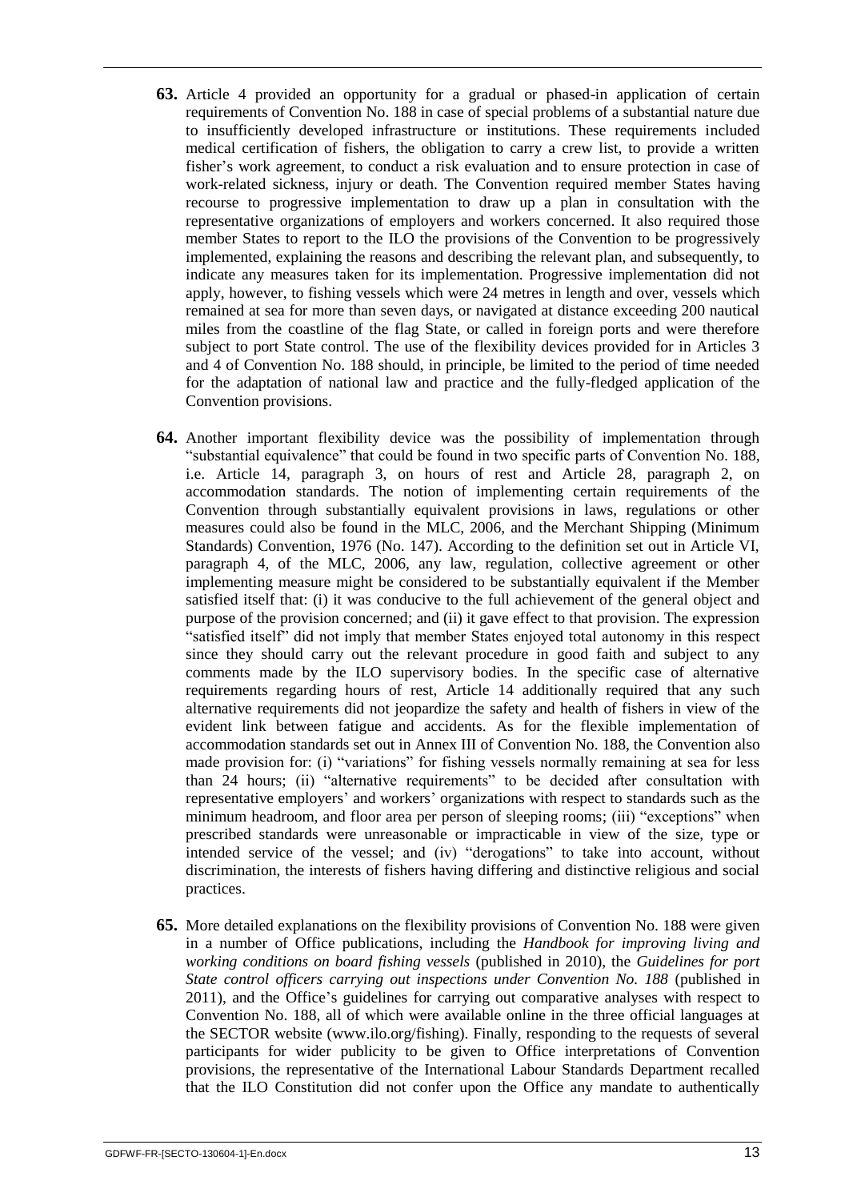**63.** Article 4 provided an opportunity for a gradual or phased-in application of certain requirements of Convention No. 188 in case of special problems of a substantial nature due to insufficiently developed infrastructure or institutions. These requirements included medical certification of fishers, the obligation to carry a crew list, to provide a written fisher's work agreement, to conduct a risk evaluation and to ensure protection in case of work-related sickness, injury or death. The Convention required member States having recourse to progressive implementation to draw up a plan in consultation with the representative organizations of employers and workers concerned. It also required those member States to report to the ILO the provisions of the Convention to be progressively implemented, explaining the reasons and describing the relevant plan, and subsequently, to indicate any measures taken for its implementation. Progressive implementation did not apply, however, to fishing vessels which were 24 metres in length and over, vessels which remained at sea for more than seven days, or navigated at distance exceeding 200 nautical miles from the coastline of the flag State, or called in foreign ports and were therefore subject to port State control. The use of the flexibility devices provided for in Articles 3 and 4 of Convention No. 188 should, in principle, be limited to the period of time needed for the adaptation of national law and practice and the fully-fledged application of the Convention provisions.

**64.** Another important flexibility device was the possibility of implementation through "substantial equivalence" that could be found in two specific parts of Convention No. 188, i.e. Article 14, paragraph 3, on hours of rest and Article 28, paragraph 2, on accommodation standards. The notion of implementing certain requirements of the Convention through substantially equivalent provisions in laws, regulations or other measures could also be found in the MLC, 2006, and the Merchant Shipping (Minimum Standards) Convention, 1976 (No. 147). According to the definition set out in Article VI, paragraph 4, of the MLC, 2006, any law, regulation, collective agreement or other implementing measure might be considered to be substantially equivalent if the Member satisfied itself that: (i) it was conducive to the full achievement of the general object and purpose of the provision concerned; and (ii) it gave effect to that provision. The expression "satisfied itself" did not imply that member States enjoyed total autonomy in this respect since they should carry out the relevant procedure in good faith and subject to any comments made by the ILO supervisory bodies. In the specific case of alternative requirements regarding hours of rest, Article 14 additionally required that any such alternative requirements did not jeopardize the safety and health of fishers in view of the evident link between fatigue and accidents. As for the flexible implementation of accommodation standards set out in Annex III of Convention No. 188, the Convention also made provision for: (i) "variations" for fishing vessels normally remaining at sea for less than 24 hours; (ii) "alternative requirements" to be decided after consultation with representative employers' and workers' organizations with respect to standards such as the minimum headroom, and floor area per person of sleeping rooms; (iii) "exceptions" when prescribed standards were unreasonable or impracticable in view of the size, type or intended service of the vessel; and (iv) "derogations" to take into account, without discrimination, the interests of fishers having differing and distinctive religious and social practices.

**65.** More detailed explanations on the flexibility provisions of Convention No. 188 were given in a number of Office publications, including the *Handbook for improving living and working conditions on board fishing vessels* (published in 2010), the *Guidelines for port State control officers carrying out inspections under Convention No. 188* (published in 2011), and the Office's guidelines for carrying out comparative analyses with respect to Convention No. 188, all of which were available online in the three official languages at the SECTOR website (www.ilo.org/fishing). Finally, responding to the requests of several participants for wider publicity to be given to Office interpretations of Convention provisions, the representative of the International Labour Standards Department recalled that the ILO Constitution did not confer upon the Office any mandate to authentically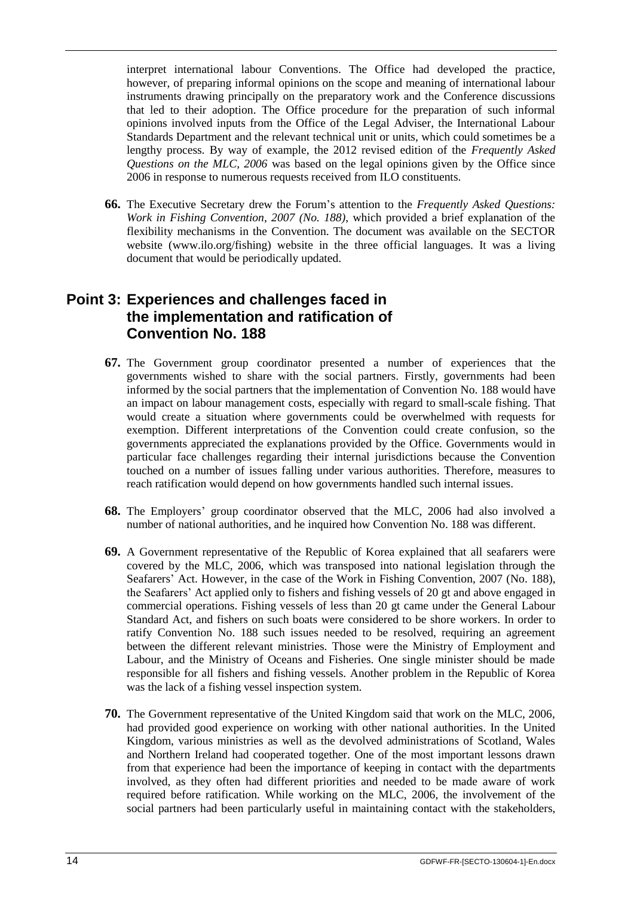interpret international labour Conventions. The Office had developed the practice, however, of preparing informal opinions on the scope and meaning of international labour instruments drawing principally on the preparatory work and the Conference discussions that led to their adoption. The Office procedure for the preparation of such informal opinions involved inputs from the Office of the Legal Adviser, the International Labour Standards Department and the relevant technical unit or units, which could sometimes be a lengthy process. By way of example, the 2012 revised edition of the *Frequently Asked Questions on the MLC, 2006* was based on the legal opinions given by the Office since 2006 in response to numerous requests received from ILO constituents.

**66.** The Executive Secretary drew the Forum's attention to the *Frequently Asked Questions: Work in Fishing Convention, 2007 (No. 188)*, which provided a brief explanation of the flexibility mechanisms in the Convention. The document was available on the SECTOR website (www.ilo.org/fishing) website in the three official languages. It was a living document that would be periodically updated.

## Point 3: Experiences and challenges faced in the implementation and ratification of Convention No. 188

**67.** The Government group coordinator presented a number of experiences that the governments wished to share with the social partners. Firstly, governments had been informed by the social partners that the implementation of Convention No. 188 would have an impact on labour management costs, especially with regard to small-scale fishing. That would create a situation where governments could be overwhelmed with requests for exemption. Different interpretations of the Convention could create confusion, so the governments appreciated the explanations provided by the Office. Governments would in particular face challenges regarding their internal jurisdictions because the Convention touched on a number of issues falling under various authorities. Therefore, measures to reach ratification would depend on how governments handled such internal issues.

**68.** The Employers' group coordinator observed that the MLC, 2006 had also involved a number of national authorities, and he inquired how Convention No. 188 was different.

**69.** A Government representative of the Republic of Korea explained that all seafarers were covered by the MLC, 2006, which was transposed into national legislation through the Seafarers' Act. However, in the case of the Work in Fishing Convention, 2007 (No. 188), the Seafarers' Act applied only to fishers and fishing vessels of 20 gt and above engaged in commercial operations. Fishing vessels of less than 20 gt came under the General Labour Standard Act, and fishers on such boats were considered to be shore workers. In order to ratify Convention No. 188 such issues needed to be resolved, requiring an agreement between the different relevant ministries. Those were the Ministry of Employment and Labour, and the Ministry of Oceans and Fisheries. One single minister should be made responsible for all fishers and fishing vessels. Another problem in the Republic of Korea was the lack of a fishing vessel inspection system.

**70.** The Government representative of the United Kingdom said that work on the MLC, 2006, had provided good experience on working with other national authorities. In the United Kingdom, various ministries as well as the devolved administrations of Scotland, Wales and Northern Ireland had cooperated together. One of the most important lessons drawn from that experience had been the importance of keeping in contact with the departments involved, as they often had different priorities and needed to be made aware of work required before ratification. While working on the MLC, 2006, the involvement of the social partners had been particularly useful in maintaining contact with the stakeholders,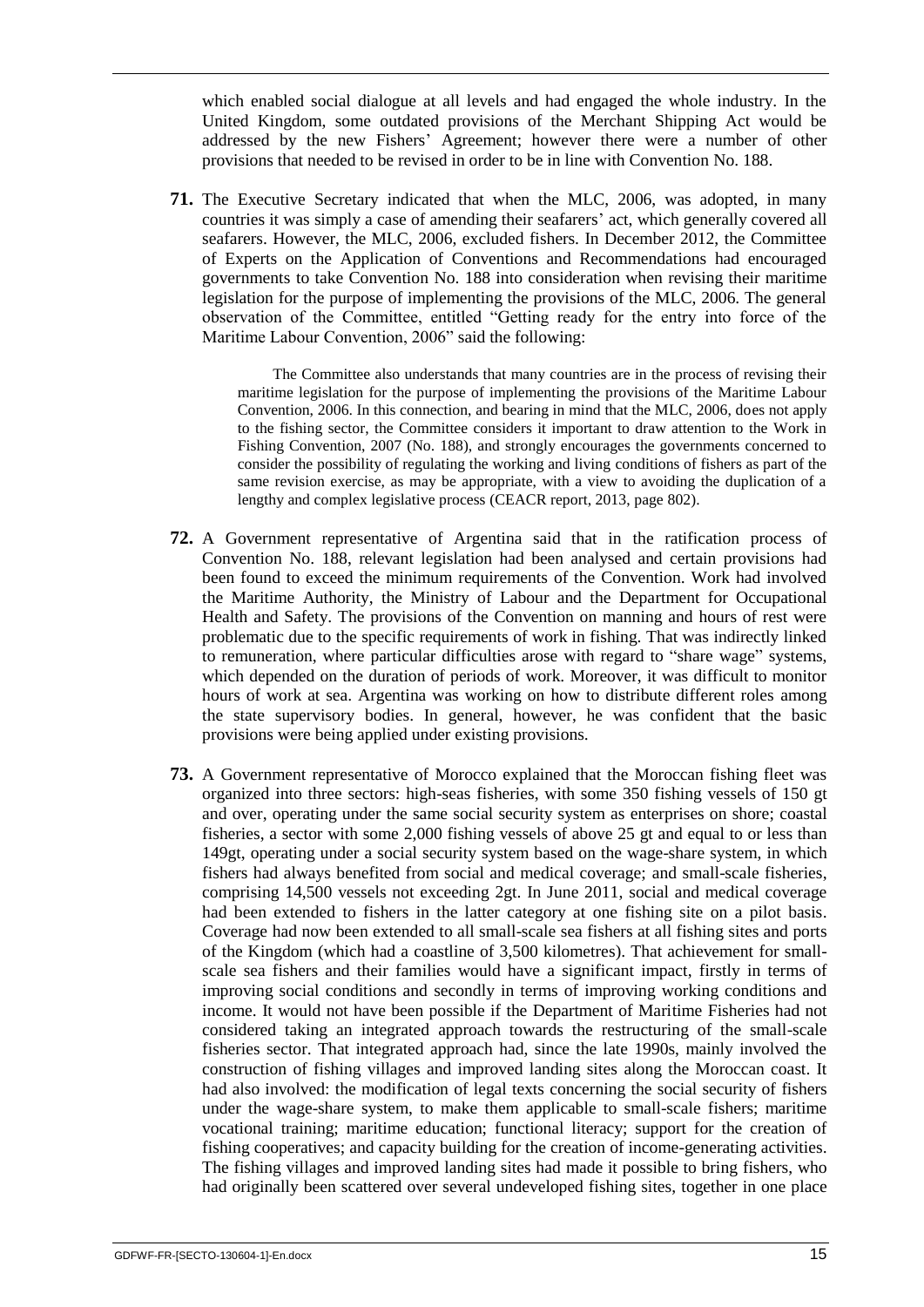which enabled social dialogue at all levels and had engaged the whole industry. In the United Kingdom, some outdated provisions of the Merchant Shipping Act would be addressed by the new Fishers' Agreement; however there were a number of other provisions that needed to be revised in order to be in line with Convention No. 188.

**71.** The Executive Secretary indicated that when the MLC, 2006, was adopted, in many countries it was simply a case of amending their seafarers' act, which generally covered all seafarers. However, the MLC, 2006, excluded fishers. In December 2012, the Committee of Experts on the Application of Conventions and Recommendations had encouraged governments to take Convention No. 188 into consideration when revising their maritime legislation for the purpose of implementing the provisions of the MLC, 2006. The general observation of the Committee, entitled "Getting ready for the entry into force of the Maritime Labour Convention, 2006" said the following:

> The Committee also understands that many countries are in the process of revising their maritime legislation for the purpose of implementing the provisions of the Maritime Labour Convention, 2006. In this connection, and bearing in mind that the MLC, 2006, does not apply to the fishing sector, the Committee considers it important to draw attention to the Work in Fishing Convention, 2007 (No. 188), and strongly encourages the governments concerned to consider the possibility of regulating the working and living conditions of fishers as part of the same revision exercise, as may be appropriate, with a view to avoiding the duplication of a lengthy and complex legislative process (CEACR report, 2013, page 802).

**72.** A Government representative of Argentina said that in the ratification process of Convention No. 188, relevant legislation had been analysed and certain provisions had been found to exceed the minimum requirements of the Convention. Work had involved the Maritime Authority, the Ministry of Labour and the Department for Occupational Health and Safety. The provisions of the Convention on manning and hours of rest were problematic due to the specific requirements of work in fishing. That was indirectly linked to remuneration, where particular difficulties arose with regard to "share wage" systems, which depended on the duration of periods of work. Moreover, it was difficult to monitor hours of work at sea. Argentina was working on how to distribute different roles among the state supervisory bodies. In general, however, he was confident that the basic provisions were being applied under existing provisions.

**73.** A Government representative of Morocco explained that the Moroccan fishing fleet was organized into three sectors: high-seas fisheries, with some 350 fishing vessels of 150 gt and over, operating under the same social security system as enterprises on shore; coastal fisheries, a sector with some 2,000 fishing vessels of above 25 gt and equal to or less than 149gt, operating under a social security system based on the wage-share system, in which fishers had always benefited from social and medical coverage; and small-scale fisheries, comprising 14,500 vessels not exceeding 2gt. In June 2011, social and medical coverage had been extended to fishers in the latter category at one fishing site on a pilot basis. Coverage had now been extended to all small-scale sea fishers at all fishing sites and ports of the Kingdom (which had a coastline of 3,500 kilometres). That achievement for small-scale sea fishers and their families would have a significant impact, firstly in terms of improving social conditions and secondly in terms of improving working conditions and income. It would not have been possible if the Department of Maritime Fisheries had not considered taking an integrated approach towards the restructuring of the small-scale fisheries sector. That integrated approach had, since the late 1990s, mainly involved the construction of fishing villages and improved landing sites along the Moroccan coast. It had also involved: the modification of legal texts concerning the social security of fishers under the wage-share system, to make them applicable to small-scale fishers; maritime vocational training; maritime education; functional literacy; support for the creation of fishing cooperatives; and capacity building for the creation of income-generating activities. The fishing villages and improved landing sites had made it possible to bring fishers, who had originally been scattered over several undeveloped fishing sites, together in one place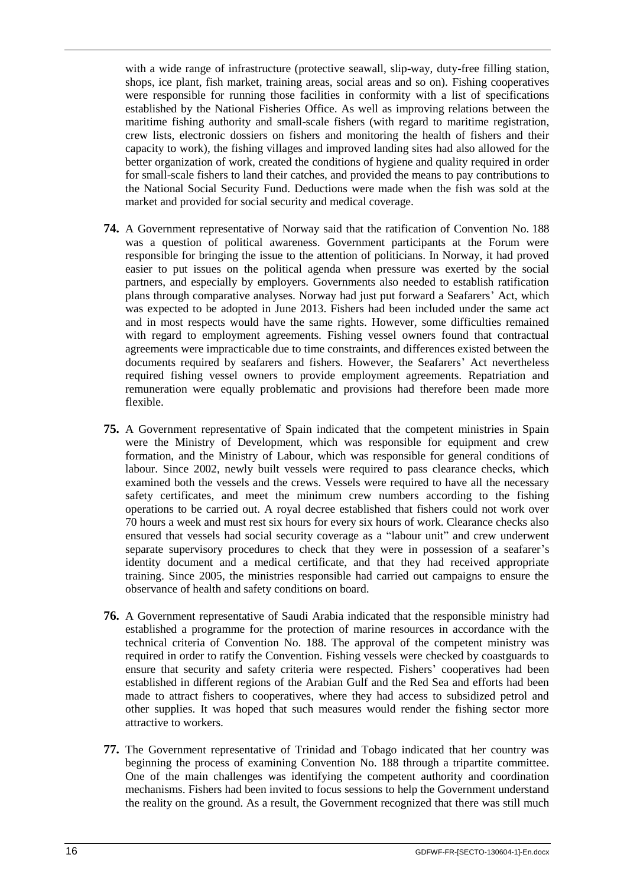with a wide range of infrastructure (protective seawall, slip-way, duty-free filling station, shops, ice plant, fish market, training areas, social areas and so on). Fishing cooperatives were responsible for running those facilities in conformity with a list of specifications established by the National Fisheries Office. As well as improving relations between the maritime fishing authority and small-scale fishers (with regard to maritime registration, crew lists, electronic dossiers on fishers and monitoring the health of fishers and their capacity to work), the fishing villages and improved landing sites had also allowed for the better organization of work, created the conditions of hygiene and quality required in order for small-scale fishers to land their catches, and provided the means to pay contributions to the National Social Security Fund. Deductions were made when the fish was sold at the market and provided for social security and medical coverage.

**74.** A Government representative of Norway said that the ratification of Convention No. 188 was a question of political awareness. Government participants at the Forum were responsible for bringing the issue to the attention of politicians. In Norway, it had proved easier to put issues on the political agenda when pressure was exerted by the social partners, and especially by employers. Governments also needed to establish ratification plans through comparative analyses. Norway had just put forward a Seafarers' Act, which was expected to be adopted in June 2013. Fishers had been included under the same act and in most respects would have the same rights. However, some difficulties remained with regard to employment agreements. Fishing vessel owners found that contractual agreements were impracticable due to time constraints, and differences existed between the documents required by seafarers and fishers. However, the Seafarers' Act nevertheless required fishing vessel owners to provide employment agreements. Repatriation and remuneration were equally problematic and provisions had therefore been made more flexible.

**75.** A Government representative of Spain indicated that the competent ministries in Spain were the Ministry of Development, which was responsible for equipment and crew formation, and the Ministry of Labour, which was responsible for general conditions of labour. Since 2002, newly built vessels were required to pass clearance checks, which examined both the vessels and the crews. Vessels were required to have all the necessary safety certificates, and meet the minimum crew numbers according to the fishing operations to be carried out. A royal decree established that fishers could not work over 70 hours a week and must rest six hours for every six hours of work. Clearance checks also ensured that vessels had social security coverage as a "labour unit" and crew underwent separate supervisory procedures to check that they were in possession of a seafarer's identity document and a medical certificate, and that they had received appropriate training. Since 2005, the ministries responsible had carried out campaigns to ensure the observance of health and safety conditions on board.

**76.** A Government representative of Saudi Arabia indicated that the responsible ministry had established a programme for the protection of marine resources in accordance with the technical criteria of Convention No. 188. The approval of the competent ministry was required in order to ratify the Convention. Fishing vessels were checked by coastguards to ensure that security and safety criteria were respected. Fishers' cooperatives had been established in different regions of the Arabian Gulf and the Red Sea and efforts had been made to attract fishers to cooperatives, where they had access to subsidized petrol and other supplies. It was hoped that such measures would render the fishing sector more attractive to workers.

**77.** The Government representative of Trinidad and Tobago indicated that her country was beginning the process of examining Convention No. 188 through a tripartite committee. One of the main challenges was identifying the competent authority and coordination mechanisms. Fishers had been invited to focus sessions to help the Government understand the reality on the ground. As a result, the Government recognized that there was still much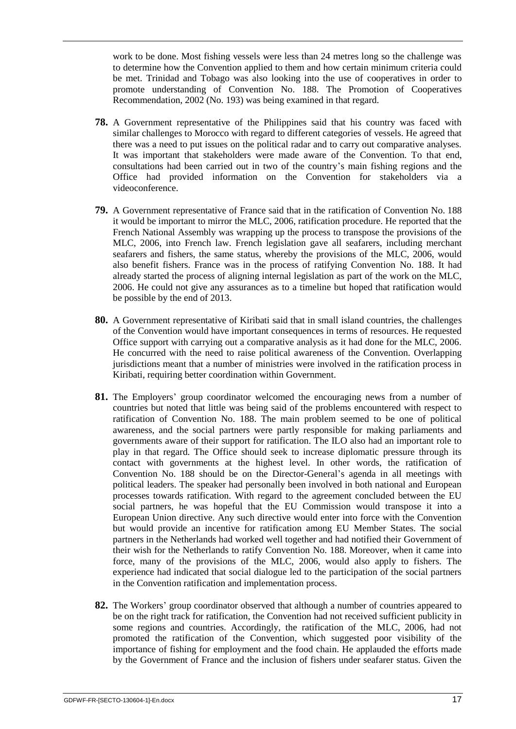work to be done. Most fishing vessels were less than 24 metres long so the challenge was to determine how the Convention applied to them and how certain minimum criteria could be met. Trinidad and Tobago was also looking into the use of cooperatives in order to promote understanding of Convention No. 188. The Promotion of Cooperatives Recommendation, 2002 (No. 193) was being examined in that regard.

**78.** A Government representative of the Philippines said that his country was faced with similar challenges to Morocco with regard to different categories of vessels. He agreed that there was a need to put issues on the political radar and to carry out comparative analyses. It was important that stakeholders were made aware of the Convention. To that end, consultations had been carried out in two of the country's main fishing regions and the Office had provided information on the Convention for stakeholders via a videoconference.

**79.** A Government representative of France said that in the ratification of Convention No. 188 it would be important to mirror the MLC, 2006, ratification procedure. He reported that the French National Assembly was wrapping up the process to transpose the provisions of the MLC, 2006, into French law. French legislation gave all seafarers, including merchant seafarers and fishers, the same status, whereby the provisions of the MLC, 2006, would also benefit fishers. France was in the process of ratifying Convention No. 188. It had already started the process of aligning internal legislation as part of the work on the MLC, 2006. He could not give any assurances as to a timeline but hoped that ratification would be possible by the end of 2013.

**80.** A Government representative of Kiribati said that in small island countries, the challenges of the Convention would have important consequences in terms of resources. He requested Office support with carrying out a comparative analysis as it had done for the MLC, 2006. He concurred with the need to raise political awareness of the Convention. Overlapping jurisdictions meant that a number of ministries were involved in the ratification process in Kiribati, requiring better coordination within Government.

**81.** The Employers' group coordinator welcomed the encouraging news from a number of countries but noted that little was being said of the problems encountered with respect to ratification of Convention No. 188. The main problem seemed to be one of political awareness, and the social partners were partly responsible for making parliaments and governments aware of their support for ratification. The ILO also had an important role to play in that regard. The Office should seek to increase diplomatic pressure through its contact with governments at the highest level. In other words, the ratification of Convention No. 188 should be on the Director-General's agenda in all meetings with political leaders. The speaker had personally been involved in both national and European processes towards ratification. With regard to the agreement concluded between the EU social partners, he was hopeful that the EU Commission would transpose it into a European Union directive. Any such directive would enter into force with the Convention but would provide an incentive for ratification among EU Member States. The social partners in the Netherlands had worked well together and had notified their Government of their wish for the Netherlands to ratify Convention No. 188. Moreover, when it came into force, many of the provisions of the MLC, 2006, would also apply to fishers. The experience had indicated that social dialogue led to the participation of the social partners in the Convention ratification and implementation process.

**82.** The Workers' group coordinator observed that although a number of countries appeared to be on the right track for ratification, the Convention had not received sufficient publicity in some regions and countries. Accordingly, the ratification of the MLC, 2006, had not promoted the ratification of the Convention, which suggested poor visibility of the importance of fishing for employment and the food chain. He applauded the efforts made by the Government of France and the inclusion of fishers under seafarer status. Given the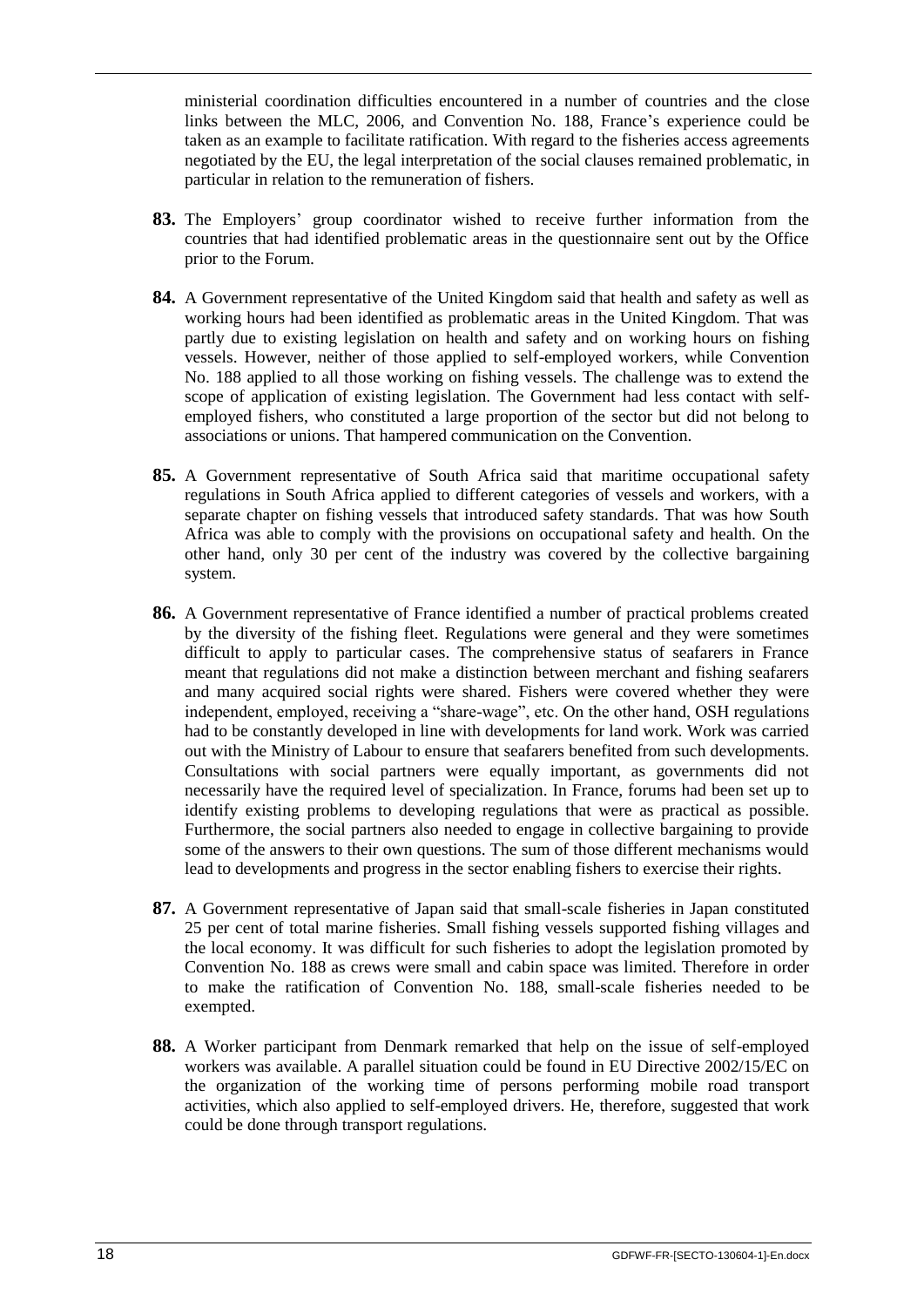ministerial coordination difficulties encountered in a number of countries and the close links between the MLC, 2006, and Convention No. 188, France's experience could be taken as an example to facilitate ratification. With regard to the fisheries access agreements negotiated by the EU, the legal interpretation of the social clauses remained problematic, in particular in relation to the remuneration of fishers.

**83.** The Employers' group coordinator wished to receive further information from the countries that had identified problematic areas in the questionnaire sent out by the Office prior to the Forum.

**84.** A Government representative of the United Kingdom said that health and safety as well as working hours had been identified as problematic areas in the United Kingdom. That was partly due to existing legislation on health and safety and on working hours on fishing vessels. However, neither of those applied to self-employed workers, while Convention No. 188 applied to all those working on fishing vessels. The challenge was to extend the scope of application of existing legislation. The Government had less contact with self-employed fishers, who constituted a large proportion of the sector but did not belong to associations or unions. That hampered communication on the Convention.

**85.** A Government representative of South Africa said that maritime occupational safety regulations in South Africa applied to different categories of vessels and workers, with a separate chapter on fishing vessels that introduced safety standards. That was how South Africa was able to comply with the provisions on occupational safety and health. On the other hand, only 30 per cent of the industry was covered by the collective bargaining system.

**86.** A Government representative of France identified a number of practical problems created by the diversity of the fishing fleet. Regulations were general and they were sometimes difficult to apply to particular cases. The comprehensive status of seafarers in France meant that regulations did not make a distinction between merchant and fishing seafarers and many acquired social rights were shared. Fishers were covered whether they were independent, employed, receiving a "share-wage", etc. On the other hand, OSH regulations had to be constantly developed in line with developments for land work. Work was carried out with the Ministry of Labour to ensure that seafarers benefited from such developments. Consultations with social partners were equally important, as governments did not necessarily have the required level of specialization. In France, forums had been set up to identify existing problems to developing regulations that were as practical as possible. Furthermore, the social partners also needed to engage in collective bargaining to provide some of the answers to their own questions. The sum of those different mechanisms would lead to developments and progress in the sector enabling fishers to exercise their rights.

**87.** A Government representative of Japan said that small-scale fisheries in Japan constituted 25 per cent of total marine fisheries. Small fishing vessels supported fishing villages and the local economy. It was difficult for such fisheries to adopt the legislation promoted by Convention No. 188 as crews were small and cabin space was limited. Therefore in order to make the ratification of Convention No. 188, small-scale fisheries needed to be exempted.

**88.** A Worker participant from Denmark remarked that help on the issue of self-employed workers was available. A parallel situation could be found in EU Directive 2002/15/EC on the organization of the working time of persons performing mobile road transport activities, which also applied to self-employed drivers. He, therefore, suggested that work could be done through transport regulations.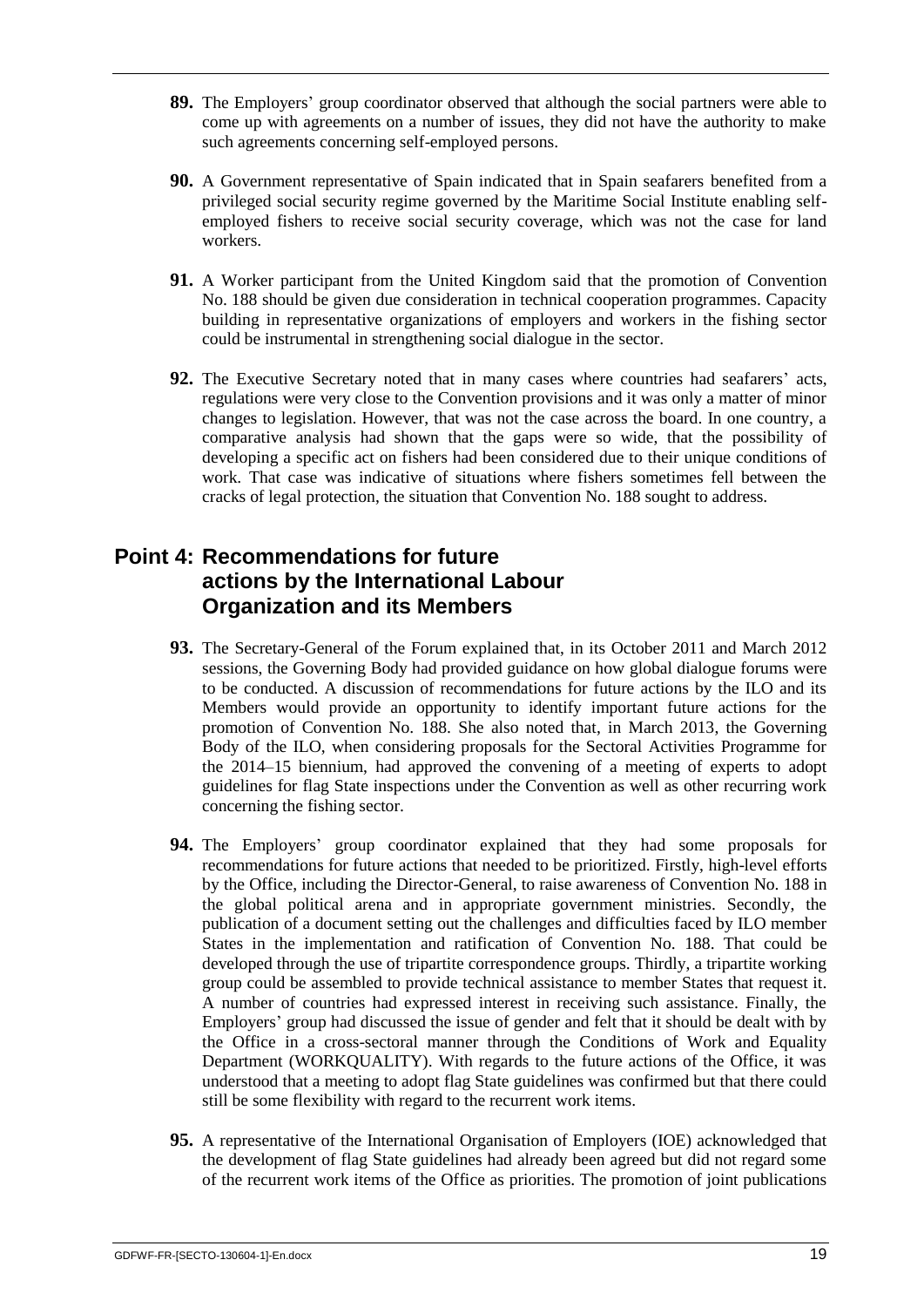**89.** The Employers' group coordinator observed that although the social partners were able to come up with agreements on a number of issues, they did not have the authority to make such agreements concerning self-employed persons.

**90.** A Government representative of Spain indicated that in Spain seafarers benefited from a privileged social security regime governed by the Maritime Social Institute enabling self-employed fishers to receive social security coverage, which was not the case for land workers.

**91.** A Worker participant from the United Kingdom said that the promotion of Convention No. 188 should be given due consideration in technical cooperation programmes. Capacity building in representative organizations of employers and workers in the fishing sector could be instrumental in strengthening social dialogue in the sector.

**92.** The Executive Secretary noted that in many cases where countries had seafarers' acts, regulations were very close to the Convention provisions and it was only a matter of minor changes to legislation. However, that was not the case across the board. In one country, a comparative analysis had shown that the gaps were so wide, that the possibility of developing a specific act on fishers had been considered due to their unique conditions of work. That case was indicative of situations where fishers sometimes fell between the cracks of legal protection, the situation that Convention No. 188 sought to address.

## Point 4: Recommendations for future actions by the International Labour Organization and its Members

**93.** The Secretary-General of the Forum explained that, in its October 2011 and March 2012 sessions, the Governing Body had provided guidance on how global dialogue forums were to be conducted. A discussion of recommendations for future actions by the ILO and its Members would provide an opportunity to identify important future actions for the promotion of Convention No. 188. She also noted that, in March 2013, the Governing Body of the ILO, when considering proposals for the Sectoral Activities Programme for the 2014–15 biennium, had approved the convening of a meeting of experts to adopt guidelines for flag State inspections under the Convention as well as other recurring work concerning the fishing sector.

**94.** The Employers' group coordinator explained that they had some proposals for recommendations for future actions that needed to be prioritized. Firstly, high-level efforts by the Office, including the Director-General, to raise awareness of Convention No. 188 in the global political arena and in appropriate government ministries. Secondly, the publication of a document setting out the challenges and difficulties faced by ILO member States in the implementation and ratification of Convention No. 188. That could be developed through the use of tripartite correspondence groups. Thirdly, a tripartite working group could be assembled to provide technical assistance to member States that request it. A number of countries had expressed interest in receiving such assistance. Finally, the Employers' group had discussed the issue of gender and felt that it should be dealt with by the Office in a cross-sectoral manner through the Conditions of Work and Equality Department (WORKQUALITY). With regards to the future actions of the Office, it was understood that a meeting to adopt flag State guidelines was confirmed but that there could still be some flexibility with regard to the recurrent work items.

**95.** A representative of the International Organisation of Employers (IOE) acknowledged that the development of flag State guidelines had already been agreed but did not regard some of the recurrent work items of the Office as priorities. The promotion of joint publications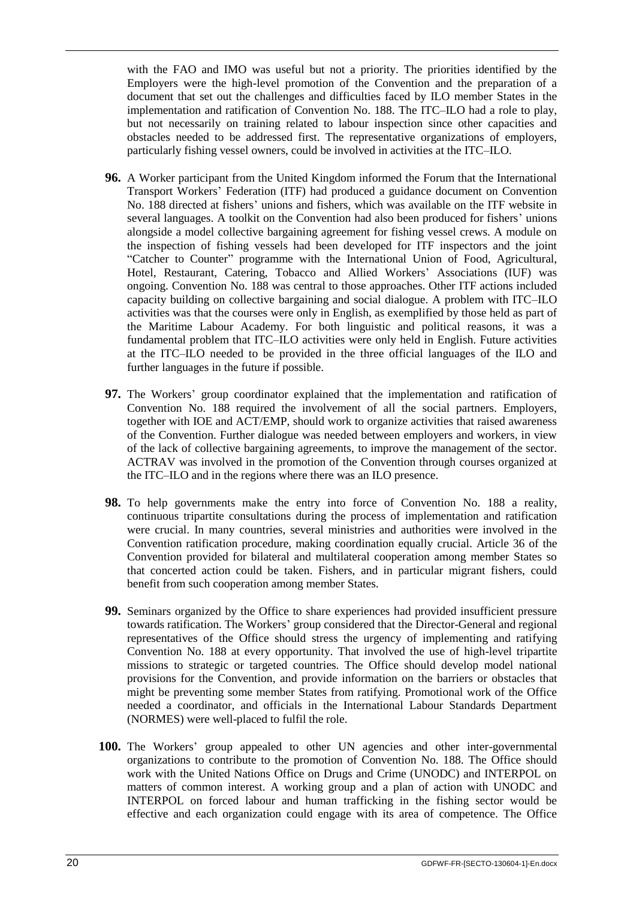with the FAO and IMO was useful but not a priority. The priorities identified by the Employers were the high-level promotion of the Convention and the preparation of a document that set out the challenges and difficulties faced by ILO member States in the implementation and ratification of Convention No. 188. The ITC–ILO had a role to play, but not necessarily on training related to labour inspection since other capacities and obstacles needed to be addressed first. The representative organizations of employers, particularly fishing vessel owners, could be involved in activities at the ITC–ILO.

**96.** A Worker participant from the United Kingdom informed the Forum that the International Transport Workers' Federation (ITF) had produced a guidance document on Convention No. 188 directed at fishers' unions and fishers, which was available on the ITF website in several languages. A toolkit on the Convention had also been produced for fishers' unions alongside a model collective bargaining agreement for fishing vessel crews. A module on the inspection of fishing vessels had been developed for ITF inspectors and the joint "Catcher to Counter" programme with the International Union of Food, Agricultural, Hotel, Restaurant, Catering, Tobacco and Allied Workers' Associations (IUF) was ongoing. Convention No. 188 was central to those approaches. Other ITF actions included capacity building on collective bargaining and social dialogue. A problem with ITC–ILO activities was that the courses were only in English, as exemplified by those held as part of the Maritime Labour Academy. For both linguistic and political reasons, it was a fundamental problem that ITC–ILO activities were only held in English. Future activities at the ITC–ILO needed to be provided in the three official languages of the ILO and further languages in the future if possible.

**97.** The Workers' group coordinator explained that the implementation and ratification of Convention No. 188 required the involvement of all the social partners. Employers, together with IOE and ACT/EMP, should work to organize activities that raised awareness of the Convention. Further dialogue was needed between employers and workers, in view of the lack of collective bargaining agreements, to improve the management of the sector. ACTRAV was involved in the promotion of the Convention through courses organized at the ITC–ILO and in the regions where there was an ILO presence.

**98.** To help governments make the entry into force of Convention No. 188 a reality, continuous tripartite consultations during the process of implementation and ratification were crucial. In many countries, several ministries and authorities were involved in the Convention ratification procedure, making coordination equally crucial. Article 36 of the Convention provided for bilateral and multilateral cooperation among member States so that concerted action could be taken. Fishers, and in particular migrant fishers, could benefit from such cooperation among member States.

**99.** Seminars organized by the Office to share experiences had provided insufficient pressure towards ratification. The Workers' group considered that the Director-General and regional representatives of the Office should stress the urgency of implementing and ratifying Convention No. 188 at every opportunity. That involved the use of high-level tripartite missions to strategic or targeted countries. The Office should develop model national provisions for the Convention, and provide information on the barriers or obstacles that might be preventing some member States from ratifying. Promotional work of the Office needed a coordinator, and officials in the International Labour Standards Department (NORMES) were well-placed to fulfil the role.

**100.** The Workers' group appealed to other UN agencies and other inter-governmental organizations to contribute to the promotion of Convention No. 188. The Office should work with the United Nations Office on Drugs and Crime (UNODC) and INTERPOL on matters of common interest. A working group and a plan of action with UNODC and INTERPOL on forced labour and human trafficking in the fishing sector would be effective and each organization could engage with its area of competence. The Office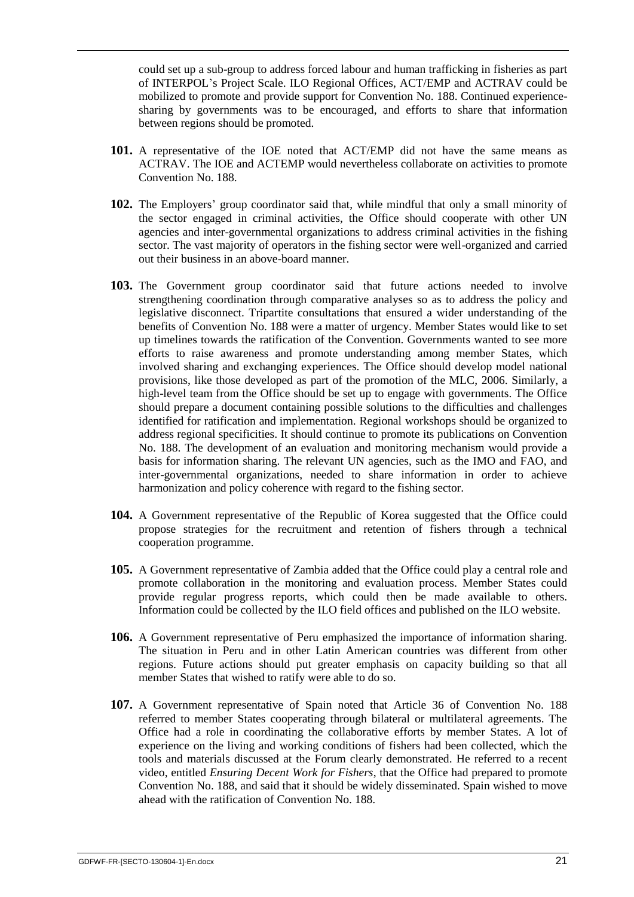could set up a sub-group to address forced labour and human trafficking in fisheries as part of INTERPOL's Project Scale. ILO Regional Offices, ACT/EMP and ACTRAV could be mobilized to promote and provide support for Convention No. 188. Continued experience-sharing by governments was to be encouraged, and efforts to share that information between regions should be promoted.

**101.** A representative of the IOE noted that ACT/EMP did not have the same means as ACTRAV. The IOE and ACTEMP would nevertheless collaborate on activities to promote Convention No. 188.

**102.** The Employers' group coordinator said that, while mindful that only a small minority of the sector engaged in criminal activities, the Office should cooperate with other UN agencies and inter-governmental organizations to address criminal activities in the fishing sector. The vast majority of operators in the fishing sector were well-organized and carried out their business in an above-board manner.

**103.** The Government group coordinator said that future actions needed to involve strengthening coordination through comparative analyses so as to address the policy and legislative disconnect. Tripartite consultations that ensured a wider understanding of the benefits of Convention No. 188 were a matter of urgency. Member States would like to set up timelines towards the ratification of the Convention. Governments wanted to see more efforts to raise awareness and promote understanding among member States, which involved sharing and exchanging experiences. The Office should develop model national provisions, like those developed as part of the promotion of the MLC, 2006. Similarly, a high-level team from the Office should be set up to engage with governments. The Office should prepare a document containing possible solutions to the difficulties and challenges identified for ratification and implementation. Regional workshops should be organized to address regional specificities. It should continue to promote its publications on Convention No. 188. The development of an evaluation and monitoring mechanism would provide a basis for information sharing. The relevant UN agencies, such as the IMO and FAO, and inter-governmental organizations, needed to share information in order to achieve harmonization and policy coherence with regard to the fishing sector.

**104.** A Government representative of the Republic of Korea suggested that the Office could propose strategies for the recruitment and retention of fishers through a technical cooperation programme.

**105.** A Government representative of Zambia added that the Office could play a central role and promote collaboration in the monitoring and evaluation process. Member States could provide regular progress reports, which could then be made available to others. Information could be collected by the ILO field offices and published on the ILO website.

**106.** A Government representative of Peru emphasized the importance of information sharing. The situation in Peru and in other Latin American countries was different from other regions. Future actions should put greater emphasis on capacity building so that all member States that wished to ratify were able to do so.

**107.** A Government representative of Spain noted that Article 36 of Convention No. 188 referred to member States cooperating through bilateral or multilateral agreements. The Office had a role in coordinating the collaborative efforts by member States. A lot of experience on the living and working conditions of fishers had been collected, which the tools and materials discussed at the Forum clearly demonstrated. He referred to a recent video, entitled *Ensuring Decent Work for Fishers*, that the Office had prepared to promote Convention No. 188, and said that it should be widely disseminated. Spain wished to move ahead with the ratification of Convention No. 188.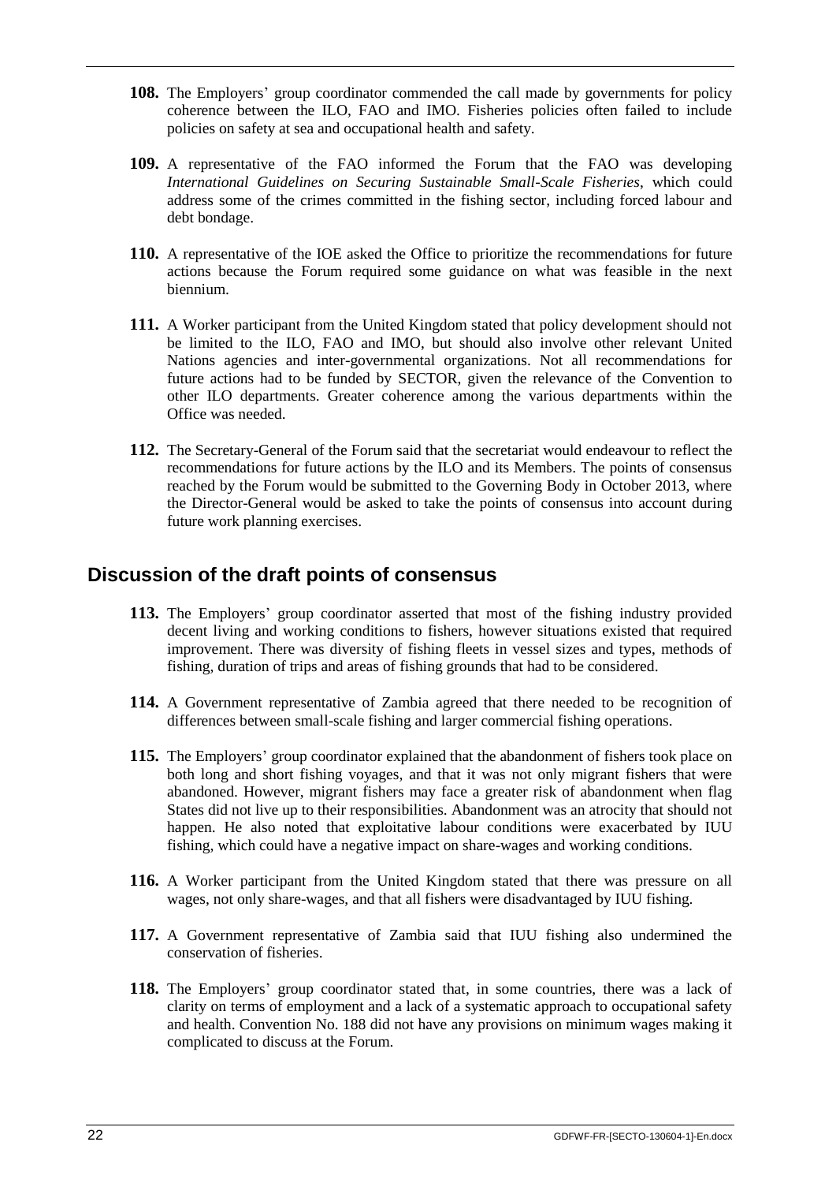**108.** The Employers' group coordinator commended the call made by governments for policy coherence between the ILO, FAO and IMO. Fisheries policies often failed to include policies on safety at sea and occupational health and safety.

**109.** A representative of the FAO informed the Forum that the FAO was developing *International Guidelines on Securing Sustainable Small-Scale Fisheries*, which could address some of the crimes committed in the fishing sector, including forced labour and debt bondage.

**110.** A representative of the IOE asked the Office to prioritize the recommendations for future actions because the Forum required some guidance on what was feasible in the next biennium.

**111.** A Worker participant from the United Kingdom stated that policy development should not be limited to the ILO, FAO and IMO, but should also involve other relevant United Nations agencies and inter-governmental organizations. Not all recommendations for future actions had to be funded by SECTOR, given the relevance of the Convention to other ILO departments. Greater coherence among the various departments within the Office was needed.

**112.** The Secretary-General of the Forum said that the secretariat would endeavour to reflect the recommendations for future actions by the ILO and its Members. The points of consensus reached by the Forum would be submitted to the Governing Body in October 2013, where the Director-General would be asked to take the points of consensus into account during future work planning exercises.

## Discussion of the draft points of consensus

**113.** The Employers' group coordinator asserted that most of the fishing industry provided decent living and working conditions to fishers, however situations existed that required improvement. There was diversity of fishing fleets in vessel sizes and types, methods of fishing, duration of trips and areas of fishing grounds that had to be considered.

**114.** A Government representative of Zambia agreed that there needed to be recognition of differences between small-scale fishing and larger commercial fishing operations.

**115.** The Employers' group coordinator explained that the abandonment of fishers took place on both long and short fishing voyages, and that it was not only migrant fishers that were abandoned. However, migrant fishers may face a greater risk of abandonment when flag States did not live up to their responsibilities. Abandonment was an atrocity that should not happen. He also noted that exploitative labour conditions were exacerbated by IUU fishing, which could have a negative impact on share-wages and working conditions.

**116.** A Worker participant from the United Kingdom stated that there was pressure on all wages, not only share-wages, and that all fishers were disadvantaged by IUU fishing.

**117.** A Government representative of Zambia said that IUU fishing also undermined the conservation of fisheries.

**118.** The Employers' group coordinator stated that, in some countries, there was a lack of clarity on terms of employment and a lack of a systematic approach to occupational safety and health. Convention No. 188 did not have any provisions on minimum wages making it complicated to discuss at the Forum.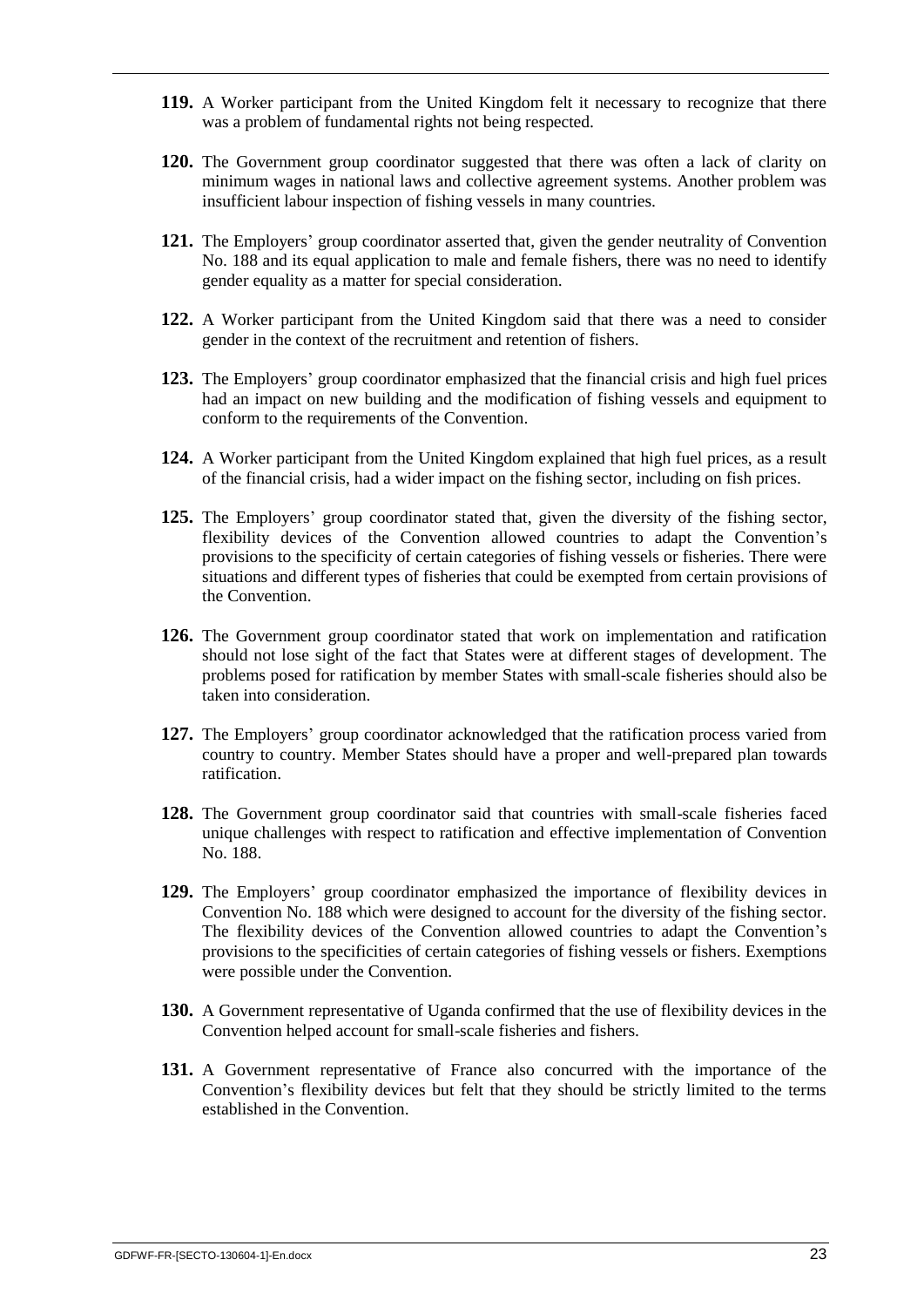**119.** A Worker participant from the United Kingdom felt it necessary to recognize that there was a problem of fundamental rights not being respected.

**120.** The Government group coordinator suggested that there was often a lack of clarity on minimum wages in national laws and collective agreement systems. Another problem was insufficient labour inspection of fishing vessels in many countries.

**121.** The Employers' group coordinator asserted that, given the gender neutrality of Convention No. 188 and its equal application to male and female fishers, there was no need to identify gender equality as a matter for special consideration.

**122.** A Worker participant from the United Kingdom said that there was a need to consider gender in the context of the recruitment and retention of fishers.

**123.** The Employers' group coordinator emphasized that the financial crisis and high fuel prices had an impact on new building and the modification of fishing vessels and equipment to conform to the requirements of the Convention.

**124.** A Worker participant from the United Kingdom explained that high fuel prices, as a result of the financial crisis, had a wider impact on the fishing sector, including on fish prices.

**125.** The Employers' group coordinator stated that, given the diversity of the fishing sector, flexibility devices of the Convention allowed countries to adapt the Convention's provisions to the specificity of certain categories of fishing vessels or fisheries. There were situations and different types of fisheries that could be exempted from certain provisions of the Convention.

**126.** The Government group coordinator stated that work on implementation and ratification should not lose sight of the fact that States were at different stages of development. The problems posed for ratification by member States with small-scale fisheries should also be taken into consideration.

**127.** The Employers' group coordinator acknowledged that the ratification process varied from country to country. Member States should have a proper and well-prepared plan towards ratification.

**128.** The Government group coordinator said that countries with small-scale fisheries faced unique challenges with respect to ratification and effective implementation of Convention No. 188.

**129.** The Employers' group coordinator emphasized the importance of flexibility devices in Convention No. 188 which were designed to account for the diversity of the fishing sector. The flexibility devices of the Convention allowed countries to adapt the Convention's provisions to the specificities of certain categories of fishing vessels or fishers. Exemptions were possible under the Convention.

**130.** A Government representative of Uganda confirmed that the use of flexibility devices in the Convention helped account for small-scale fisheries and fishers.

**131.** A Government representative of France also concurred with the importance of the Convention's flexibility devices but felt that they should be strictly limited to the terms established in the Convention.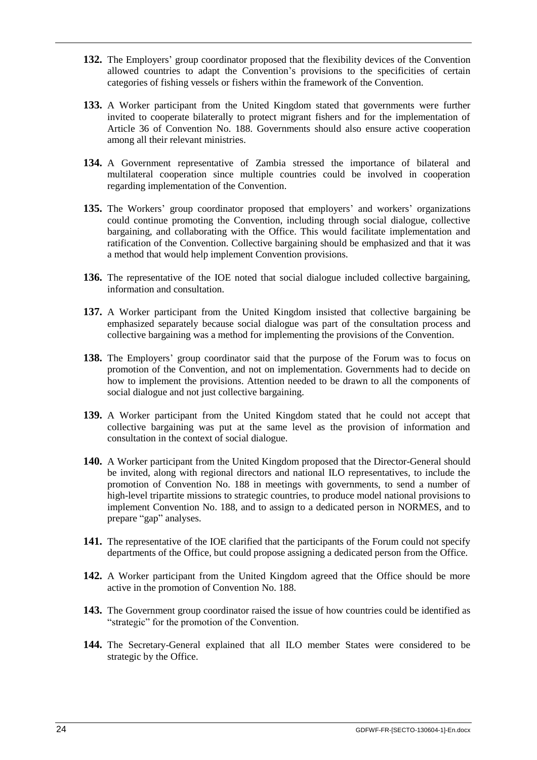**132.** The Employers' group coordinator proposed that the flexibility devices of the Convention allowed countries to adapt the Convention's provisions to the specificities of certain categories of fishing vessels or fishers within the framework of the Convention.

**133.** A Worker participant from the United Kingdom stated that governments were further invited to cooperate bilaterally to protect migrant fishers and for the implementation of Article 36 of Convention No. 188. Governments should also ensure active cooperation among all their relevant ministries.

**134.** A Government representative of Zambia stressed the importance of bilateral and multilateral cooperation since multiple countries could be involved in cooperation regarding implementation of the Convention.

**135.** The Workers' group coordinator proposed that employers' and workers' organizations could continue promoting the Convention, including through social dialogue, collective bargaining, and collaborating with the Office. This would facilitate implementation and ratification of the Convention. Collective bargaining should be emphasized and that it was a method that would help implement Convention provisions.

**136.** The representative of the IOE noted that social dialogue included collective bargaining, information and consultation.

**137.** A Worker participant from the United Kingdom insisted that collective bargaining be emphasized separately because social dialogue was part of the consultation process and collective bargaining was a method for implementing the provisions of the Convention.

**138.** The Employers' group coordinator said that the purpose of the Forum was to focus on promotion of the Convention, and not on implementation. Governments had to decide on how to implement the provisions. Attention needed to be drawn to all the components of social dialogue and not just collective bargaining.

**139.** A Worker participant from the United Kingdom stated that he could not accept that collective bargaining was put at the same level as the provision of information and consultation in the context of social dialogue.

**140.** A Worker participant from the United Kingdom proposed that the Director-General should be invited, along with regional directors and national ILO representatives, to include the promotion of Convention No. 188 in meetings with governments, to send a number of high-level tripartite missions to strategic countries, to produce model national provisions to implement Convention No. 188, and to assign to a dedicated person in NORMES, and to prepare "gap" analyses.

**141.** The representative of the IOE clarified that the participants of the Forum could not specify departments of the Office, but could propose assigning a dedicated person from the Office.

**142.** A Worker participant from the United Kingdom agreed that the Office should be more active in the promotion of Convention No. 188.

**143.** The Government group coordinator raised the issue of how countries could be identified as "strategic" for the promotion of the Convention.

**144.** The Secretary-General explained that all ILO member States were considered to be strategic by the Office.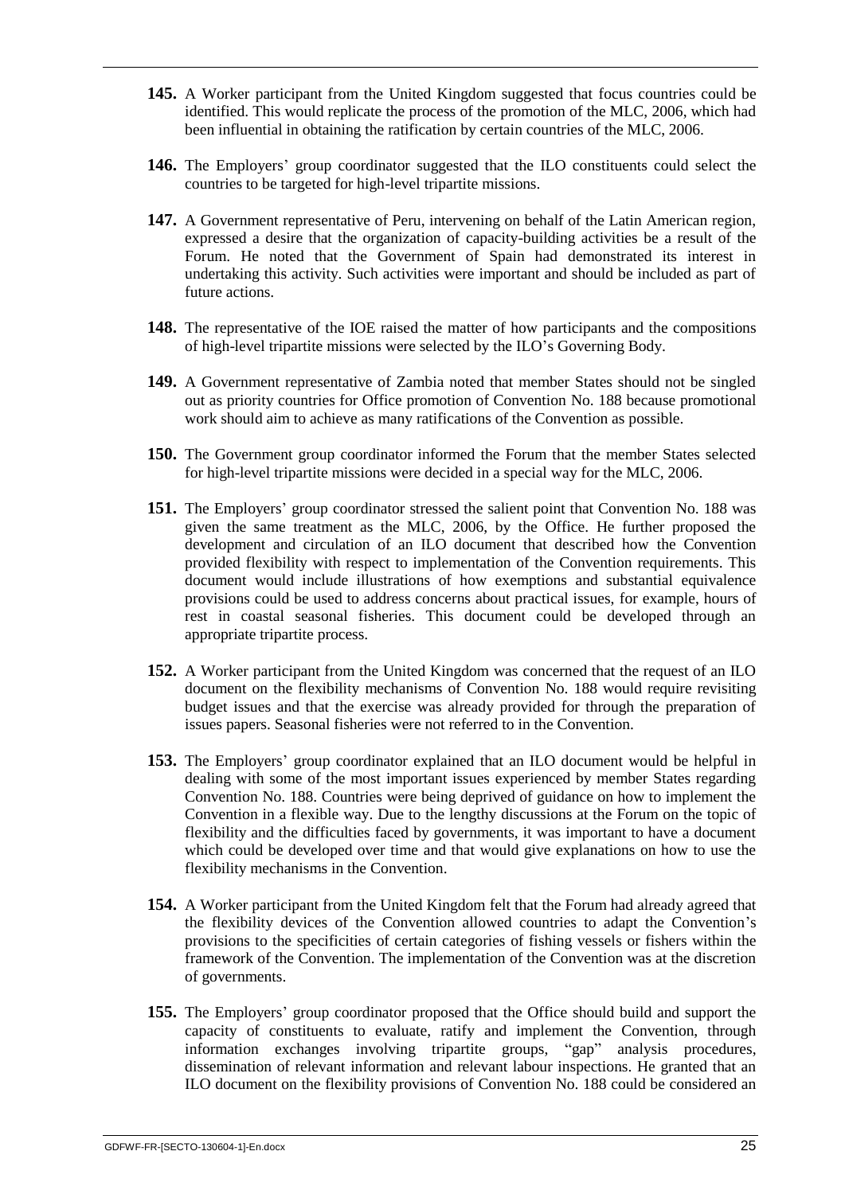**145.** A Worker participant from the United Kingdom suggested that focus countries could be identified. This would replicate the process of the promotion of the MLC, 2006, which had been influential in obtaining the ratification by certain countries of the MLC, 2006.

**146.** The Employers' group coordinator suggested that the ILO constituents could select the countries to be targeted for high-level tripartite missions.

**147.** A Government representative of Peru, intervening on behalf of the Latin American region, expressed a desire that the organization of capacity-building activities be a result of the Forum. He noted that the Government of Spain had demonstrated its interest in undertaking this activity. Such activities were important and should be included as part of future actions.

**148.** The representative of the IOE raised the matter of how participants and the compositions of high-level tripartite missions were selected by the ILO's Governing Body.

**149.** A Government representative of Zambia noted that member States should not be singled out as priority countries for Office promotion of Convention No. 188 because promotional work should aim to achieve as many ratifications of the Convention as possible.

**150.** The Government group coordinator informed the Forum that the member States selected for high-level tripartite missions were decided in a special way for the MLC, 2006.

**151.** The Employers' group coordinator stressed the salient point that Convention No. 188 was given the same treatment as the MLC, 2006, by the Office. He further proposed the development and circulation of an ILO document that described how the Convention provided flexibility with respect to implementation of the Convention requirements. This document would include illustrations of how exemptions and substantial equivalence provisions could be used to address concerns about practical issues, for example, hours of rest in coastal seasonal fisheries. This document could be developed through an appropriate tripartite process.

**152.** A Worker participant from the United Kingdom was concerned that the request of an ILO document on the flexibility mechanisms of Convention No. 188 would require revisiting budget issues and that the exercise was already provided for through the preparation of issues papers. Seasonal fisheries were not referred to in the Convention.

**153.** The Employers' group coordinator explained that an ILO document would be helpful in dealing with some of the most important issues experienced by member States regarding Convention No. 188. Countries were being deprived of guidance on how to implement the Convention in a flexible way. Due to the lengthy discussions at the Forum on the topic of flexibility and the difficulties faced by governments, it was important to have a document which could be developed over time and that would give explanations on how to use the flexibility mechanisms in the Convention.

**154.** A Worker participant from the United Kingdom felt that the Forum had already agreed that the flexibility devices of the Convention allowed countries to adapt the Convention's provisions to the specificities of certain categories of fishing vessels or fishers within the framework of the Convention. The implementation of the Convention was at the discretion of governments.

**155.** The Employers' group coordinator proposed that the Office should build and support the capacity of constituents to evaluate, ratify and implement the Convention, through information exchanges involving tripartite groups, "gap" analysis procedures, dissemination of relevant information and relevant labour inspections. He granted that an ILO document on the flexibility provisions of Convention No. 188 could be considered an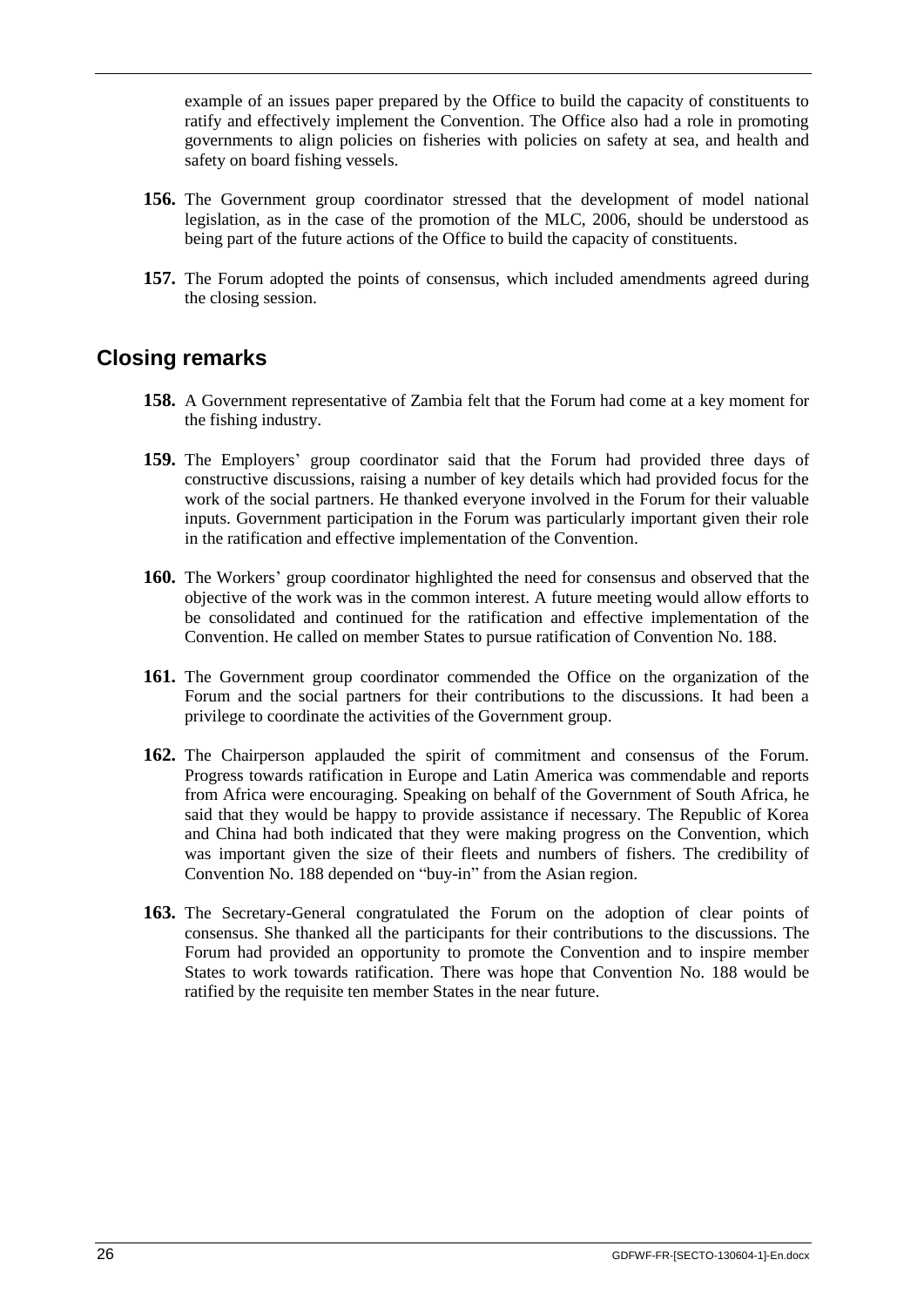example of an issues paper prepared by the Office to build the capacity of constituents to ratify and effectively implement the Convention. The Office also had a role in promoting governments to align policies on fisheries with policies on safety at sea, and health and safety on board fishing vessels.

**156.** The Government group coordinator stressed that the development of model national legislation, as in the case of the promotion of the MLC, 2006, should be understood as being part of the future actions of the Office to build the capacity of constituents.

**157.** The Forum adopted the points of consensus, which included amendments agreed during the closing session.

## Closing remarks

**158.** A Government representative of Zambia felt that the Forum had come at a key moment for the fishing industry.

**159.** The Employers' group coordinator said that the Forum had provided three days of constructive discussions, raising a number of key details which had provided focus for the work of the social partners. He thanked everyone involved in the Forum for their valuable inputs. Government participation in the Forum was particularly important given their role in the ratification and effective implementation of the Convention.

**160.** The Workers' group coordinator highlighted the need for consensus and observed that the objective of the work was in the common interest. A future meeting would allow efforts to be consolidated and continued for the ratification and effective implementation of the Convention. He called on member States to pursue ratification of Convention No. 188.

**161.** The Government group coordinator commended the Office on the organization of the Forum and the social partners for their contributions to the discussions. It had been a privilege to coordinate the activities of the Government group.

**162.** The Chairperson applauded the spirit of commitment and consensus of the Forum. Progress towards ratification in Europe and Latin America was commendable and reports from Africa were encouraging. Speaking on behalf of the Government of South Africa, he said that they would be happy to provide assistance if necessary. The Republic of Korea and China had both indicated that they were making progress on the Convention, which was important given the size of their fleets and numbers of fishers. The credibility of Convention No. 188 depended on "buy-in" from the Asian region.

**163.** The Secretary-General congratulated the Forum on the adoption of clear points of consensus. She thanked all the participants for their contributions to the discussions. The Forum had provided an opportunity to promote the Convention and to inspire member States to work towards ratification. There was hope that Convention No. 188 would be ratified by the requisite ten member States in the near future.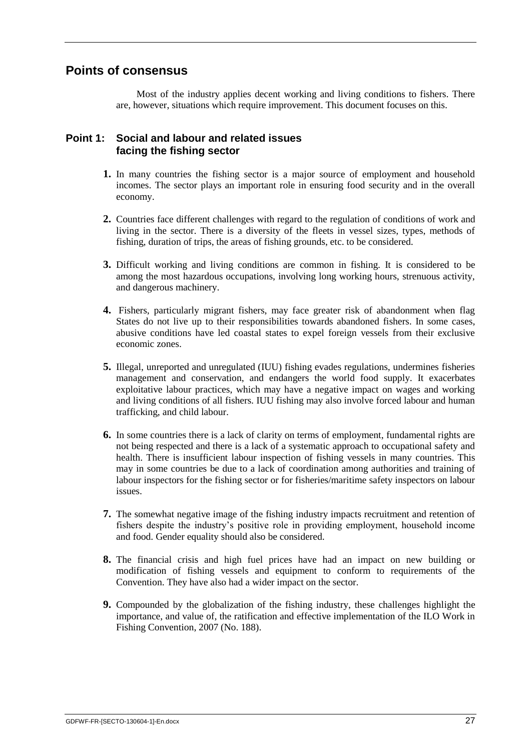## Points of consensus

Most of the industry applies decent working and living conditions to fishers. There are, however, situations which require improvement. This document focuses on this.

### Point 1: Social and labour and related issues facing the fishing sector

**1.** In many countries the fishing sector is a major source of employment and household incomes. The sector plays an important role in ensuring food security and in the overall economy.

**2.** Countries face different challenges with regard to the regulation of conditions of work and living in the sector. There is a diversity of the fleets in vessel sizes, types, methods of fishing, duration of trips, the areas of fishing grounds, etc. to be considered.

**3.** Difficult working and living conditions are common in fishing. It is considered to be among the most hazardous occupations, involving long working hours, strenuous activity, and dangerous machinery.

**4.** Fishers, particularly migrant fishers, may face greater risk of abandonment when flag States do not live up to their responsibilities towards abandoned fishers. In some cases, abusive conditions have led coastal states to expel foreign vessels from their exclusive economic zones.

**5.** Illegal, unreported and unregulated (IUU) fishing evades regulations, undermines fisheries management and conservation, and endangers the world food supply. It exacerbates exploitative labour practices, which may have a negative impact on wages and working and living conditions of all fishers. IUU fishing may also involve forced labour and human trafficking, and child labour.

**6.** In some countries there is a lack of clarity on terms of employment, fundamental rights are not being respected and there is a lack of a systematic approach to occupational safety and health. There is insufficient labour inspection of fishing vessels in many countries. This may in some countries be due to a lack of coordination among authorities and training of labour inspectors for the fishing sector or for fisheries/maritime safety inspectors on labour issues.

**7.** The somewhat negative image of the fishing industry impacts recruitment and retention of fishers despite the industry's positive role in providing employment, household income and food. Gender equality should also be considered.

**8.** The financial crisis and high fuel prices have had an impact on new building or modification of fishing vessels and equipment to conform to requirements of the Convention. They have also had a wider impact on the sector.

**9.** Compounded by the globalization of the fishing industry, these challenges highlight the importance, and value of, the ratification and effective implementation of the ILO Work in Fishing Convention, 2007 (No. 188).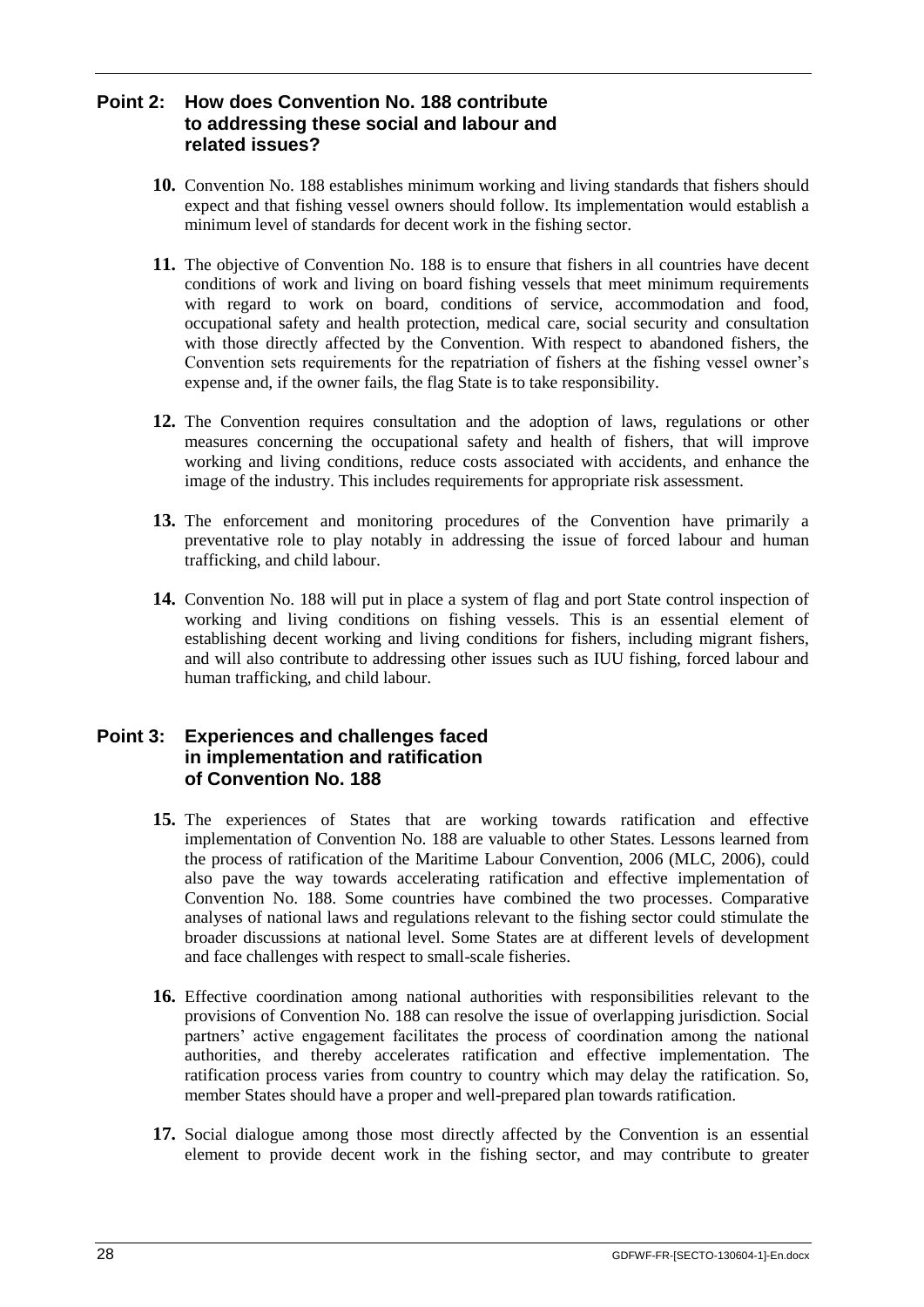## Point 2: How does Convention No. 188 contribute to addressing these social and labour and related issues?

**10.** Convention No. 188 establishes minimum working and living standards that fishers should expect and that fishing vessel owners should follow. Its implementation would establish a minimum level of standards for decent work in the fishing sector.

**11.** The objective of Convention No. 188 is to ensure that fishers in all countries have decent conditions of work and living on board fishing vessels that meet minimum requirements with regard to work on board, conditions of service, accommodation and food, occupational safety and health protection, medical care, social security and consultation with those directly affected by the Convention. With respect to abandoned fishers, the Convention sets requirements for the repatriation of fishers at the fishing vessel owner's expense and, if the owner fails, the flag State is to take responsibility.

**12.** The Convention requires consultation and the adoption of laws, regulations or other measures concerning the occupational safety and health of fishers, that will improve working and living conditions, reduce costs associated with accidents, and enhance the image of the industry. This includes requirements for appropriate risk assessment.

**13.** The enforcement and monitoring procedures of the Convention have primarily a preventative role to play notably in addressing the issue of forced labour and human trafficking, and child labour.

**14.** Convention No. 188 will put in place a system of flag and port State control inspection of working and living conditions on fishing vessels. This is an essential element of establishing decent working and living conditions for fishers, including migrant fishers, and will also contribute to addressing other issues such as IUU fishing, forced labour and human trafficking, and child labour.

## Point 3: Experiences and challenges faced in implementation and ratification of Convention No. 188

**15.** The experiences of States that are working towards ratification and effective implementation of Convention No. 188 are valuable to other States. Lessons learned from the process of ratification of the Maritime Labour Convention, 2006 (MLC, 2006), could also pave the way towards accelerating ratification and effective implementation of Convention No. 188. Some countries have combined the two processes. Comparative analyses of national laws and regulations relevant to the fishing sector could stimulate the broader discussions at national level. Some States are at different levels of development and face challenges with respect to small-scale fisheries.

**16.** Effective coordination among national authorities with responsibilities relevant to the provisions of Convention No. 188 can resolve the issue of overlapping jurisdiction. Social partners' active engagement facilitates the process of coordination among the national authorities, and thereby accelerates ratification and effective implementation. The ratification process varies from country to country which may delay the ratification. So, member States should have a proper and well-prepared plan towards ratification.

**17.** Social dialogue among those most directly affected by the Convention is an essential element to provide decent work in the fishing sector, and may contribute to greater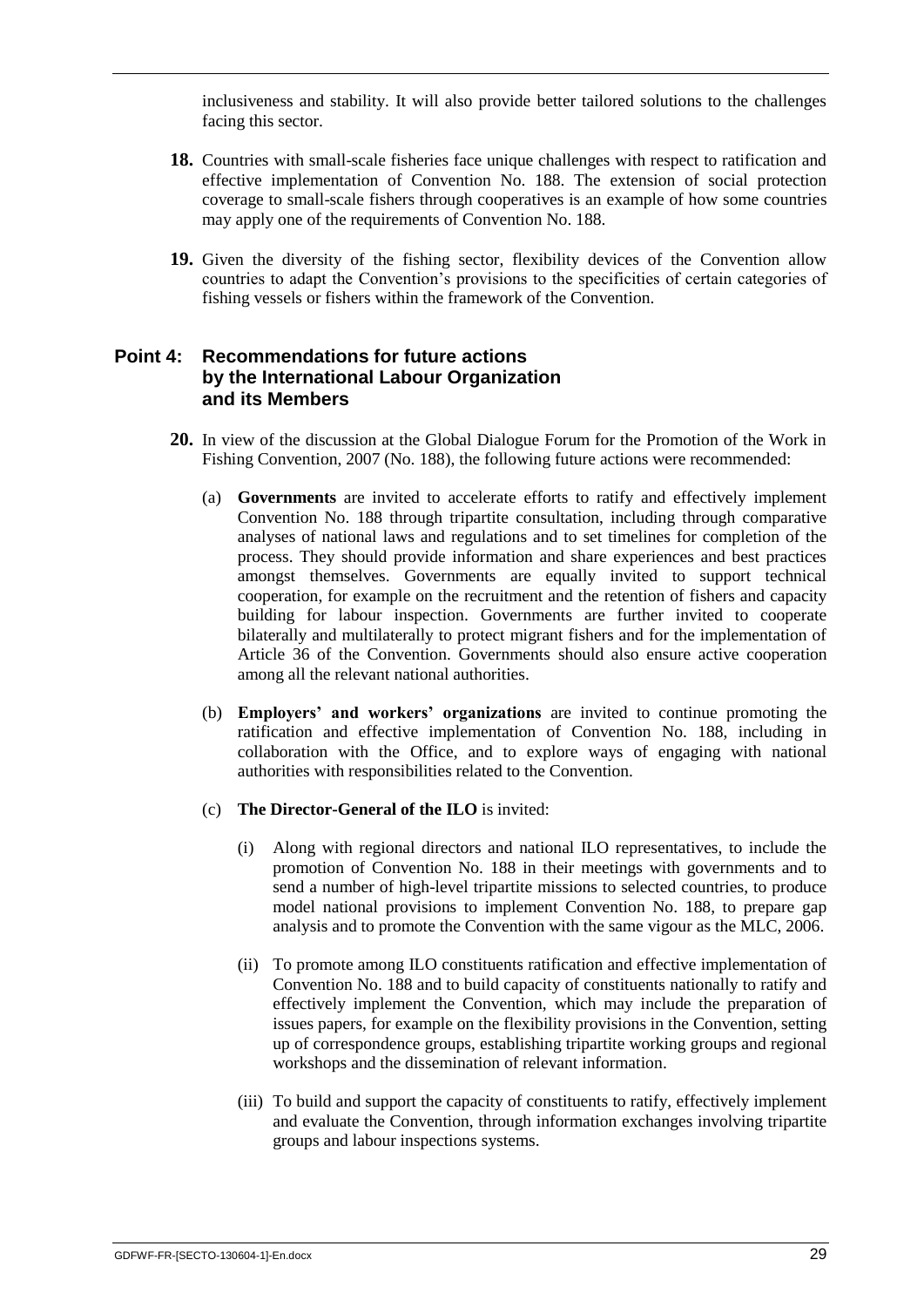inclusiveness and stability. It will also provide better tailored solutions to the challenges facing this sector.

**18.** Countries with small-scale fisheries face unique challenges with respect to ratification and effective implementation of Convention No. 188. The extension of social protection coverage to small-scale fishers through cooperatives is an example of how some countries may apply one of the requirements of Convention No. 188.

**19.** Given the diversity of the fishing sector, flexibility devices of the Convention allow countries to adapt the Convention's provisions to the specificities of certain categories of fishing vessels or fishers within the framework of the Convention.

## Point 4: Recommendations for future actions by the International Labour Organization and its Members

**20.** In view of the discussion at the Global Dialogue Forum for the Promotion of the Work in Fishing Convention, 2007 (No. 188), the following future actions were recommended:

(a) **Governments** are invited to accelerate efforts to ratify and effectively implement Convention No. 188 through tripartite consultation, including through comparative analyses of national laws and regulations and to set timelines for completion of the process. They should provide information and share experiences and best practices amongst themselves. Governments are equally invited to support technical cooperation, for example on the recruitment and the retention of fishers and capacity building for labour inspection. Governments are further invited to cooperate bilaterally and multilaterally to protect migrant fishers and for the implementation of Article 36 of the Convention. Governments should also ensure active cooperation among all the relevant national authorities.

(b) **Employers' and workers' organizations** are invited to continue promoting the ratification and effective implementation of Convention No. 188, including in collaboration with the Office, and to explore ways of engaging with national authorities with responsibilities related to the Convention.

(c) **The Director-General of the ILO** is invited:

(i) Along with regional directors and national ILO representatives, to include the promotion of Convention No. 188 in their meetings with governments and to send a number of high-level tripartite missions to selected countries, to produce model national provisions to implement Convention No. 188, to prepare gap analysis and to promote the Convention with the same vigour as the MLC, 2006.

(ii) To promote among ILO constituents ratification and effective implementation of Convention No. 188 and to build capacity of constituents nationally to ratify and effectively implement the Convention, which may include the preparation of issues papers, for example on the flexibility provisions in the Convention, setting up of correspondence groups, establishing tripartite working groups and regional workshops and the dissemination of relevant information.

(iii) To build and support the capacity of constituents to ratify, effectively implement and evaluate the Convention, through information exchanges involving tripartite groups and labour inspections systems.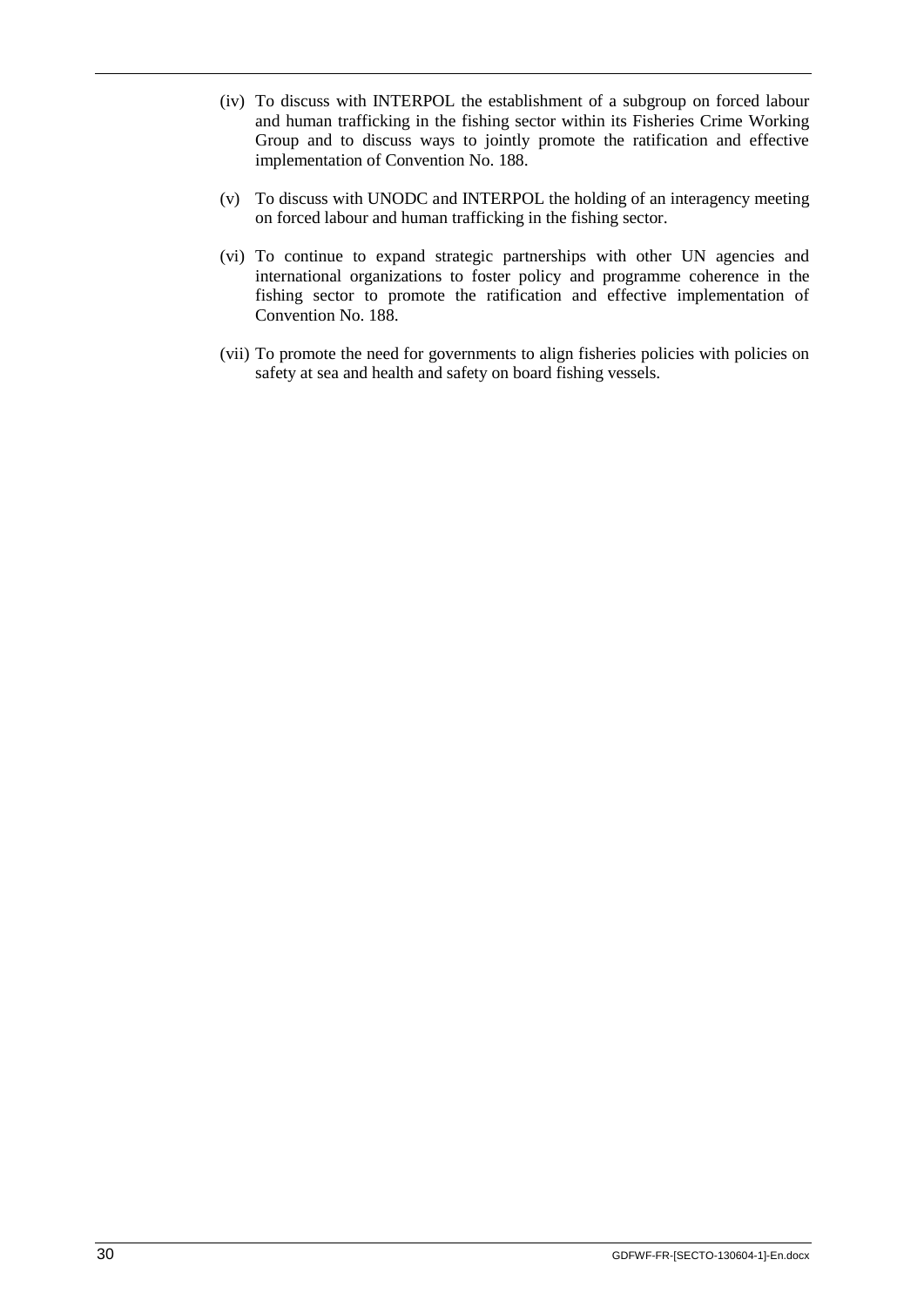(iv) To discuss with INTERPOL the establishment of a subgroup on forced labour and human trafficking in the fishing sector within its Fisheries Crime Working Group and to discuss ways to jointly promote the ratification and effective implementation of Convention No. 188.

(v) To discuss with UNODC and INTERPOL the holding of an interagency meeting on forced labour and human trafficking in the fishing sector.

(vi) To continue to expand strategic partnerships with other UN agencies and international organizations to foster policy and programme coherence in the fishing sector to promote the ratification and effective implementation of Convention No. 188.

(vii) To promote the need for governments to align fisheries policies with policies on safety at sea and health and safety on board fishing vessels.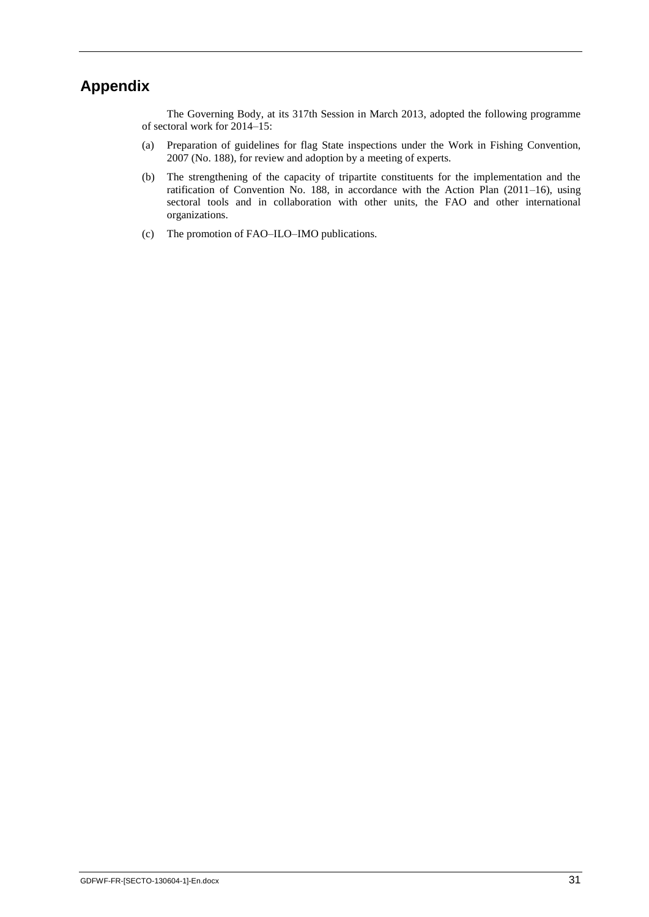# Appendix

The Governing Body, at its 317th Session in March 2013, adopted the following programme of sectoral work for 2014–15:

(a) Preparation of guidelines for flag State inspections under the Work in Fishing Convention, 2007 (No. 188), for review and adoption by a meeting of experts.

(b) The strengthening of the capacity of tripartite constituents for the implementation and the ratification of Convention No. 188, in accordance with the Action Plan (2011–16), using sectoral tools and in collaboration with other units, the FAO and other international organizations.

(c) The promotion of FAO–ILO–IMO publications.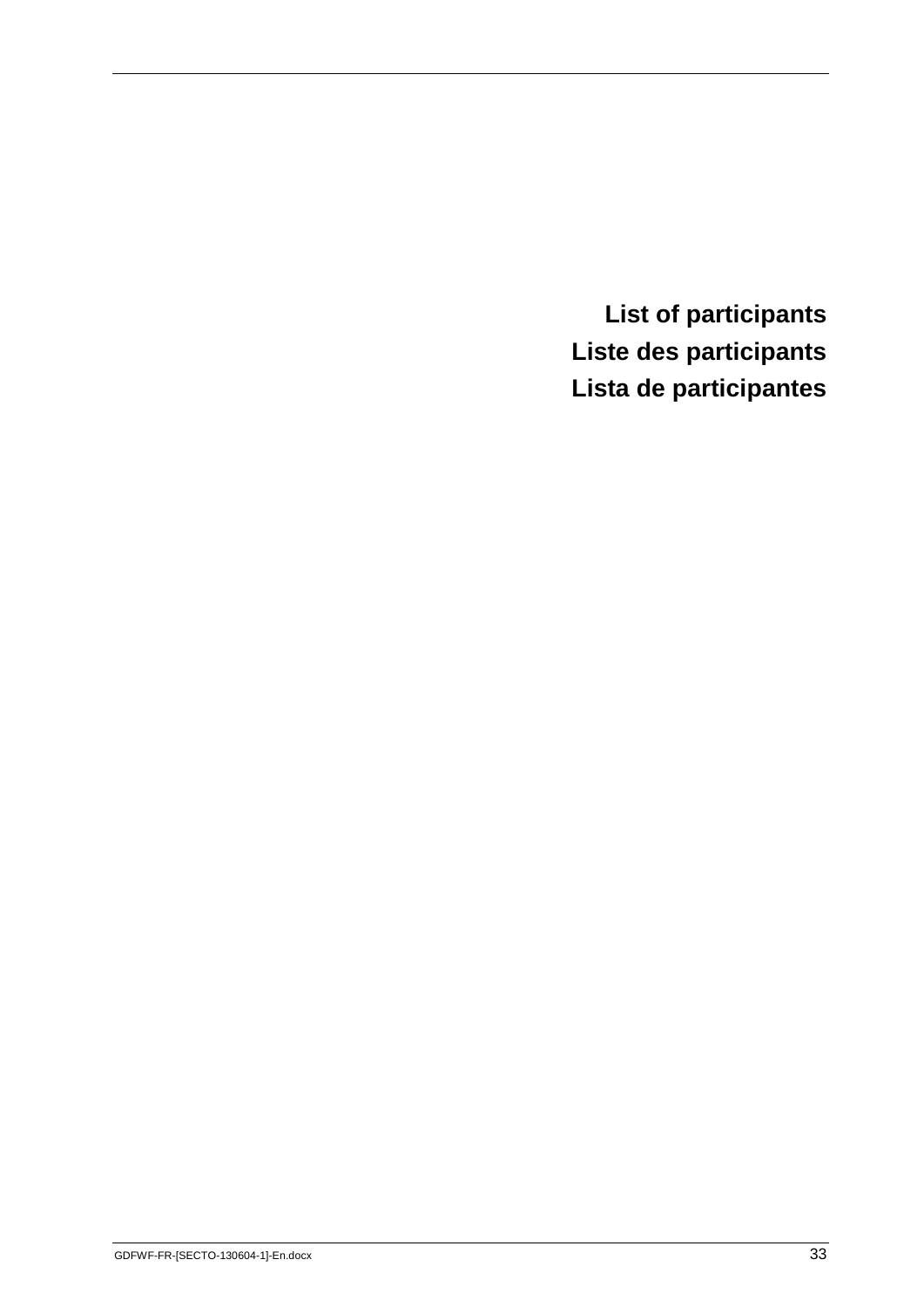# List of participants

# Liste des participants

# Lista de participantes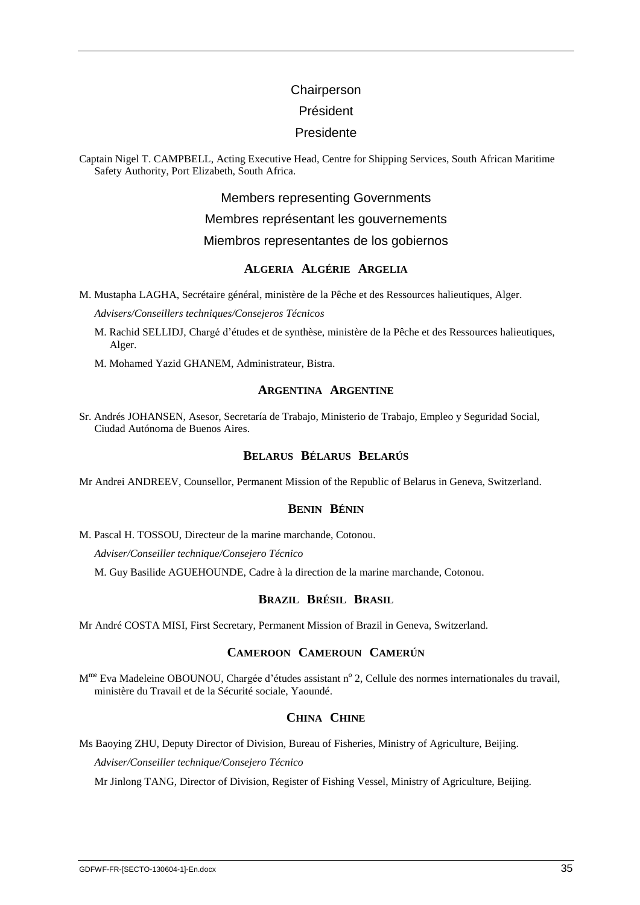## Chairperson

## Président

## Presidente

Captain Nigel T. CAMPBELL, Acting Executive Head, Centre for Shipping Services, South African Maritime Safety Authority, Port Elizabeth, South Africa.

## Members representing Governments

## Membres représentant les gouvernements

## Miembros representantes de los gobiernos

### ALGERIA ALGÉRIE ARGELIA

M. Mustapha LAGHA, Secrétaire général, ministère de la Pêche et des Ressources halieutiques, Alger.

*Advisers/Conseillers techniques/Consejeros Técnicos*

M. Rachid SELLIDJ, Chargé d'études et de synthèse, ministère de la Pêche et des Ressources halieutiques, Alger.

M. Mohamed Yazid GHANEM, Administrateur, Bistra.

### ARGENTINA ARGENTINE

Sr. Andrés JOHANSEN, Asesor, Secretaría de Trabajo, Ministerio de Trabajo, Empleo y Seguridad Social, Ciudad Autónoma de Buenos Aires.

### BELARUS BÉLARUS BELARÚS

Mr Andrei ANDREEV, Counsellor, Permanent Mission of the Republic of Belarus in Geneva, Switzerland.

### BENIN BÉNIN

M. Pascal H. TOSSOU, Directeur de la marine marchande, Cotonou.

*Adviser/Conseiller technique/Consejero Técnico*

M. Guy Basilide AGUEHOUNDE, Cadre à la direction de la marine marchande, Cotonou.

### BRAZIL BRÉSIL BRASIL

Mr André COSTA MISI, First Secretary, Permanent Mission of Brazil in Geneva, Switzerland.

### CAMEROON CAMEROUN CAMERÚN

Mme Eva Madeleine OBOUNOU, Chargée d'études assistant no 2, Cellule des normes internationales du travail, ministère du Travail et de la Sécurité sociale, Yaoundé.

### CHINA CHINE

Ms Baoying ZHU, Deputy Director of Division, Bureau of Fisheries, Ministry of Agriculture, Beijing.

*Adviser/Conseiller technique/Consejero Técnico*

Mr Jinlong TANG, Director of Division, Register of Fishing Vessel, Ministry of Agriculture, Beijing.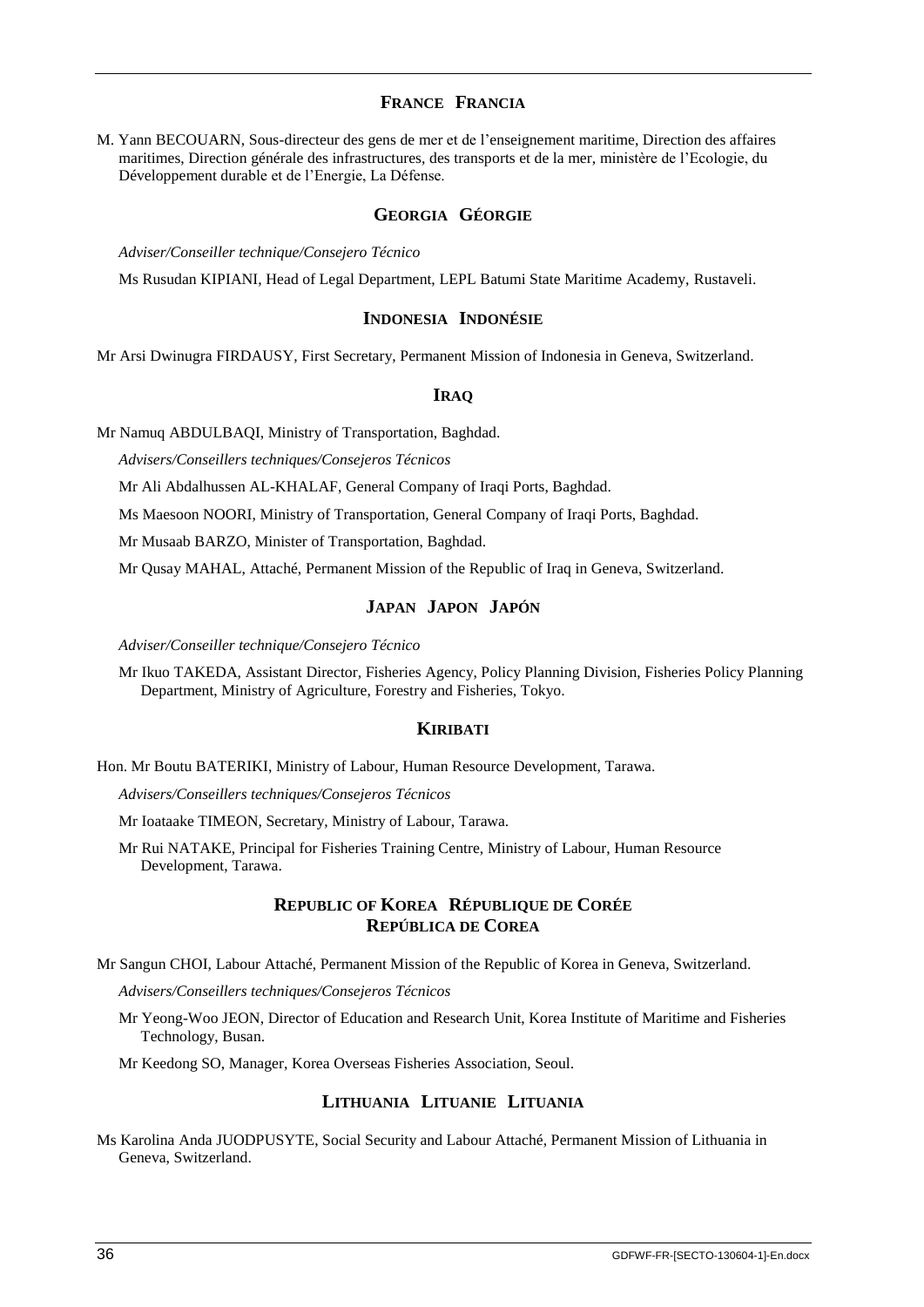### FRANCE FRANCIA

M. Yann BECOUARN, Sous-directeur des gens de mer et de l'enseignement maritime, Direction des affaires maritimes, Direction générale des infrastructures, des transports et de la mer, ministère de l'Ecologie, du Développement durable et de l'Energie, La Défense.

### GEORGIA GÉORGIE

*Adviser/Conseiller technique/Consejero Técnico*

Ms Rusudan KIPIANI, Head of Legal Department, LEPL Batumi State Maritime Academy, Rustaveli.

### INDONESIA INDONÉSIE

Mr Arsi Dwinugra FIRDAUSY, First Secretary, Permanent Mission of Indonesia in Geneva, Switzerland.

### IRAQ

Mr Namuq ABDULBAQI, Ministry of Transportation, Baghdad.

*Advisers/Conseillers techniques/Consejeros Técnicos*

Mr Ali Abdalhussen AL-KHALAF, General Company of Iraqi Ports, Baghdad.

Ms Maesoon NOORI, Ministry of Transportation, General Company of Iraqi Ports, Baghdad.

Mr Musaab BARZO, Minister of Transportation, Baghdad.

Mr Qusay MAHAL, Attaché, Permanent Mission of the Republic of Iraq in Geneva, Switzerland.

### JAPAN JAPON JAPÓN

*Adviser/Conseiller technique/Consejero Técnico*

Mr Ikuo TAKEDA, Assistant Director, Fisheries Agency, Policy Planning Division, Fisheries Policy Planning Department, Ministry of Agriculture, Forestry and Fisheries, Tokyo.

### KIRIBATI

Hon. Mr Boutu BATERIKI, Ministry of Labour, Human Resource Development, Tarawa.

*Advisers/Conseillers techniques/Consejeros Técnicos*

Mr Ioataake TIMEON, Secretary, Ministry of Labour, Tarawa.

Mr Rui NATAKE, Principal for Fisheries Training Centre, Ministry of Labour, Human Resource Development, Tarawa.

### REPUBLIC OF KOREA RÉPUBLIQUE DE CORÉE REPÚBLICA DE COREA

Mr Sangun CHOI, Labour Attaché, Permanent Mission of the Republic of Korea in Geneva, Switzerland.

*Advisers/Conseillers techniques/Consejeros Técnicos*

Mr Yeong-Woo JEON, Director of Education and Research Unit, Korea Institute of Maritime and Fisheries Technology, Busan.

Mr Keedong SO, Manager, Korea Overseas Fisheries Association, Seoul.

### LITHUANIA LITUANIE LITUANIA

Ms Karolina Anda JUODPUSYTE, Social Security and Labour Attaché, Permanent Mission of Lithuania in Geneva, Switzerland.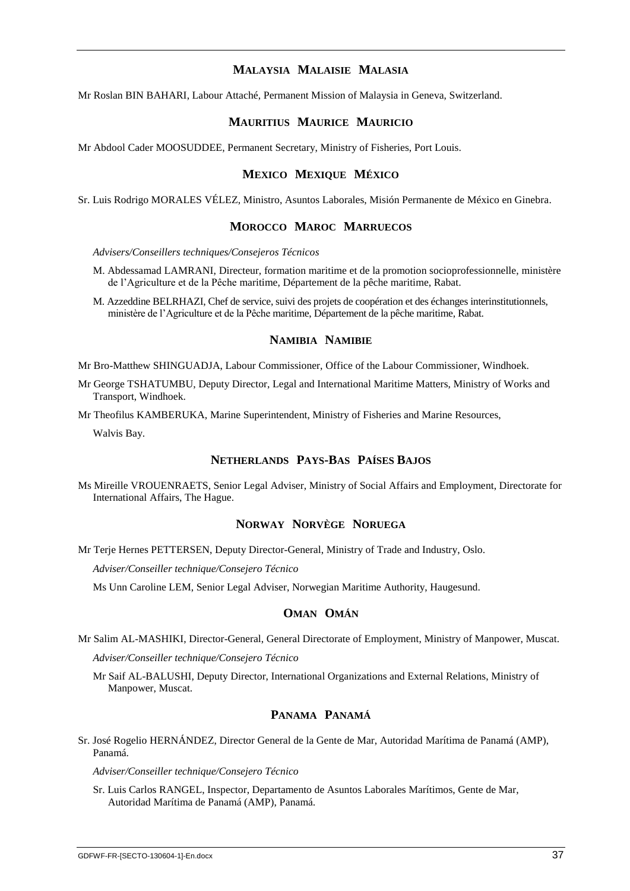### MALAYSIA MALAISIE MALASIA

Mr Roslan BIN BAHARI, Labour Attaché, Permanent Mission of Malaysia in Geneva, Switzerland.

### MAURITIUS MAURICE MAURICIO

Mr Abdool Cader MOOSUDDEE, Permanent Secretary, Ministry of Fisheries, Port Louis.

### MEXICO MEXIQUE MÉXICO

Sr. Luis Rodrigo MORALES VÉLEZ, Ministro, Asuntos Laborales, Misión Permanente de México en Ginebra.

### MOROCCO MAROC MARRUECOS

*Advisers/Conseillers techniques/Consejeros Técnicos*

M. Abdessamad LAMRANI, Directeur, formation maritime et de la promotion socioprofessionnelle, ministère de l'Agriculture et de la Pêche maritime, Département de la pêche maritime, Rabat.

M. Azzeddine BELRHAZI, Chef de service, suivi des projets de coopération et des échanges interinstitutionnels, ministère de l'Agriculture et de la Pêche maritime, Département de la pêche maritime, Rabat.

### NAMIBIA NAMIBIE

Mr Bro-Matthew SHINGUADJA, Labour Commissioner, Office of the Labour Commissioner, Windhoek.

Mr George TSHATUMBU, Deputy Director, Legal and International Maritime Matters, Ministry of Works and Transport, Windhoek.

Mr Theofilus KAMBERUKA, Marine Superintendent, Ministry of Fisheries and Marine Resources, Walvis Bay.

### NETHERLANDS PAYS-BAS PAÍSES BAJOS

Ms Mireille VROUENRAETS, Senior Legal Adviser, Ministry of Social Affairs and Employment, Directorate for International Affairs, The Hague.

### NORWAY NORVÈGE NORUEGA

Mr Terje Hernes PETTERSEN, Deputy Director-General, Ministry of Trade and Industry, Oslo.

*Adviser/Conseiller technique/Consejero Técnico*

Ms Unn Caroline LEM, Senior Legal Adviser, Norwegian Maritime Authority, Haugesund.

### OMAN OMÁN

Mr Salim AL-MASHIKI, Director-General, General Directorate of Employment, Ministry of Manpower, Muscat.

*Adviser/Conseiller technique/Consejero Técnico*

Mr Saif AL-BALUSHI, Deputy Director, International Organizations and External Relations, Ministry of Manpower, Muscat.

### PANAMA PANAMÁ

Sr. José Rogelio HERNÁNDEZ, Director General de la Gente de Mar, Autoridad Marítima de Panamá (AMP), Panamá.

*Adviser/Conseiller technique/Consejero Técnico*

Sr. Luis Carlos RANGEL, Inspector, Departamento de Asuntos Laborales Marítimos, Gente de Mar, Autoridad Marítima de Panamá (AMP), Panamá.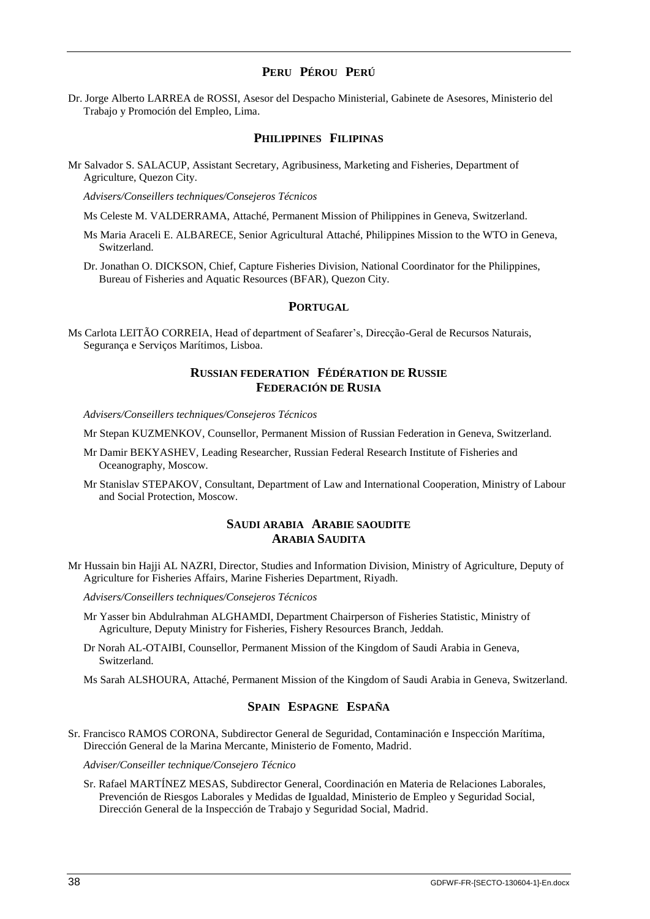## PERU PÉROU PERÚ

Dr. Jorge Alberto LARREA de ROSSI, Asesor del Despacho Ministerial, Gabinete de Asesores, Ministerio del Trabajo y Promoción del Empleo, Lima.

## PHILIPPINES FILIPINAS

Mr Salvador S. SALACUP, Assistant Secretary, Agribusiness, Marketing and Fisheries, Department of Agriculture, Quezon City.

*Advisers/Conseillers techniques/Consejeros Técnicos*

Ms Celeste M. VALDERRAMA, Attaché, Permanent Mission of Philippines in Geneva, Switzerland.

Ms Maria Araceli E. ALBARECE, Senior Agricultural Attaché, Philippines Mission to the WTO in Geneva, Switzerland.

Dr. Jonathan O. DICKSON, Chief, Capture Fisheries Division, National Coordinator for the Philippines, Bureau of Fisheries and Aquatic Resources (BFAR), Quezon City.

## PORTUGAL

Ms Carlota LEITÃO CORREIA, Head of department of Seafarer's, Direcção-Geral de Recursos Naturais, Segurança e Serviços Marítimos, Lisboa.

## RUSSIAN FEDERATION FÉDÉRATION DE RUSSIE FEDERACIÓN DE RUSIA

*Advisers/Conseillers techniques/Consejeros Técnicos*

Mr Stepan KUZMENKOV, Counsellor, Permanent Mission of Russian Federation in Geneva, Switzerland.

Mr Damir BEKYASHEV, Leading Researcher, Russian Federal Research Institute of Fisheries and Oceanography, Moscow.

Mr Stanislav STEPAKOV, Consultant, Department of Law and International Cooperation, Ministry of Labour and Social Protection, Moscow.

## SAUDI ARABIA ARABIE SAOUDITE ARABIA SAUDITA

Mr Hussain bin Hajji AL NAZRI, Director, Studies and Information Division, Ministry of Agriculture, Deputy of Agriculture for Fisheries Affairs, Marine Fisheries Department, Riyadh.

*Advisers/Conseillers techniques/Consejeros Técnicos*

Mr Yasser bin Abdulrahman ALGHAMDI, Department Chairperson of Fisheries Statistic, Ministry of Agriculture, Deputy Ministry for Fisheries, Fishery Resources Branch, Jeddah.

Dr Norah AL-OTAIBI, Counsellor, Permanent Mission of the Kingdom of Saudi Arabia in Geneva, Switzerland.

Ms Sarah ALSHOURA, Attaché, Permanent Mission of the Kingdom of Saudi Arabia in Geneva, Switzerland.

## SPAIN ESPAGNE ESPAÑA

Sr. Francisco RAMOS CORONA, Subdirector General de Seguridad, Contaminación e Inspección Marítima, Dirección General de la Marina Mercante, Ministerio de Fomento, Madrid.

*Adviser/Conseiller technique/Consejero Técnico*

Sr. Rafael MARTÍNEZ MESAS, Subdirector General, Coordinación en Materia de Relaciones Laborales, Prevención de Riesgos Laborales y Medidas de Igualdad, Ministerio de Empleo y Seguridad Social, Dirección General de la Inspección de Trabajo y Seguridad Social, Madrid.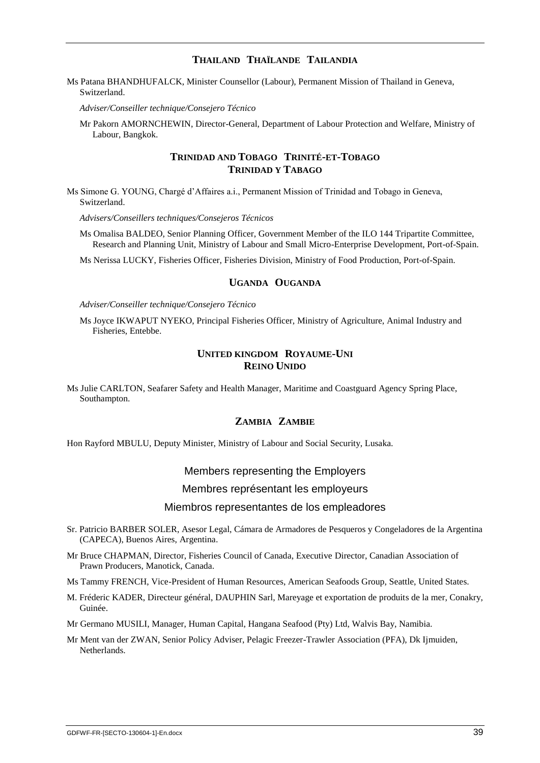### THAILAND THAÏLANDE TAILANDIA

Ms Patana BHANDHUFALCK, Minister Counsellor (Labour), Permanent Mission of Thailand in Geneva, Switzerland.

*Adviser/Conseiller technique/Consejero Técnico*

Mr Pakorn AMORNCHEWIN, Director-General, Department of Labour Protection and Welfare, Ministry of Labour, Bangkok.

### TRINIDAD AND TOBAGO TRINITÉ-ET-TOBAGO TRINIDAD Y TABAGO

Ms Simone G. YOUNG, Chargé d'Affaires a.i., Permanent Mission of Trinidad and Tobago in Geneva, Switzerland.

*Advisers/Conseillers techniques/Consejeros Técnicos*

Ms Omalisa BALDEO, Senior Planning Officer, Government Member of the ILO 144 Tripartite Committee, Research and Planning Unit, Ministry of Labour and Small Micro-Enterprise Development, Port-of-Spain.

Ms Nerissa LUCKY, Fisheries Officer, Fisheries Division, Ministry of Food Production, Port-of-Spain.

### UGANDA OUGANDA

*Adviser/Conseiller technique/Consejero Técnico*

Ms Joyce IKWAPUT NYEKO, Principal Fisheries Officer, Ministry of Agriculture, Animal Industry and Fisheries, Entebbe.

### UNITED KINGDOM ROYAUME-UNI REINO UNIDO

Ms Julie CARLTON, Seafarer Safety and Health Manager, Maritime and Coastguard Agency Spring Place, Southampton.

### ZAMBIA ZAMBIE

Hon Rayford MBULU, Deputy Minister, Ministry of Labour and Social Security, Lusaka.

## Members representing the Employers

## Membres représentant les employeurs

## Miembros representantes de los empleadores

Sr. Patricio BARBER SOLER, Asesor Legal, Cámara de Armadores de Pesqueros y Congeladores de la Argentina (CAPECA), Buenos Aires, Argentina.

Mr Bruce CHAPMAN, Director, Fisheries Council of Canada, Executive Director, Canadian Association of Prawn Producers, Manotick, Canada.

Ms Tammy FRENCH, Vice-President of Human Resources, American Seafoods Group, Seattle, United States.

M. Fréderic KADER, Directeur général, DAUPHIN Sarl, Mareyage et exportation de produits de la mer, Conakry, Guinée.

Mr Germano MUSILI, Manager, Human Capital, Hangana Seafood (Pty) Ltd, Walvis Bay, Namibia.

Mr Ment van der ZWAN, Senior Policy Adviser, Pelagic Freezer-Trawler Association (PFA), Dk Ijmuiden, Netherlands.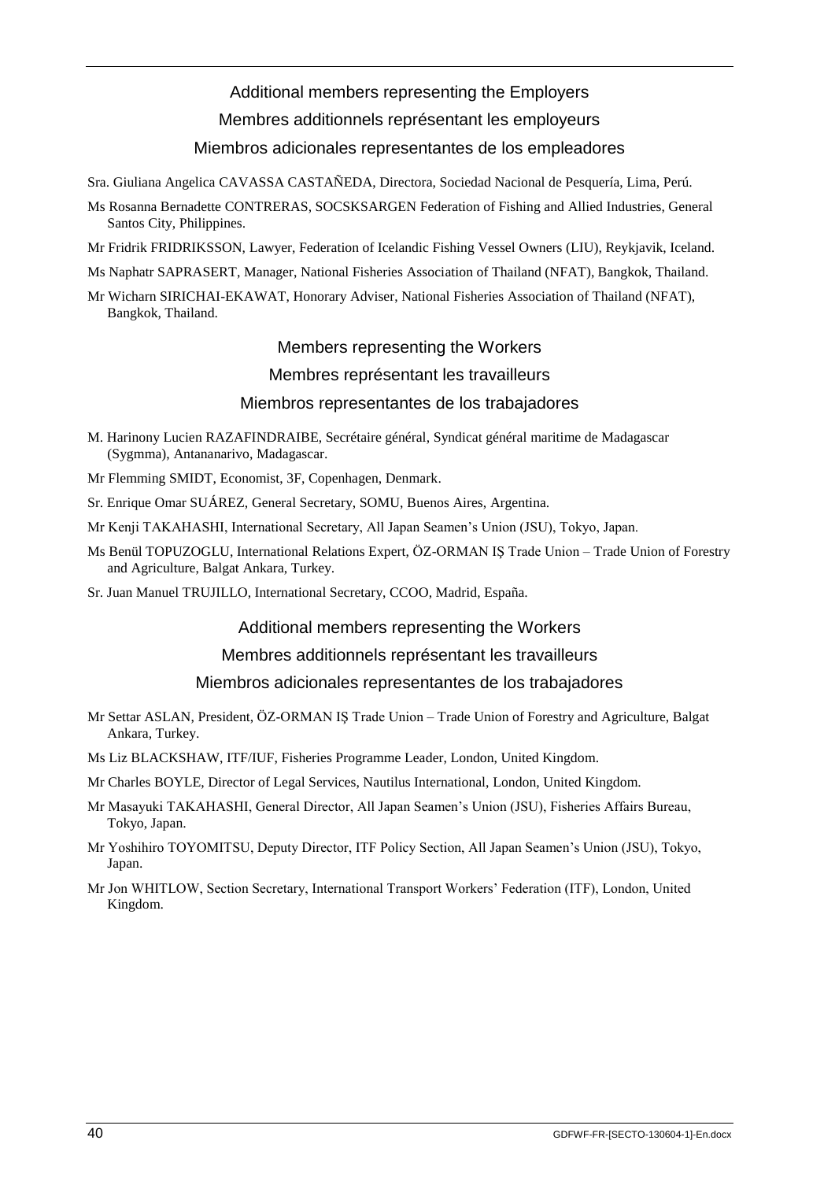### Additional members representing the Employers
### Membres additionnels représentant les employeurs
### Miembros adicionales representantes de los empleadores

Sra. Giuliana Angelica CAVASSA CASTAÑEDA, Directora, Sociedad Nacional de Pesquería, Lima, Perú.

Ms Rosanna Bernadette CONTRERAS, SOCSKSARGEN Federation of Fishing and Allied Industries, General Santos City, Philippines.

Mr Fridrik FRIDRIKSSON, Lawyer, Federation of Icelandic Fishing Vessel Owners (LIU), Reykjavik, Iceland.

Ms Naphatr SAPRASERT, Manager, National Fisheries Association of Thailand (NFAT), Bangkok, Thailand.

Mr Wicharn SIRICHAI-EKAWAT, Honorary Adviser, National Fisheries Association of Thailand (NFAT), Bangkok, Thailand.

### Members representing the Workers
### Membres représentant les travailleurs
### Miembros representantes de los trabajadores

M. Harinony Lucien RAZAFINDRAIBE, Secrétaire général, Syndicat général maritime de Madagascar (Sygmma), Antananarivo, Madagascar.

Mr Flemming SMIDT, Economist, 3F, Copenhagen, Denmark.

Sr. Enrique Omar SUÁREZ, General Secretary, SOMU, Buenos Aires, Argentina.

Mr Kenji TAKAHASHI, International Secretary, All Japan Seamen's Union (JSU), Tokyo, Japan.

Ms Benül TOPUZOGLU, International Relations Expert, ÖZ-ORMAN IŞ Trade Union – Trade Union of Forestry and Agriculture, Balgat Ankara, Turkey.

Sr. Juan Manuel TRUJILLO, International Secretary, CCOO, Madrid, España.

### Additional members representing the Workers
### Membres additionnels représentant les travailleurs
### Miembros adicionales representantes de los trabajadores

Mr Settar ASLAN, President, ÖZ-ORMAN IŞ Trade Union – Trade Union of Forestry and Agriculture, Balgat Ankara, Turkey.

Ms Liz BLACKSHAW, ITF/IUF, Fisheries Programme Leader, London, United Kingdom.

Mr Charles BOYLE, Director of Legal Services, Nautilus International, London, United Kingdom.

Mr Masayuki TAKAHASHI, General Director, All Japan Seamen's Union (JSU), Fisheries Affairs Bureau, Tokyo, Japan.

Mr Yoshihiro TOYOMITSU, Deputy Director, ITF Policy Section, All Japan Seamen's Union (JSU), Tokyo, Japan.

Mr Jon WHITLOW, Section Secretary, International Transport Workers' Federation (ITF), London, United Kingdom.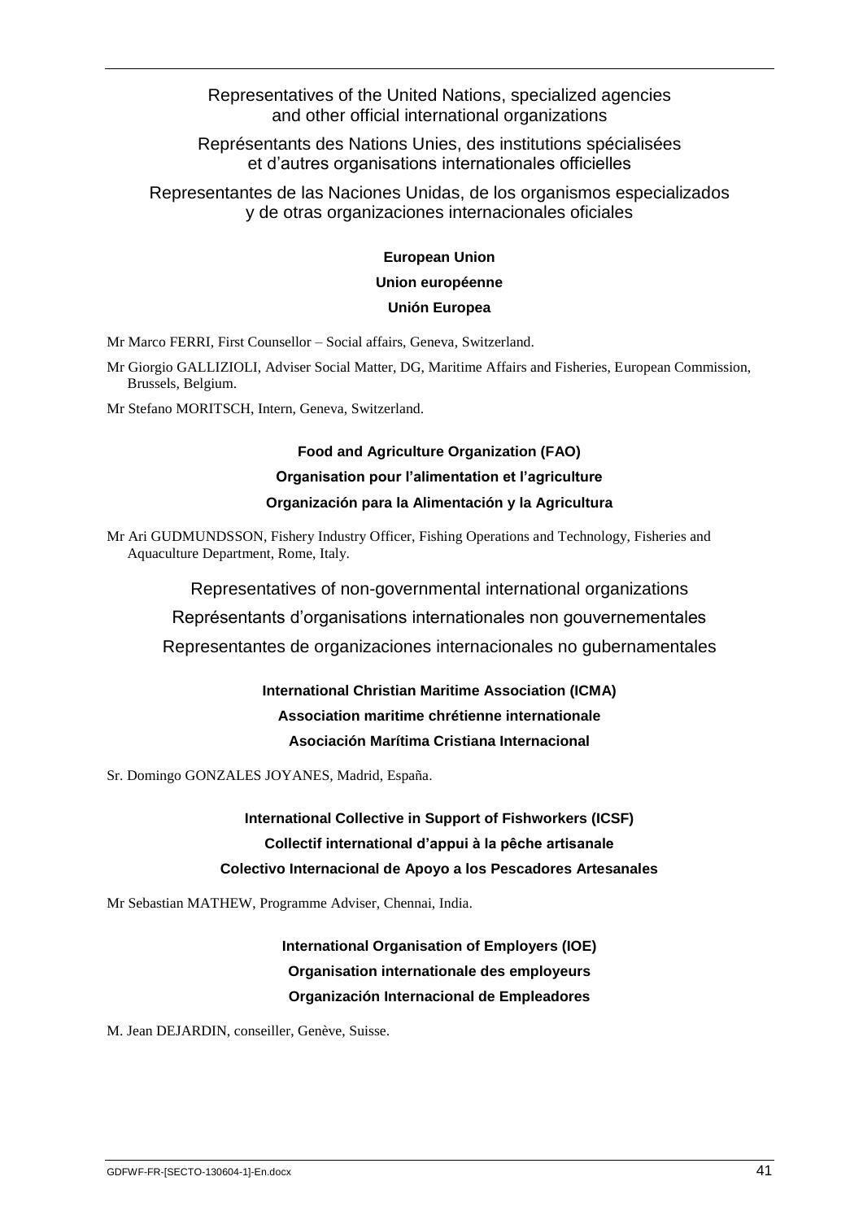## Representatives of the United Nations, specialized agencies and other official international organizations

## Représentants des Nations Unies, des institutions spécialisées et d'autres organisations internationales officielles

## Representantes de las Naciones Unidas, de los organismos especializados y de otras organizaciones internacionales oficiales

### European Union
### Union européenne
### Unión Europea

Mr Marco FERRI, First Counsellor – Social affairs, Geneva, Switzerland.

Mr Giorgio GALLIZIOLI, Adviser Social Matter, DG, Maritime Affairs and Fisheries, European Commission, Brussels, Belgium.

Mr Stefano MORITSCH, Intern, Geneva, Switzerland.

### Food and Agriculture Organization (FAO)
### Organisation pour l'alimentation et l'agriculture
### Organización para la Alimentación y la Agricultura

Mr Ari GUDMUNDSSON, Fishery Industry Officer, Fishing Operations and Technology, Fisheries and Aquaculture Department, Rome, Italy.

## Representatives of non-governmental international organizations

## Représentants d'organisations internationales non gouvernementales

## Representantes de organizaciones internacionales no gubernamentales

### International Christian Maritime Association (ICMA)
### Association maritime chrétienne internationale
### Asociación Marítima Cristiana Internacional

Sr. Domingo GONZALES JOYANES, Madrid, España.

### International Collective in Support of Fishworkers (ICSF)
### Collectif international d'appui à la pêche artisanale
### Colectivo Internacional de Apoyo a los Pescadores Artesanales

Mr Sebastian MATHEW, Programme Adviser, Chennai, India.

### International Organisation of Employers (IOE)
### Organisation internationale des employeurs
### Organización Internacional de Empleadores

M. Jean DEJARDIN, conseiller, Genève, Suisse.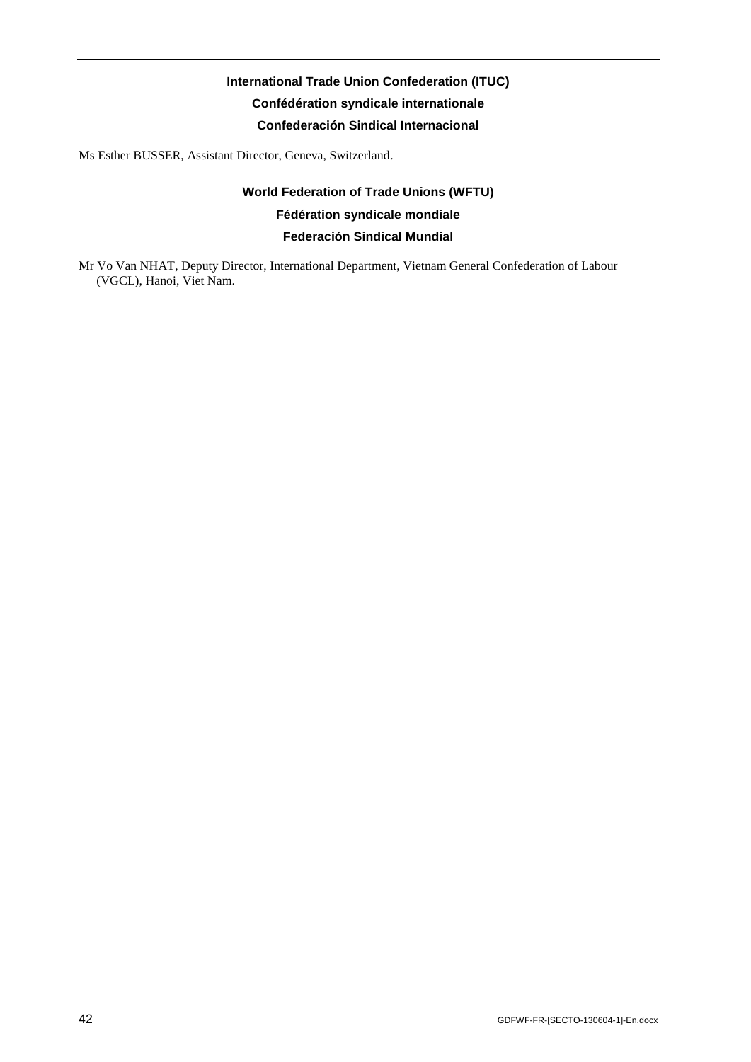**International Trade Union Confederation (ITUC)**

**Confédération syndicale internationale**

**Confederación Sindical Internacional**

Ms Esther BUSSER, Assistant Director, Geneva, Switzerland.

**World Federation of Trade Unions (WFTU)**

**Fédération syndicale mondiale**

**Federación Sindical Mundial**

Mr Vo Van NHAT, Deputy Director, International Department, Vietnam General Confederation of Labour (VGCL), Hanoi, Viet Nam.